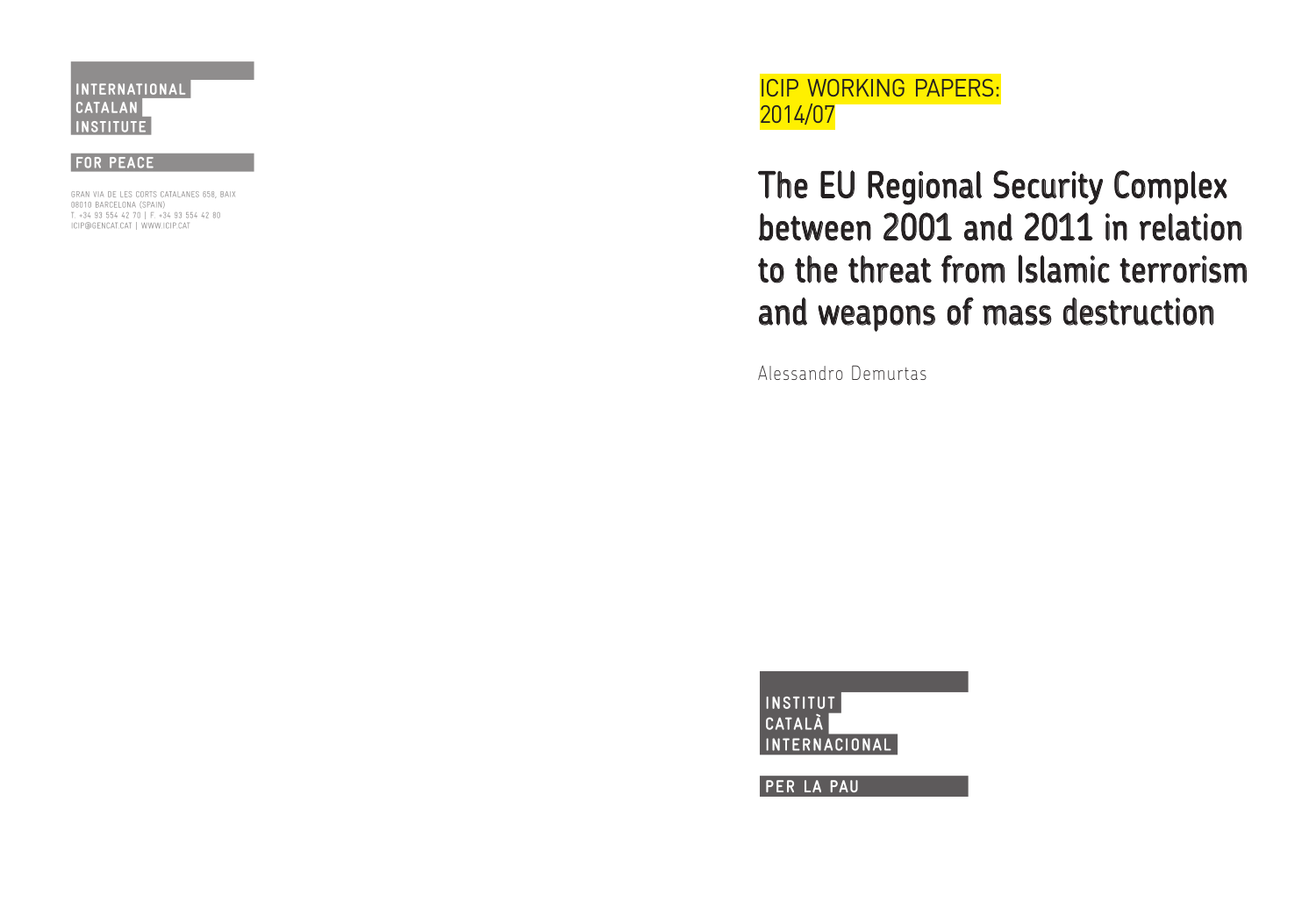INTERNATIONAL
CATALAN
INSTITUTE
FOR PEACE

GRAN VIA DE LES CORTS CATALANES 658, BAIX
08010 BARCELONA (SPAIN)
T. +34 93 554 42 70 | F. +34 93 554 42 80
ICIP@GENCAT.CAT | WWW.ICIP.CAT

ICIP WORKING PAPERS:
2014/07

# The EU Regional Security Complex between 2001 and 2011 in relation to the threat from Islamic terrorism and weapons of mass destruction

Alessandro Demurtas

INSTITUT
CATALÀ
INTERNACIONAL
PER LA PAU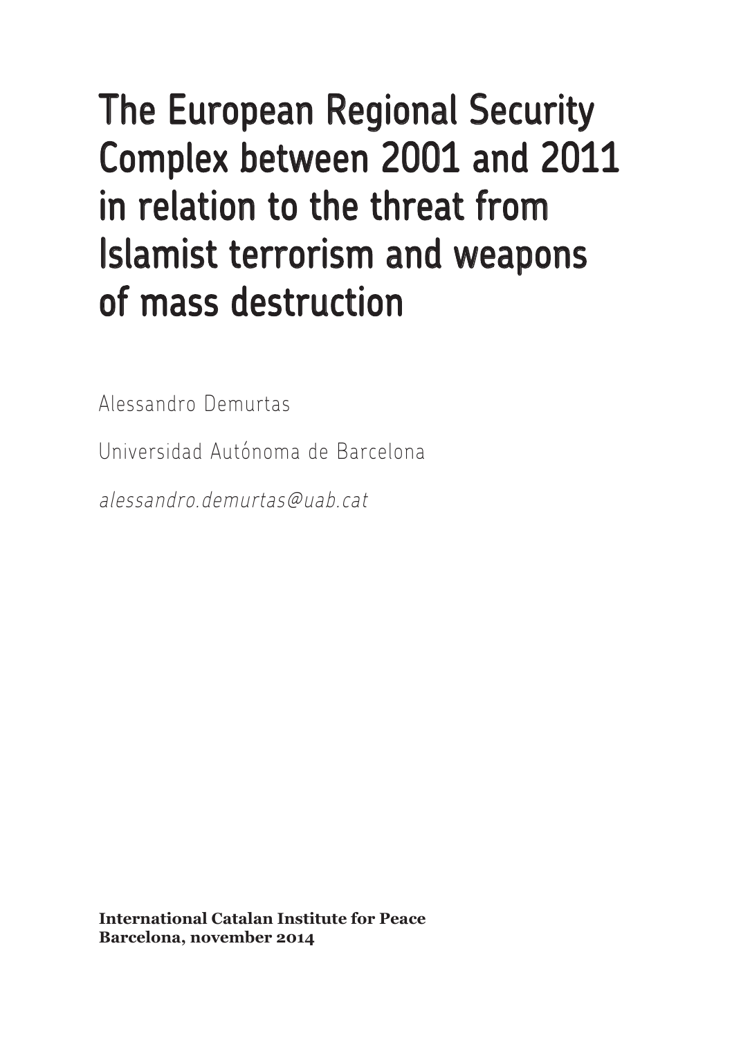# The European Regional Security Complex between 2001 and 2011 in relation to the threat from Islamist terrorism and weapons of mass destruction

Alessandro Demurtas

Universidad Autónoma de Barcelona

*alessandro.demurtas@uab.cat*

**International Catalan Institute for Peace**
**Barcelona, november 2014**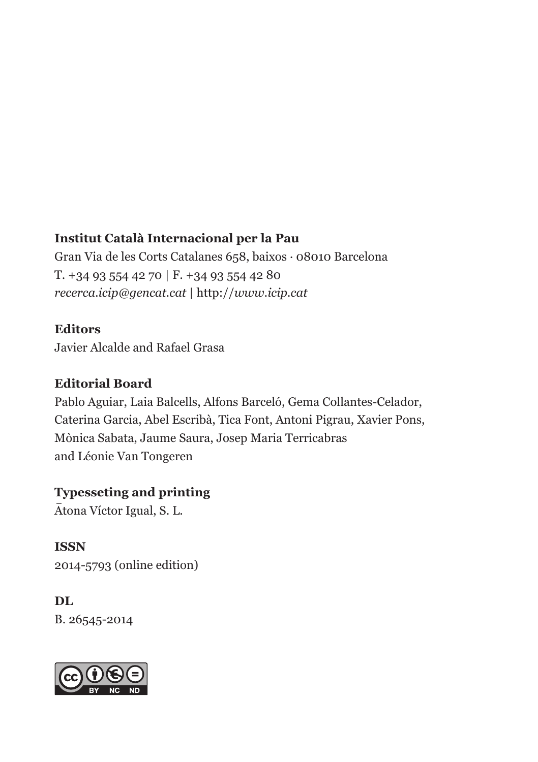**Institut Català Internacional per la Pau**
Gran Via de les Corts Catalanes 658, baixos · 08010 Barcelona
T. +34 93 554 42 70 | F. +34 93 554 42 80
*recerca.icip@gencat.cat* | http://*www.icip.cat*

**Editors**
Javier Alcalde and Rafael Grasa

**Editorial Board**
Pablo Aguiar, Laia Balcells, Alfons Barceló, Gema Collantes-Celador, Caterina Garcia, Abel Escribà, Tica Font, Antoni Pigrau, Xavier Pons, Mònica Sabata, Jaume Saura, Josep Maria Terricabras and Léonie Van Tongeren

**Typesseting and printing**
Ātona Víctor Igual, S. L.

**ISSN**
2014-5793 (online edition)

**DL**
B. 26545-2014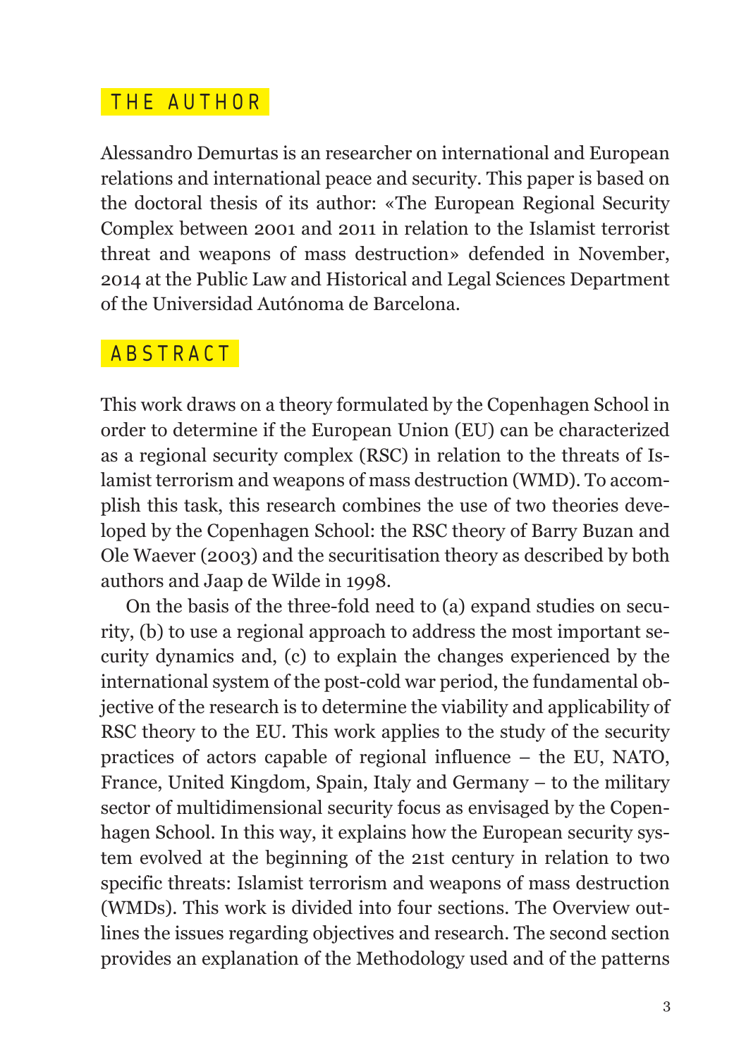## THE AUTHOR

Alessandro Demurtas is an researcher on international and European relations and international peace and security. This paper is based on the doctoral thesis of its author: «The European Regional Security Complex between 2001 and 2011 in relation to the Islamist terrorist threat and weapons of mass destruction» defended in November, 2014 at the Public Law and Historical and Legal Sciences Department of the Universidad Autónoma de Barcelona.

## ABSTRACT

This work draws on a theory formulated by the Copenhagen School in order to determine if the European Union (EU) can be characterized as a regional security complex (RSC) in relation to the threats of Islamist terrorism and weapons of mass destruction (WMD). To accomplish this task, this research combines the use of two theories developed by the Copenhagen School: the RSC theory of Barry Buzan and Ole Waever (2003) and the securitisation theory as described by both authors and Jaap de Wilde in 1998.

On the basis of the three-fold need to (a) expand studies on security, (b) to use a regional approach to address the most important security dynamics and, (c) to explain the changes experienced by the international system of the post-cold war period, the fundamental objective of the research is to determine the viability and applicability of RSC theory to the EU. This work applies to the study of the security practices of actors capable of regional influence – the EU, NATO, France, United Kingdom, Spain, Italy and Germany – to the military sector of multidimensional security focus as envisaged by the Copenhagen School. In this way, it explains how the European security system evolved at the beginning of the 21st century in relation to two specific threats: Islamist terrorism and weapons of mass destruction (WMDs). This work is divided into four sections. The Overview outlines the issues regarding objectives and research. The second section provides an explanation of the Methodology used and of the patterns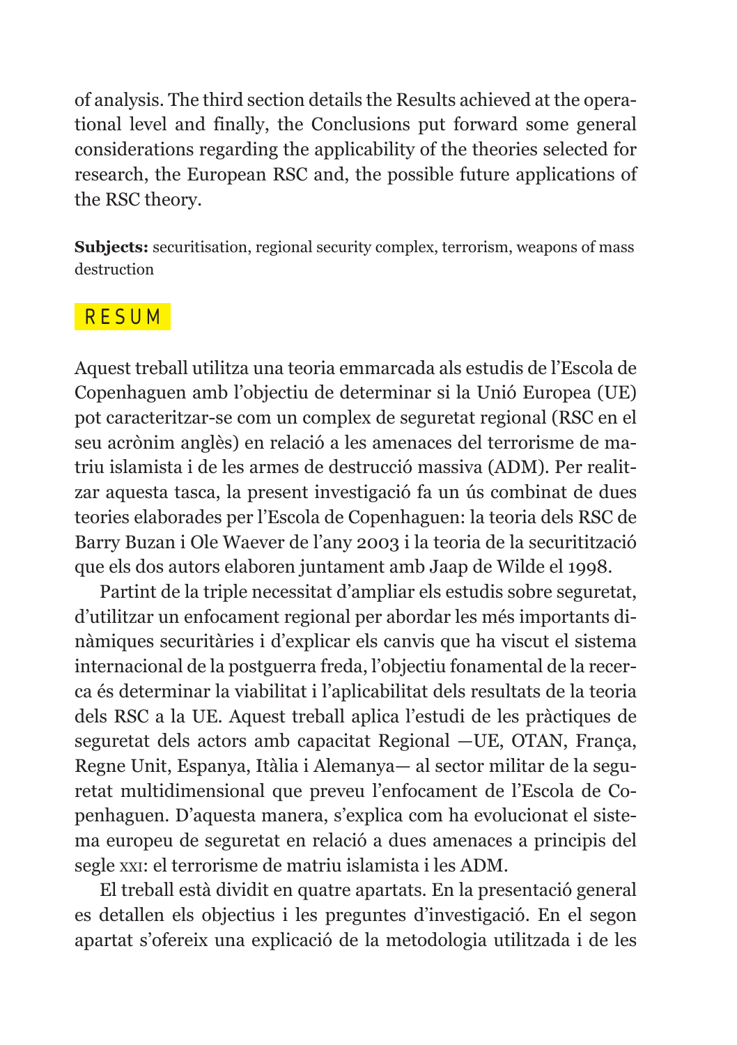of analysis. The third section details the Results achieved at the operational level and finally, the Conclusions put forward some general considerations regarding the applicability of the theories selected for research, the European RSC and, the possible future applications of the RSC theory.

**Subjects:** securitisation, regional security complex, terrorism, weapons of mass destruction

## RESUM

Aquest treball utilitza una teoria emmarcada als estudis de l'Escola de Copenhaguen amb l'objectiu de determinar si la Unió Europea (UE) pot caracteritzar-se com un complex de seguretat regional (RSC en el seu acrònim anglès) en relació a les amenaces del terrorisme de matriu islamista i de les armes de destrucció massiva (ADM). Per realitzar aquesta tasca, la present investigació fa un ús combinat de dues teories elaborades per l'Escola de Copenhaguen: la teoria dels RSC de Barry Buzan i Ole Waever de l'any 2003 i la teoria de la securitització que els dos autors elaboren juntament amb Jaap de Wilde el 1998.

Partint de la triple necessitat d'ampliar els estudis sobre seguretat, d'utilitzar un enfocament regional per abordar les més importants dinàmiques securitàries i d'explicar els canvis que ha viscut el sistema internacional de la postguerra freda, l'objectiu fonamental de la recerca és determinar la viabilitat i l'aplicabilitat dels resultats de la teoria dels RSC a la UE. Aquest treball aplica l'estudi de les pràctiques de seguretat dels actors amb capacitat Regional —UE, OTAN, França, Regne Unit, Espanya, Itàlia i Alemanya— al sector militar de la seguretat multidimensional que preveu l'enfocament de l'Escola de Copenhaguen. D'aquesta manera, s'explica com ha evolucionat el sistema europeu de seguretat en relació a dues amenaces a principis del segle XXI: el terrorisme de matriu islamista i les ADM.

El treball està dividit en quatre apartats. En la presentació general es detallen els objectius i les preguntes d'investigació. En el segon apartat s'ofereix una explicació de la metodologia utilitzada i de les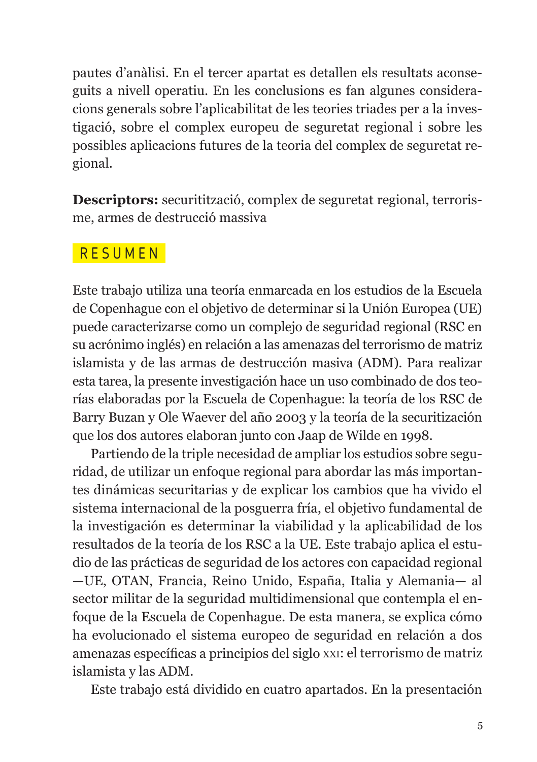pautes d'anàlisi. En el tercer apartat es detallen els resultats aconseguits a nivell operatiu. En les conclusions es fan algunes consideracions generals sobre l'aplicabilitat de les teories triades per a la investigació, sobre el complex europeu de seguretat regional i sobre les possibles aplicacions futures de la teoria del complex de seguretat regional.

**Descriptors:** securitització, complex de seguretat regional, terrorisme, armes de destrucció massiva

## RESUMEN

Este trabajo utiliza una teoría enmarcada en los estudios de la Escuela de Copenhague con el objetivo de determinar si la Unión Europea (UE) puede caracterizarse como un complejo de seguridad regional (RSC en su acrónimo inglés) en relación a las amenazas del terrorismo de matriz islamista y de las armas de destrucción masiva (ADM). Para realizar esta tarea, la presente investigación hace un uso combinado de dos teorías elaboradas por la Escuela de Copenhague: la teoría de los RSC de Barry Buzan y Ole Waever del año 2003 y la teoría de la securitización que los dos autores elaboran junto con Jaap de Wilde en 1998.

Partiendo de la triple necesidad de ampliar los estudios sobre seguridad, de utilizar un enfoque regional para abordar las más importantes dinámicas securitarias y de explicar los cambios que ha vivido el sistema internacional de la posguerra fría, el objetivo fundamental de la investigación es determinar la viabilidad y la aplicabilidad de los resultados de la teoría de los RSC a la UE. Este trabajo aplica el estudio de las prácticas de seguridad de los actores con capacidad regional —UE, OTAN, Francia, Reino Unido, España, Italia y Alemania— al sector militar de la seguridad multidimensional que contempla el enfoque de la Escuela de Copenhague. De esta manera, se explica cómo ha evolucionado el sistema europeo de seguridad en relación a dos amenazas específicas a principios del siglo XXI: el terrorismo de matriz islamista y las ADM.

Este trabajo está dividido en cuatro apartados. En la presentación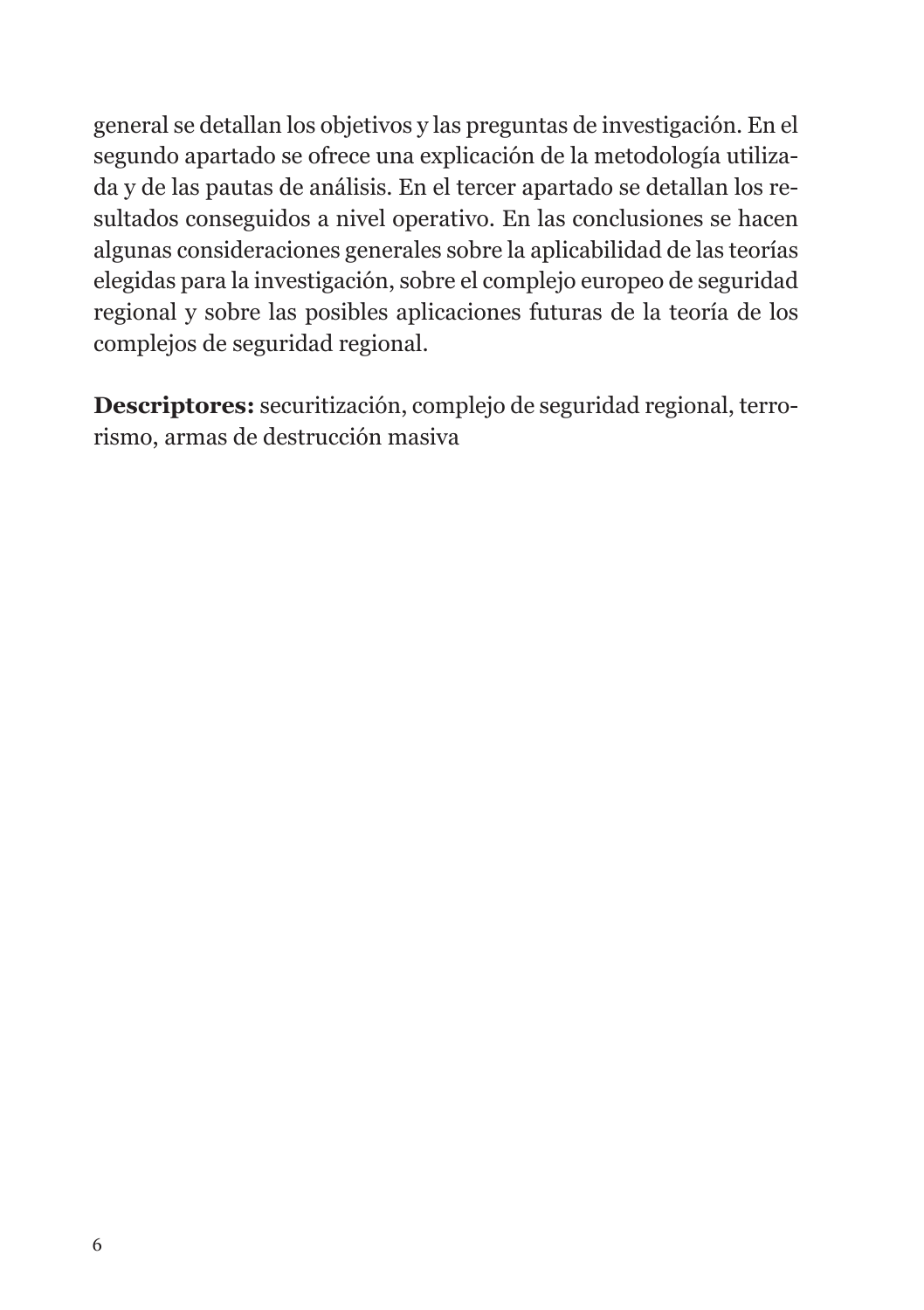general se detallan los objetivos y las preguntas de investigación. En el segundo apartado se ofrece una explicación de la metodología utilizada y de las pautas de análisis. En el tercer apartado se detallan los resultados conseguidos a nivel operativo. En las conclusiones se hacen algunas consideraciones generales sobre la aplicabilidad de las teorías elegidas para la investigación, sobre el complejo europeo de seguridad regional y sobre las posibles aplicaciones futuras de la teoría de los complejos de seguridad regional.

**Descriptores:** securitización, complejo de seguridad regional, terrorismo, armas de destrucción masiva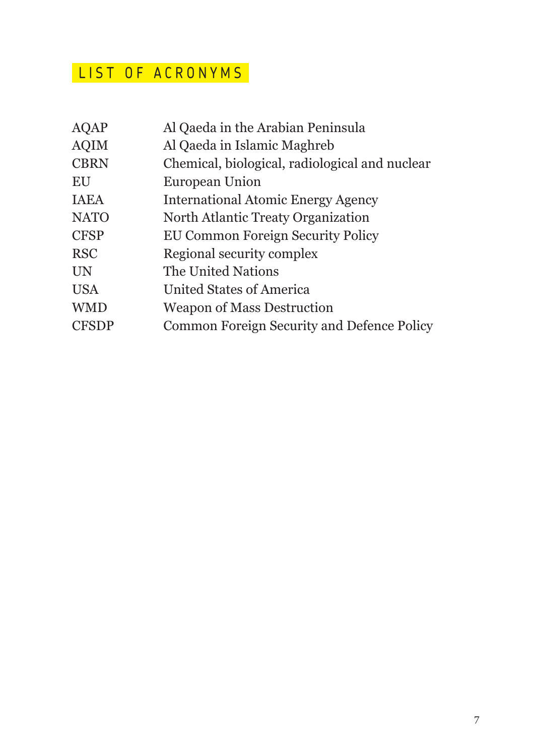## LIST OF ACRONYMS

| | |
|---|---|
| AQAP | Al Qaeda in the Arabian Peninsula |
| AQIM | Al Qaeda in Islamic Maghreb |
| CBRN | Chemical, biological, radiological and nuclear |
| EU | European Union |
| IAEA | International Atomic Energy Agency |
| NATO | North Atlantic Treaty Organization |
| CFSP | EU Common Foreign Security Policy |
| RSC | Regional security complex |
| UN | The United Nations |
| USA | United States of America |
| WMD | Weapon of Mass Destruction |
| CFSDP | Common Foreign Security and Defence Policy |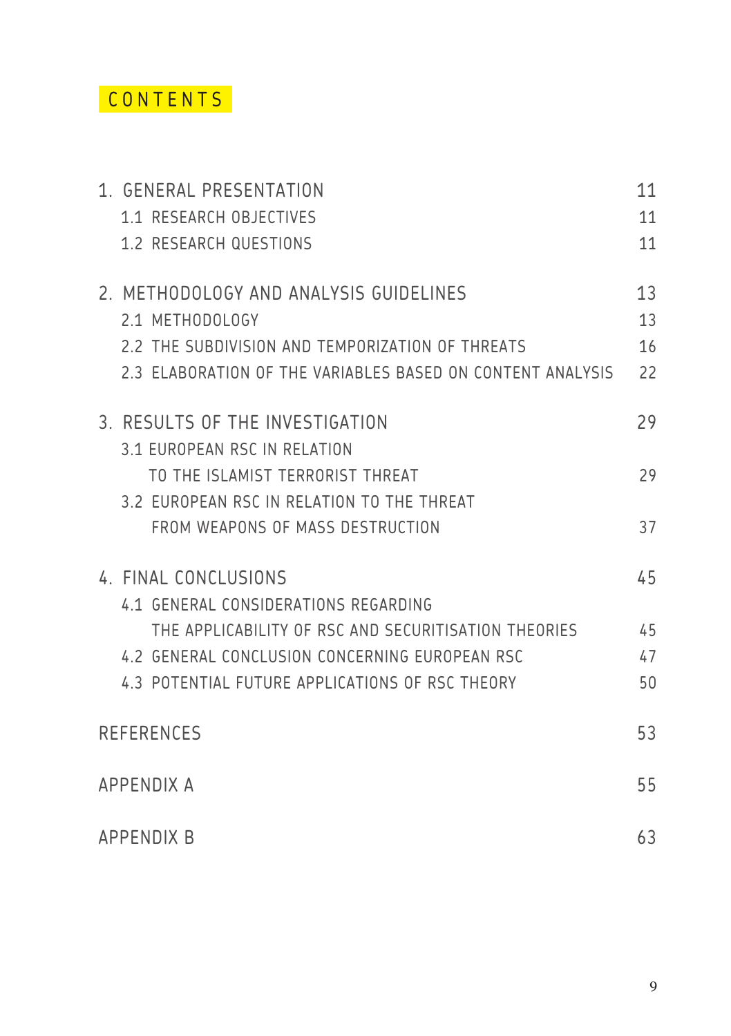# CONTENTS

| | |
|---|---|
| 1. GENERAL PRESENTATION | 11 |
| 1.1 RESEARCH OBJECTIVES | 11 |
| 1.2 RESEARCH QUESTIONS | 11 |
| 2. METHODOLOGY AND ANALYSIS GUIDELINES | 13 |
| 2.1 METHODOLOGY | 13 |
| 2.2 THE SUBDIVISION AND TEMPORIZATION OF THREATS | 16 |
| 2.3 ELABORATION OF THE VARIABLES BASED ON CONTENT ANALYSIS | 22 |
| 3. RESULTS OF THE INVESTIGATION | 29 |
| 3.1 EUROPEAN RSC IN RELATION TO THE ISLAMIST TERRORIST THREAT | 29 |
| 3.2 EUROPEAN RSC IN RELATION TO THE THREAT FROM WEAPONS OF MASS DESTRUCTION | 37 |
| 4. FINAL CONCLUSIONS | 45 |
| 4.1 GENERAL CONSIDERATIONS REGARDING THE APPLICABILITY OF RSC AND SECURITISATION THEORIES | 45 |
| 4.2 GENERAL CONCLUSION CONCERNING EUROPEAN RSC | 47 |
| 4.3 POTENTIAL FUTURE APPLICATIONS OF RSC THEORY | 50 |
| REFERENCES | 53 |
| APPENDIX A | 55 |
| APPENDIX B | 63 |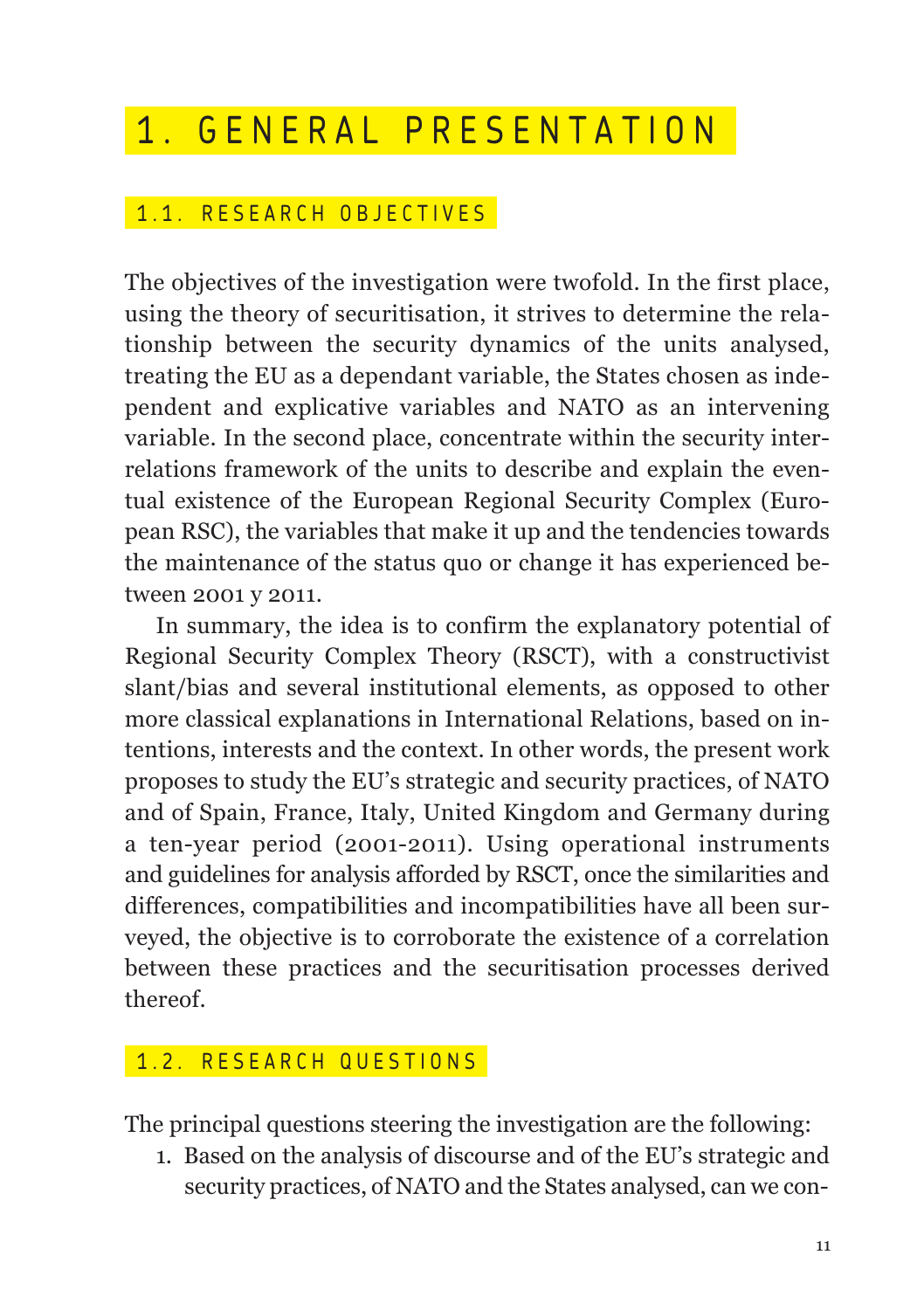# 1. GENERAL PRESENTATION

## 1.1. RESEARCH OBJECTIVES

The objectives of the investigation were twofold. In the first place, using the theory of securitisation, it strives to determine the relationship between the security dynamics of the units analysed, treating the EU as a dependant variable, the States chosen as independent and explicative variables and NATO as an intervening variable. In the second place, concentrate within the security interrelations framework of the units to describe and explain the eventual existence of the European Regional Security Complex (European RSC), the variables that make it up and the tendencies towards the maintenance of the status quo or change it has experienced between 2001 y 2011.

In summary, the idea is to confirm the explanatory potential of Regional Security Complex Theory (RSCT), with a constructivist slant/bias and several institutional elements, as opposed to other more classical explanations in International Relations, based on intentions, interests and the context. In other words, the present work proposes to study the EU's strategic and security practices, of NATO and of Spain, France, Italy, United Kingdom and Germany during a ten-year period (2001-2011). Using operational instruments and guidelines for analysis afforded by RSCT, once the similarities and differences, compatibilities and incompatibilities have all been surveyed, the objective is to corroborate the existence of a correlation between these practices and the securitisation processes derived thereof.

## 1.2. RESEARCH QUESTIONS

The principal questions steering the investigation are the following:

1. Based on the analysis of discourse and of the EU's strategic and security practices, of NATO and the States analysed, can we con-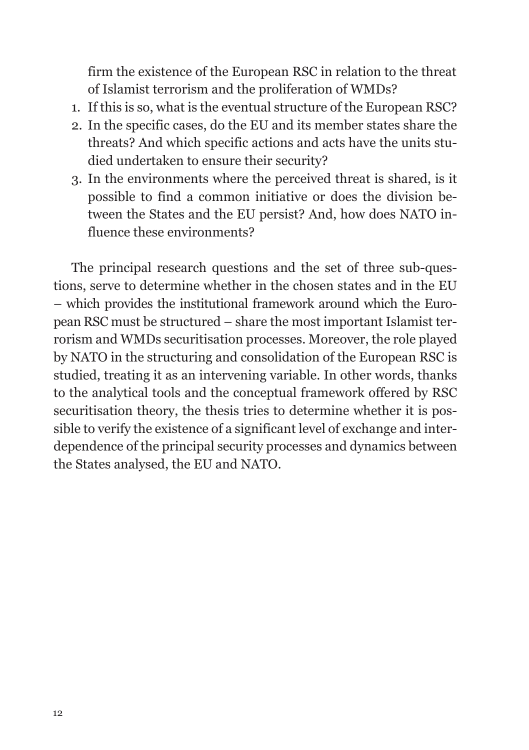firm the existence of the European RSC in relation to the threat of Islamist terrorism and the proliferation of WMDs?

1. If this is so, what is the eventual structure of the European RSC?
2. In the specific cases, do the EU and its member states share the threats? And which specific actions and acts have the units studied undertaken to ensure their security?
3. In the environments where the perceived threat is shared, is it possible to find a common initiative or does the division between the States and the EU persist? And, how does NATO influence these environments?

The principal research questions and the set of three sub-questions, serve to determine whether in the chosen states and in the EU – which provides the institutional framework around which the European RSC must be structured – share the most important Islamist terrorism and WMDs securitisation processes. Moreover, the role played by NATO in the structuring and consolidation of the European RSC is studied, treating it as an intervening variable. In other words, thanks to the analytical tools and the conceptual framework offered by RSC securitisation theory, the thesis tries to determine whether it is possible to verify the existence of a significant level of exchange and interdependence of the principal security processes and dynamics between the States analysed, the EU and NATO.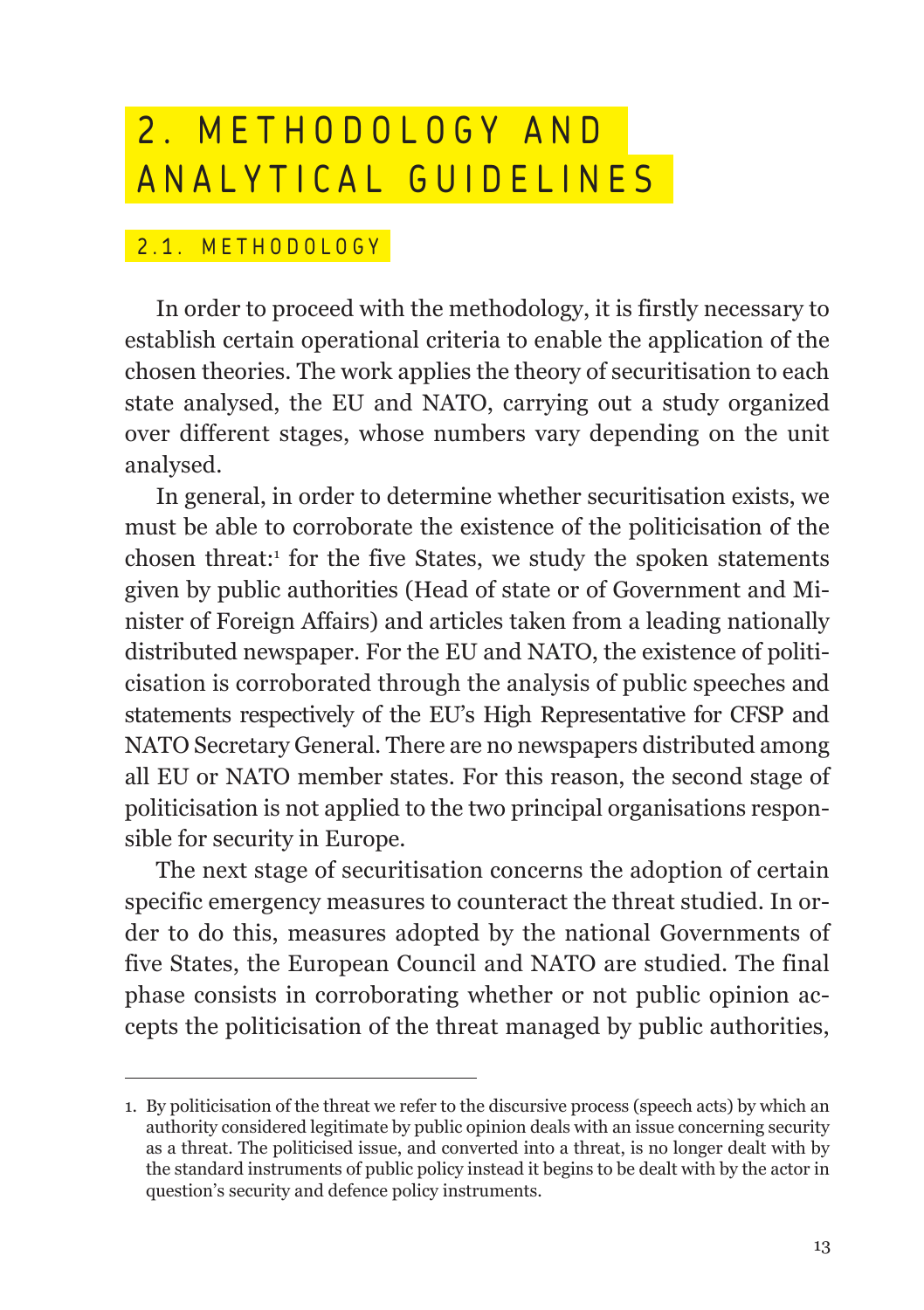# 2. METHODOLOGY AND ANALYTICAL GUIDELINES

## 2.1. METHODOLOGY

In order to proceed with the methodology, it is firstly necessary to establish certain operational criteria to enable the application of the chosen theories. The work applies the theory of securitisation to each state analysed, the EU and NATO, carrying out a study organized over different stages, whose numbers vary depending on the unit analysed.

In general, in order to determine whether securitisation exists, we must be able to corroborate the existence of the politicisation of the chosen threat:[1] for the five States, we study the spoken statements given by public authorities (Head of state or of Government and Minister of Foreign Affairs) and articles taken from a leading nationally distributed newspaper. For the EU and NATO, the existence of politicisation is corroborated through the analysis of public speeches and statements respectively of the EU's High Representative for CFSP and NATO Secretary General. There are no newspapers distributed among all EU or NATO member states. For this reason, the second stage of politicisation is not applied to the two principal organisations responsible for security in Europe.

The next stage of securitisation concerns the adoption of certain specific emergency measures to counteract the threat studied. In order to do this, measures adopted by the national Governments of five States, the European Council and NATO are studied. The final phase consists in corroborating whether or not public opinion accepts the politicisation of the threat managed by public authorities,

1. By politicisation of the threat we refer to the discursive process (speech acts) by which an authority considered legitimate by public opinion deals with an issue concerning security as a threat. The politicised issue, and converted into a threat, is no longer dealt with by the standard instruments of public policy instead it begins to be dealt with by the actor in question's security and defence policy instruments.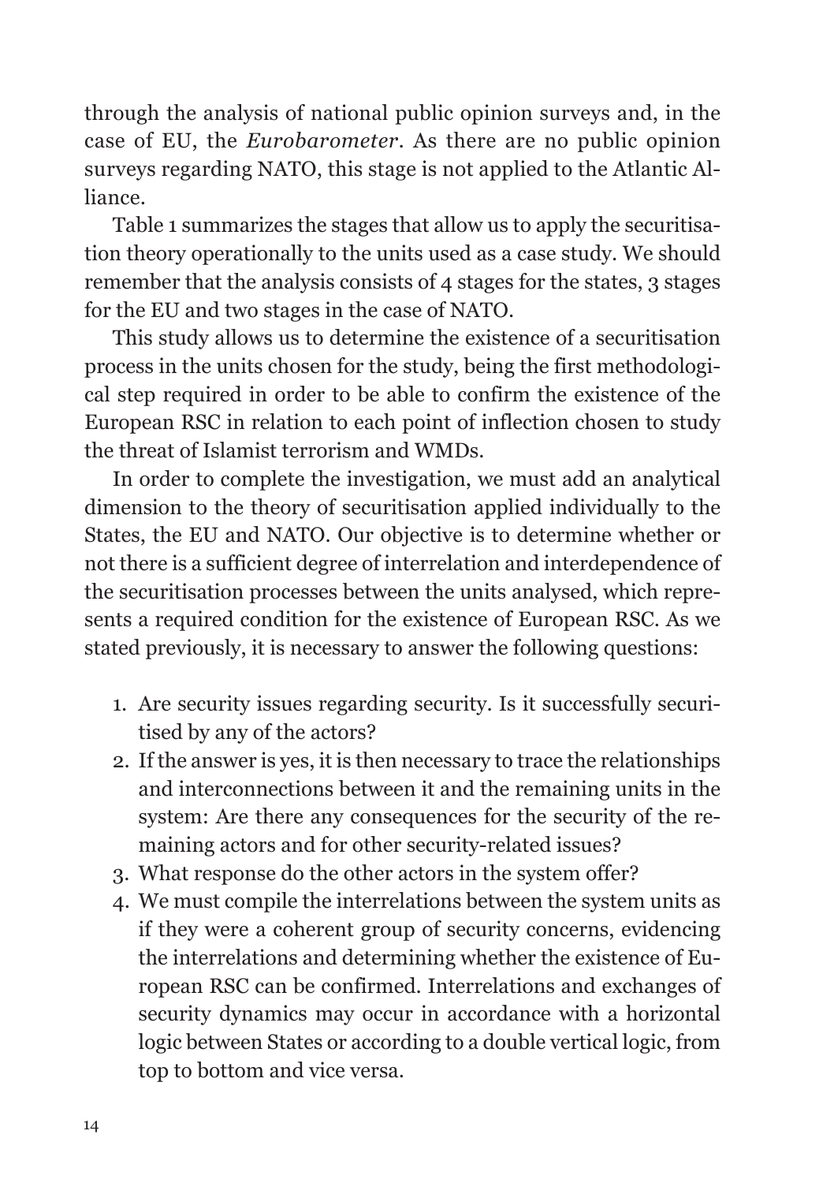through the analysis of national public opinion surveys and, in the case of EU, the *Eurobarometer*. As there are no public opinion surveys regarding NATO, this stage is not applied to the Atlantic Alliance.

Table 1 summarizes the stages that allow us to apply the securitisation theory operationally to the units used as a case study. We should remember that the analysis consists of 4 stages for the states, 3 stages for the EU and two stages in the case of NATO.

This study allows us to determine the existence of a securitisation process in the units chosen for the study, being the first methodological step required in order to be able to confirm the existence of the European RSC in relation to each point of inflection chosen to study the threat of Islamist terrorism and WMDs.

In order to complete the investigation, we must add an analytical dimension to the theory of securitisation applied individually to the States, the EU and NATO. Our objective is to determine whether or not there is a sufficient degree of interrelation and interdependence of the securitisation processes between the units analysed, which represents a required condition for the existence of European RSC. As we stated previously, it is necessary to answer the following questions:

1. Are security issues regarding security. Is it successfully securitised by any of the actors?
2. If the answer is yes, it is then necessary to trace the relationships and interconnections between it and the remaining units in the system: Are there any consequences for the security of the remaining actors and for other security-related issues?
3. What response do the other actors in the system offer?
4. We must compile the interrelations between the system units as if they were a coherent group of security concerns, evidencing the interrelations and determining whether the existence of European RSC can be confirmed. Interrelations and exchanges of security dynamics may occur in accordance with a horizontal logic between States or according to a double vertical logic, from top to bottom and vice versa.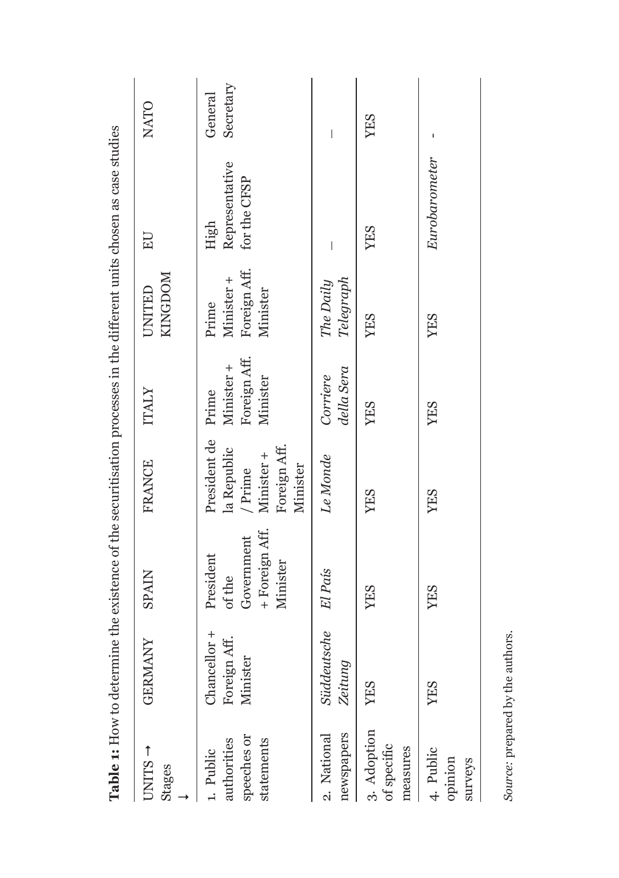**Table 1:** How to determine the existence of the securitisation processes in the different units chosen as case studies

| UNITS → Stages ↓ | GERMANY | SPAIN | FRANCE | ITALY | UNITED KINGDOM | EU | NATO |
|---|---|---|---|---|---|---|---|
| 1. Public authorities speeches or statements | Chancellor + Foreign Aff. Minister | President of the Government + Foreign Aff. Minister | President de la Republic / Prime Minister + Foreign Aff. Minister | Prime Minister + Foreign Aff. Minister | Prime Minister + Foreign Aff. Minister | High Representative for the CFSP | General Secretary |
| 2. National newspapers | *Süddeutsche Zeitung* | *El País* | *Le Monde* | *Corriere della Sera* | *The Daily Telegraph* | — | — |
| 3. Adoption of specific measures | YES | YES | YES | YES | YES | YES | YES |
| 4. Public opinion surveys | YES | YES | YES | YES | YES | *Eurobarometer* | - |

*Source:* prepared by the authors.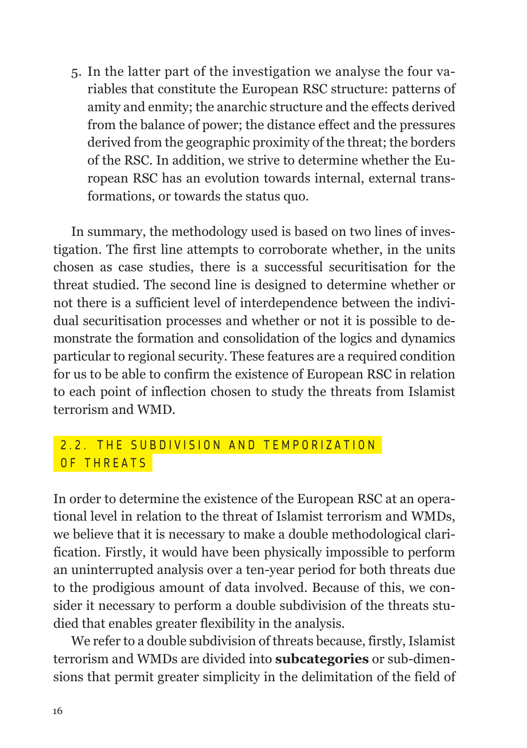5. In the latter part of the investigation we analyse the four variables that constitute the European RSC structure: patterns of amity and enmity; the anarchic structure and the effects derived from the balance of power; the distance effect and the pressures derived from the geographic proximity of the threat; the borders of the RSC. In addition, we strive to determine whether the European RSC has an evolution towards internal, external transformations, or towards the status quo.

In summary, the methodology used is based on two lines of investigation. The first line attempts to corroborate whether, in the units chosen as case studies, there is a successful securitisation for the threat studied. The second line is designed to determine whether or not there is a sufficient level of interdependence between the individual securitisation processes and whether or not it is possible to demonstrate the formation and consolidation of the logics and dynamics particular to regional security. These features are a required condition for us to be able to confirm the existence of European RSC in relation to each point of inflection chosen to study the threats from Islamist terrorism and WMD.

## 2.2. THE SUBDIVISION AND TEMPORIZATION OF THREATS

In order to determine the existence of the European RSC at an operational level in relation to the threat of Islamist terrorism and WMDs, we believe that it is necessary to make a double methodological clarification. Firstly, it would have been physically impossible to perform an uninterrupted analysis over a ten-year period for both threats due to the prodigious amount of data involved. Because of this, we consider it necessary to perform a double subdivision of the threats studied that enables greater flexibility in the analysis.

We refer to a double subdivision of threats because, firstly, Islamist terrorism and WMDs are divided into **subcategories** or sub-dimensions that permit greater simplicity in the delimitation of the field of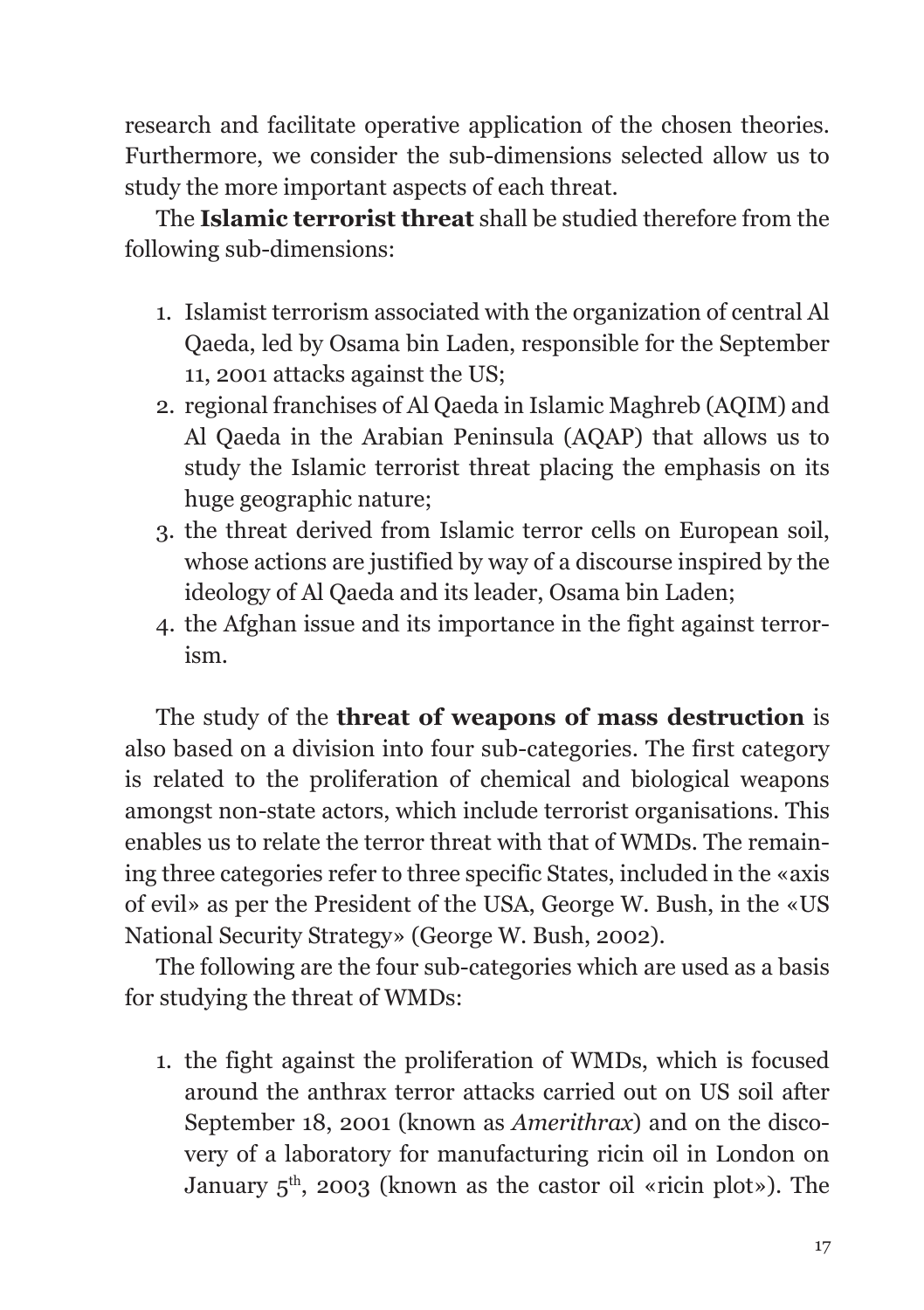research and facilitate operative application of the chosen theories. Furthermore, we consider the sub-dimensions selected allow us to study the more important aspects of each threat.

The **Islamic terrorist threat** shall be studied therefore from the following sub-dimensions:

1. Islamist terrorism associated with the organization of central Al Qaeda, led by Osama bin Laden, responsible for the September 11, 2001 attacks against the US;
2. regional franchises of Al Qaeda in Islamic Maghreb (AQIM) and Al Qaeda in the Arabian Peninsula (AQAP) that allows us to study the Islamic terrorist threat placing the emphasis on its huge geographic nature;
3. the threat derived from Islamic terror cells on European soil, whose actions are justified by way of a discourse inspired by the ideology of Al Qaeda and its leader, Osama bin Laden;
4. the Afghan issue and its importance in the fight against terrorism.

The study of the **threat of weapons of mass destruction** is also based on a division into four sub-categories. The first category is related to the proliferation of chemical and biological weapons amongst non-state actors, which include terrorist organisations. This enables us to relate the terror threat with that of WMDs. The remaining three categories refer to three specific States, included in the «axis of evil» as per the President of the USA, George W. Bush, in the «US National Security Strategy» (George W. Bush, 2002).

The following are the four sub-categories which are used as a basis for studying the threat of WMDs:

1. the fight against the proliferation of WMDs, which is focused around the anthrax terror attacks carried out on US soil after September 18, 2001 (known as *Amerithrax*) and on the discovery of a laboratory for manufacturing ricin oil in London on January 5th, 2003 (known as the castor oil «ricin plot»). The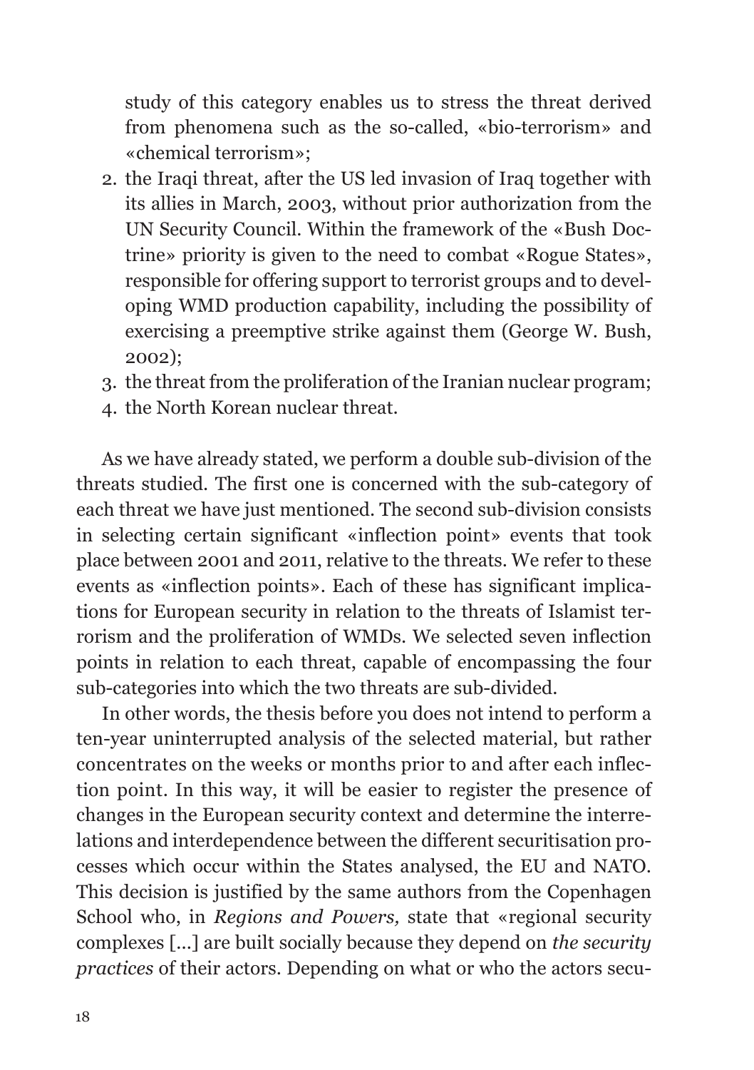study of this category enables us to stress the threat derived from phenomena such as the so-called, «bio-terrorism» and «chemical terrorism»;

2. the Iraqi threat, after the US led invasion of Iraq together with its allies in March, 2003, without prior authorization from the UN Security Council. Within the framework of the «Bush Doctrine» priority is given to the need to combat «Rogue States», responsible for offering support to terrorist groups and to developing WMD production capability, including the possibility of exercising a preemptive strike against them (George W. Bush, 2002);
3. the threat from the proliferation of the Iranian nuclear program;
4. the North Korean nuclear threat.

As we have already stated, we perform a double sub-division of the threats studied. The first one is concerned with the sub-category of each threat we have just mentioned. The second sub-division consists in selecting certain significant «inflection point» events that took place between 2001 and 2011, relative to the threats. We refer to these events as «inflection points». Each of these has significant implications for European security in relation to the threats of Islamist terrorism and the proliferation of WMDs. We selected seven inflection points in relation to each threat, capable of encompassing the four sub-categories into which the two threats are sub-divided.

In other words, the thesis before you does not intend to perform a ten-year uninterrupted analysis of the selected material, but rather concentrates on the weeks or months prior to and after each inflection point. In this way, it will be easier to register the presence of changes in the European security context and determine the interrelations and interdependence between the different securitisation processes which occur within the States analysed, the EU and NATO. This decision is justified by the same authors from the Copenhagen School who, in *Regions and Powers,* state that «regional security complexes [...] are built socially because they depend on *the security practices* of their actors. Depending on what or who the actors secu-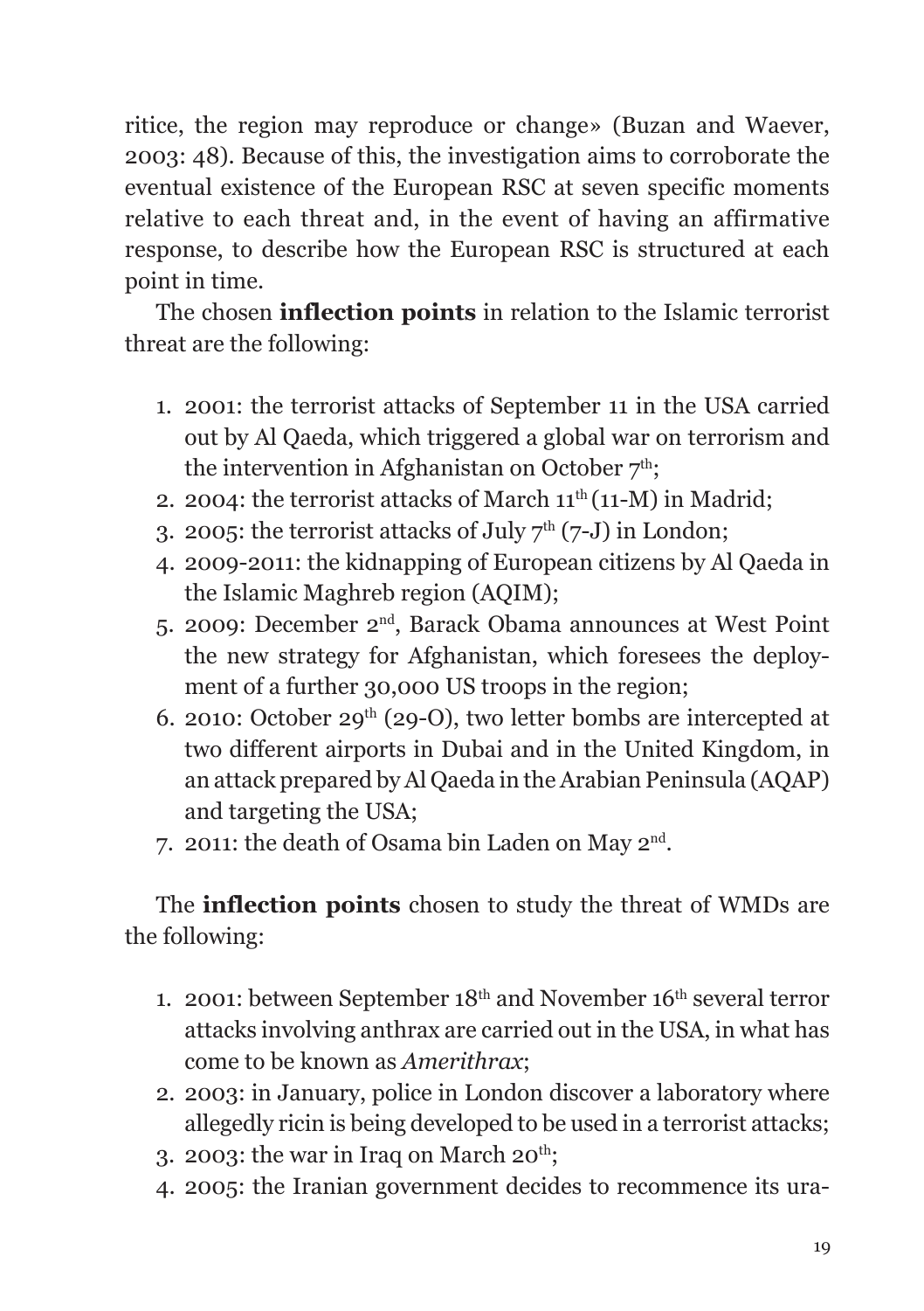ritice, the region may reproduce or change» (Buzan and Waever, 2003: 48). Because of this, the investigation aims to corroborate the eventual existence of the European RSC at seven specific moments relative to each threat and, in the event of having an affirmative response, to describe how the European RSC is structured at each point in time.

The chosen **inflection points** in relation to the Islamic terrorist threat are the following:

1. 2001: the terrorist attacks of September 11 in the USA carried out by Al Qaeda, which triggered a global war on terrorism and the intervention in Afghanistan on October 7th;
2. 2004: the terrorist attacks of March 11th (11-M) in Madrid;
3. 2005: the terrorist attacks of July 7th (7-J) in London;
4. 2009-2011: the kidnapping of European citizens by Al Qaeda in the Islamic Maghreb region (AQIM);
5. 2009: December 2nd, Barack Obama announces at West Point the new strategy for Afghanistan, which foresees the deployment of a further 30,000 US troops in the region;
6. 2010: October 29th (29-O), two letter bombs are intercepted at two different airports in Dubai and in the United Kingdom, in an attack prepared by Al Qaeda in the Arabian Peninsula (AQAP) and targeting the USA;
7. 2011: the death of Osama bin Laden on May 2nd.

The **inflection points** chosen to study the threat of WMDs are the following:

1. 2001: between September 18th and November 16th several terror attacks involving anthrax are carried out in the USA, in what has come to be known as *Amerithrax*;
2. 2003: in January, police in London discover a laboratory where allegedly ricin is being developed to be used in a terrorist attacks;
3. 2003: the war in Iraq on March 20th;
4. 2005: the Iranian government decides to recommence its ura-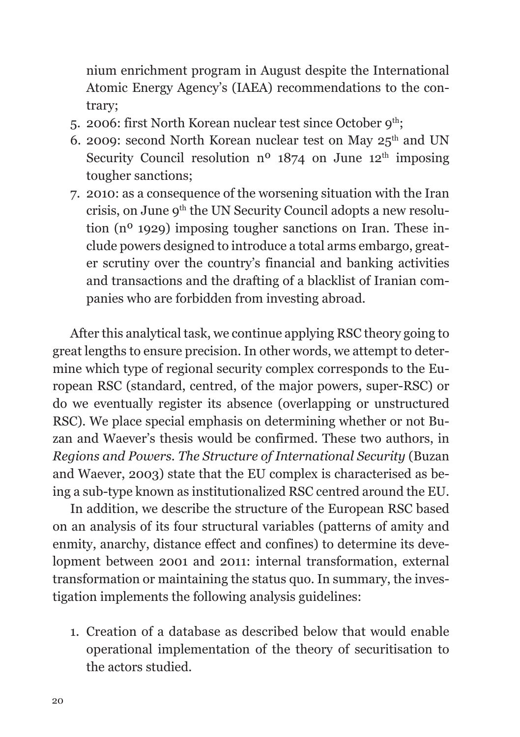nium enrichment program in August despite the International Atomic Energy Agency's (IAEA) recommendations to the contrary;

5. 2006: first North Korean nuclear test since October 9th;
6. 2009: second North Korean nuclear test on May 25th and UN Security Council resolution nº 1874 on June 12th imposing tougher sanctions;
7. 2010: as a consequence of the worsening situation with the Iran crisis, on June 9th the UN Security Council adopts a new resolution (nº 1929) imposing tougher sanctions on Iran. These include powers designed to introduce a total arms embargo, greater scrutiny over the country's financial and banking activities and transactions and the drafting of a blacklist of Iranian companies who are forbidden from investing abroad.

After this analytical task, we continue applying RSC theory going to great lengths to ensure precision. In other words, we attempt to determine which type of regional security complex corresponds to the European RSC (standard, centred, of the major powers, super-RSC) or do we eventually register its absence (overlapping or unstructured RSC). We place special emphasis on determining whether or not Buzan and Waever's thesis would be confirmed. These two authors, in *Regions and Powers. The Structure of International Security* (Buzan and Waever, 2003) state that the EU complex is characterised as being a sub-type known as institutionalized RSC centred around the EU.

In addition, we describe the structure of the European RSC based on an analysis of its four structural variables (patterns of amity and enmity, anarchy, distance effect and confines) to determine its development between 2001 and 2011: internal transformation, external transformation or maintaining the status quo. In summary, the investigation implements the following analysis guidelines:

1. Creation of a database as described below that would enable operational implementation of the theory of securitisation to the actors studied.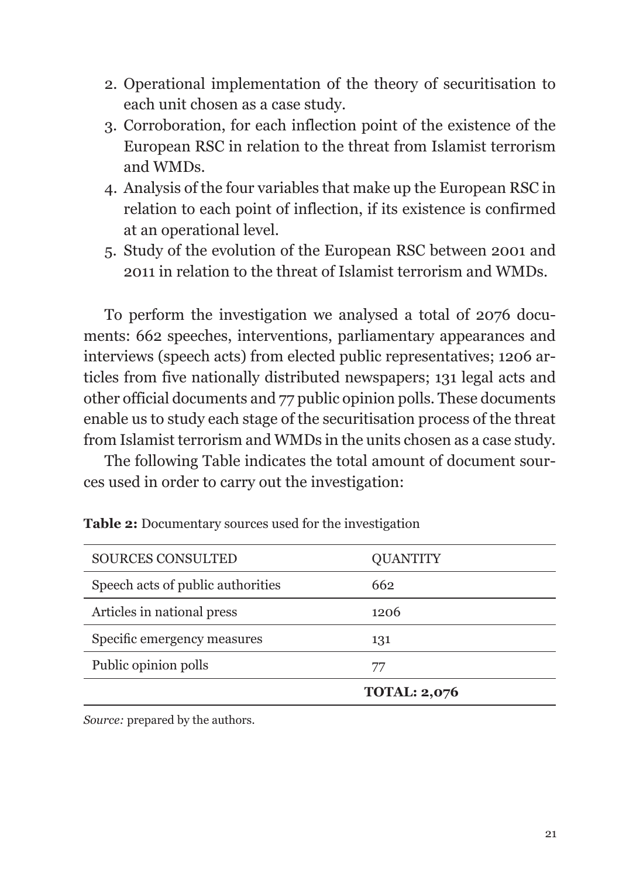2. Operational implementation of the theory of securitisation to each unit chosen as a case study.
3. Corroboration, for each inflection point of the existence of the European RSC in relation to the threat from Islamist terrorism and WMDs.
4. Analysis of the four variables that make up the European RSC in relation to each point of inflection, if its existence is confirmed at an operational level.
5. Study of the evolution of the European RSC between 2001 and 2011 in relation to the threat of Islamist terrorism and WMDs.

To perform the investigation we analysed a total of 2076 documents: 662 speeches, interventions, parliamentary appearances and interviews (speech acts) from elected public representatives; 1206 articles from five nationally distributed newspapers; 131 legal acts and other official documents and 77 public opinion polls. These documents enable us to study each stage of the securitisation process of the threat from Islamist terrorism and WMDs in the units chosen as a case study.

The following Table indicates the total amount of document sources used in order to carry out the investigation:

**Table 2:** Documentary sources used for the investigation

| SOURCES CONSULTED | QUANTITY |
|---|---|
| Speech acts of public authorities | 662 |
| Articles in national press | 1206 |
| Specific emergency measures | 131 |
| Public opinion polls | 77 |
| | **TOTAL: 2,076** |

*Source:* prepared by the authors.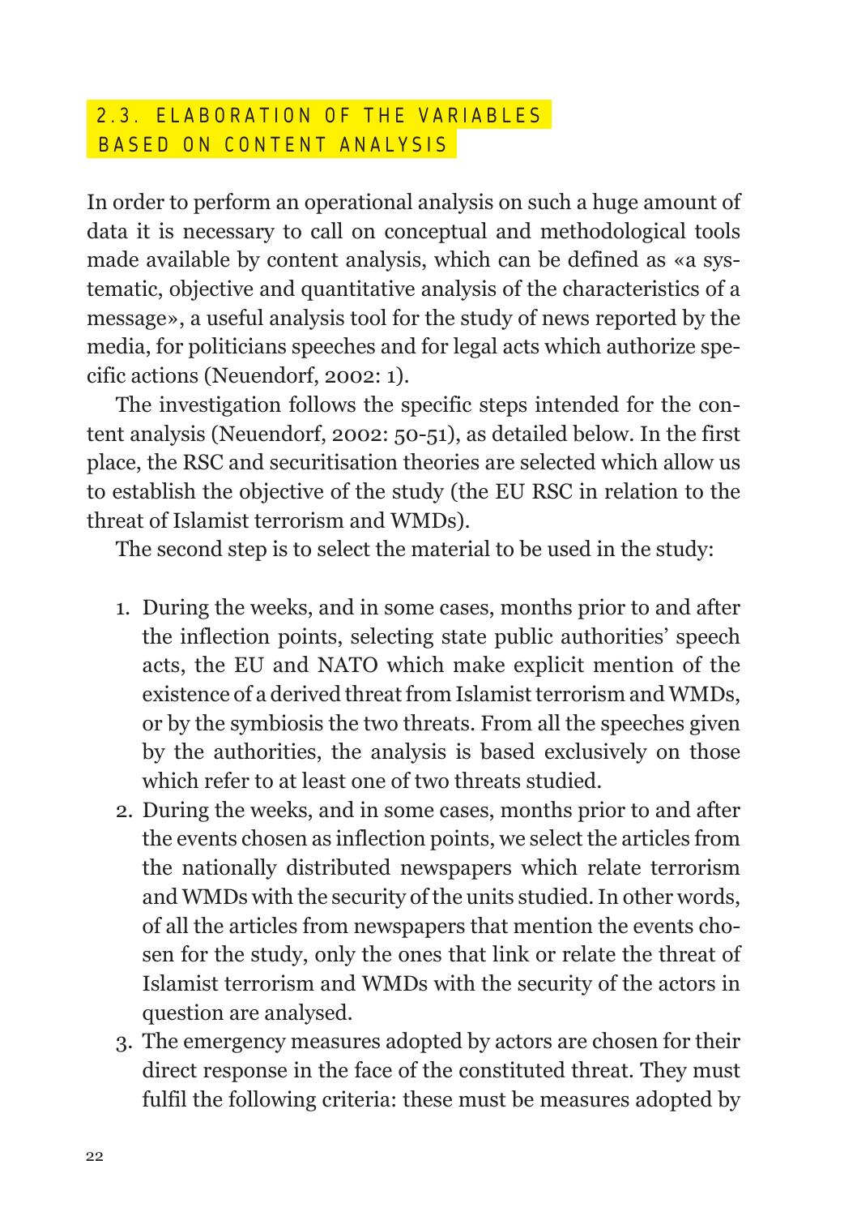## 2.3. ELABORATION OF THE VARIABLES BASED ON CONTENT ANALYSIS

In order to perform an operational analysis on such a huge amount of data it is necessary to call on conceptual and methodological tools made available by content analysis, which can be defined as «a systematic, objective and quantitative analysis of the characteristics of a message», a useful analysis tool for the study of news reported by the media, for politicians speeches and for legal acts which authorize specific actions (Neuendorf, 2002: 1).

The investigation follows the specific steps intended for the content analysis (Neuendorf, 2002: 50-51), as detailed below. In the first place, the RSC and securitisation theories are selected which allow us to establish the objective of the study (the EU RSC in relation to the threat of Islamist terrorism and WMDs).

The second step is to select the material to be used in the study:

1. During the weeks, and in some cases, months prior to and after the inflection points, selecting state public authorities' speech acts, the EU and NATO which make explicit mention of the existence of a derived threat from Islamist terrorism and WMDs, or by the symbiosis the two threats. From all the speeches given by the authorities, the analysis is based exclusively on those which refer to at least one of two threats studied.
2. During the weeks, and in some cases, months prior to and after the events chosen as inflection points, we select the articles from the nationally distributed newspapers which relate terrorism and WMDs with the security of the units studied. In other words, of all the articles from newspapers that mention the events chosen for the study, only the ones that link or relate the threat of Islamist terrorism and WMDs with the security of the actors in question are analysed.
3. The emergency measures adopted by actors are chosen for their direct response in the face of the constituted threat. They must fulfil the following criteria: these must be measures adopted by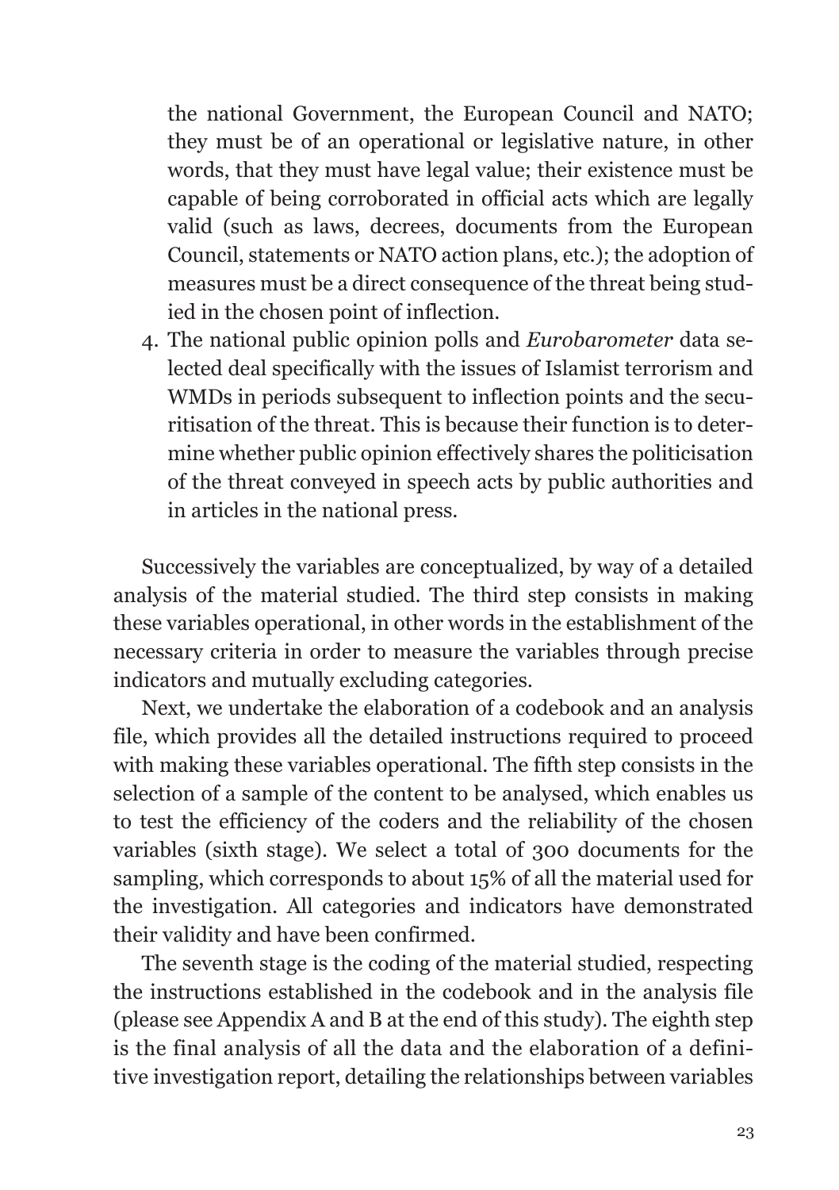the national Government, the European Council and NATO; they must be of an operational or legislative nature, in other words, that they must have legal value; their existence must be capable of being corroborated in official acts which are legally valid (such as laws, decrees, documents from the European Council, statements or NATO action plans, etc.); the adoption of measures must be a direct consequence of the threat being studied in the chosen point of inflection.

4. The national public opinion polls and *Eurobarometer* data selected deal specifically with the issues of Islamist terrorism and WMDs in periods subsequent to inflection points and the securitisation of the threat. This is because their function is to determine whether public opinion effectively shares the politicisation of the threat conveyed in speech acts by public authorities and in articles in the national press.

Successively the variables are conceptualized, by way of a detailed analysis of the material studied. The third step consists in making these variables operational, in other words in the establishment of the necessary criteria in order to measure the variables through precise indicators and mutually excluding categories.

Next, we undertake the elaboration of a codebook and an analysis file, which provides all the detailed instructions required to proceed with making these variables operational. The fifth step consists in the selection of a sample of the content to be analysed, which enables us to test the efficiency of the coders and the reliability of the chosen variables (sixth stage). We select a total of 300 documents for the sampling, which corresponds to about 15% of all the material used for the investigation. All categories and indicators have demonstrated their validity and have been confirmed.

The seventh stage is the coding of the material studied, respecting the instructions established in the codebook and in the analysis file (please see Appendix A and B at the end of this study). The eighth step is the final analysis of all the data and the elaboration of a definitive investigation report, detailing the relationships between variables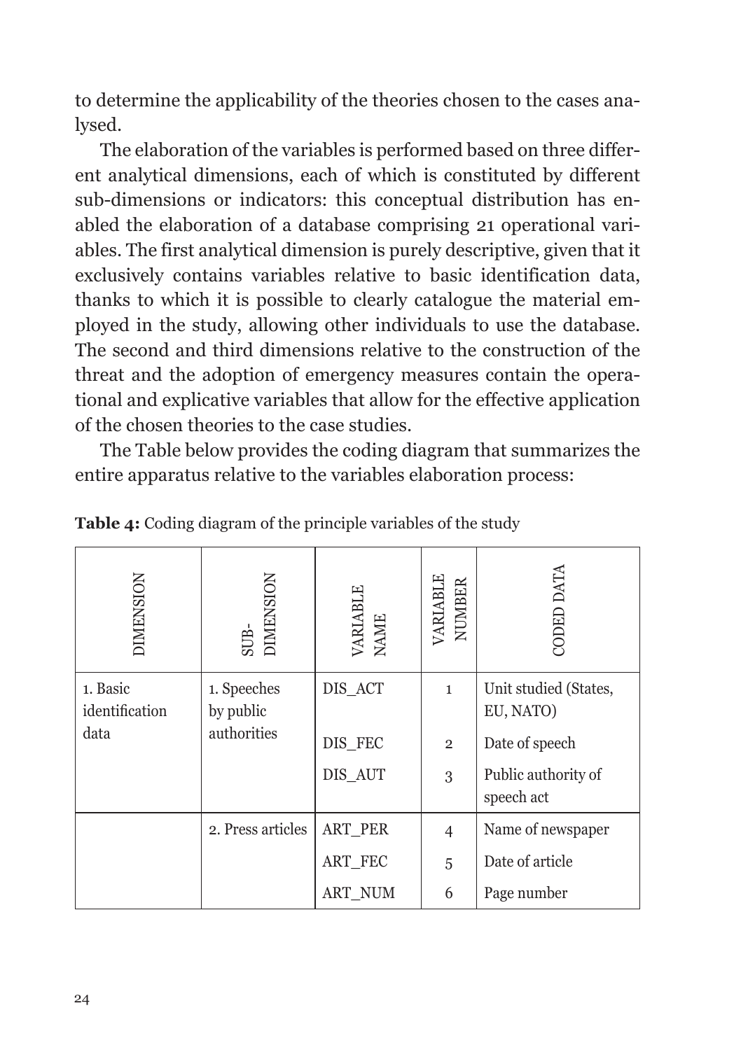to determine the applicability of the theories chosen to the cases analysed.

The elaboration of the variables is performed based on three different analytical dimensions, each of which is constituted by different sub-dimensions or indicators: this conceptual distribution has enabled the elaboration of a database comprising 21 operational variables. The first analytical dimension is purely descriptive, given that it exclusively contains variables relative to basic identification data, thanks to which it is possible to clearly catalogue the material employed in the study, allowing other individuals to use the database. The second and third dimensions relative to the construction of the threat and the adoption of emergency measures contain the operational and explicative variables that allow for the effective application of the chosen theories to the case studies.

The Table below provides the coding diagram that summarizes the entire apparatus relative to the variables elaboration process:

**Table 4:** Coding diagram of the principle variables of the study

| DIMENSION | SUB-DIMENSION | VARIABLE NAME | VARIABLE NUMBER | CODED DATA |
|---|---|---|---|---|
| 1. Basic identification data | 1. Speeches by public authorities | DIS_ACT | 1 | Unit studied (States, EU, NATO) |
| | | DIS_FEC | 2 | Date of speech |
| | | DIS_AUT | 3 | Public authority of speech act |
| | 2. Press articles | ART_PER | 4 | Name of newspaper |
| | | ART_FEC | 5 | Date of article |
| | | ART_NUM | 6 | Page number |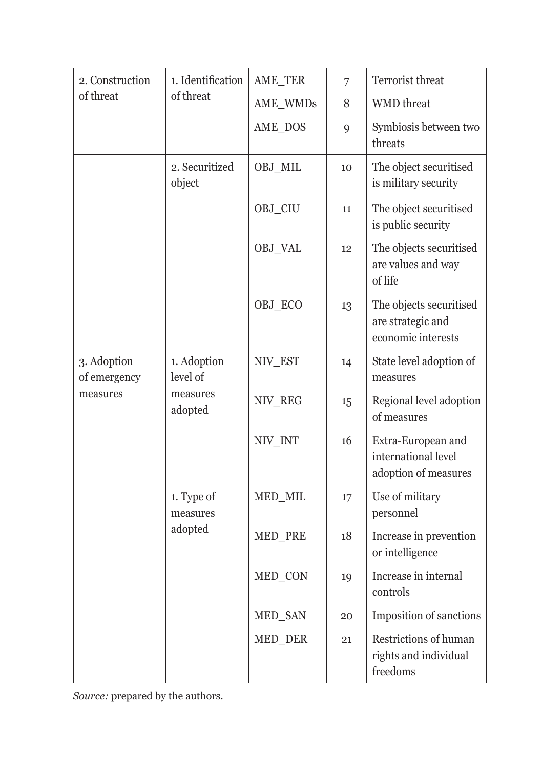| 2. Construction of threat | 1. Identification of threat | AME_TER | 7 | Terrorist threat |
|---|---|---|---|---|
| | | AME_WMDs | 8 | WMD threat |
| | | AME_DOS | 9 | Symbiosis between two threats |
| | 2. Securitized object | OBJ_MIL | 10 | The object securitised is military security |
| | | OBJ_CIU | 11 | The object securitised is public security |
| | | OBJ_VAL | 12 | The objects securitised are values and way of life |
| | | OBJ_ECO | 13 | The objects securitised are strategic and economic interests |
| 3. Adoption of emergency measures | 1. Adoption level of measures adopted | NIV_EST | 14 | State level adoption of measures |
| | | NIV_REG | 15 | Regional level adoption of measures |
| | | NIV_INT | 16 | Extra-European and international level adoption of measures |
| | 1. Type of measures adopted | MED_MIL | 17 | Use of military personnel |
| | | MED_PRE | 18 | Increase in prevention or intelligence |
| | | MED_CON | 19 | Increase in internal controls |
| | | MED_SAN | 20 | Imposition of sanctions |
| | | MED_DER | 21 | Restrictions of human rights and individual freedoms |

*Source:* prepared by the authors.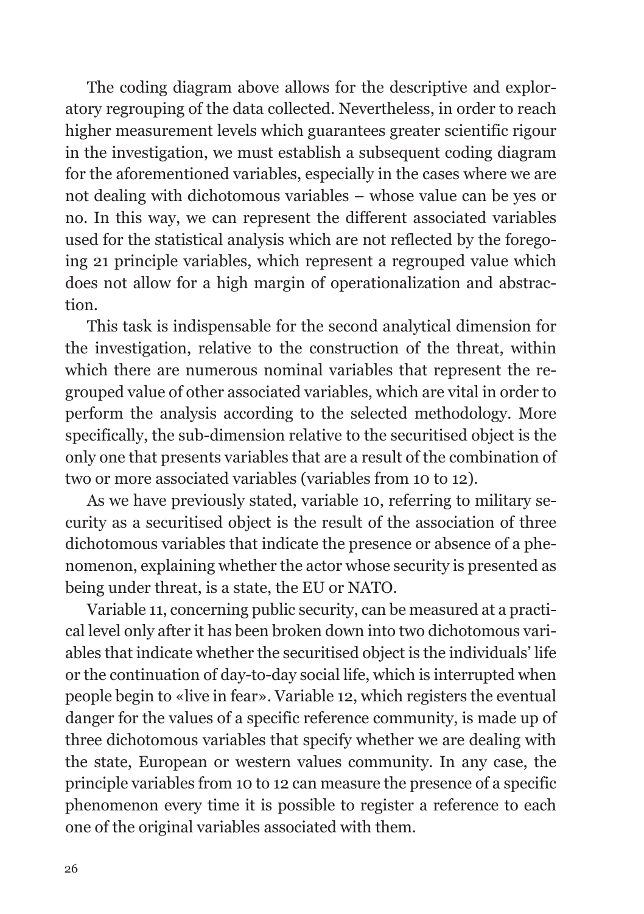The coding diagram above allows for the descriptive and exploratory regrouping of the data collected. Nevertheless, in order to reach higher measurement levels which guarantees greater scientific rigour in the investigation, we must establish a subsequent coding diagram for the aforementioned variables, especially in the cases where we are not dealing with dichotomous variables – whose value can be yes or no. In this way, we can represent the different associated variables used for the statistical analysis which are not reflected by the foregoing 21 principle variables, which represent a regrouped value which does not allow for a high margin of operationalization and abstraction.

This task is indispensable for the second analytical dimension for the investigation, relative to the construction of the threat, within which there are numerous nominal variables that represent the regrouped value of other associated variables, which are vital in order to perform the analysis according to the selected methodology. More specifically, the sub-dimension relative to the securitised object is the only one that presents variables that are a result of the combination of two or more associated variables (variables from 10 to 12).

As we have previously stated, variable 10, referring to military security as a securitised object is the result of the association of three dichotomous variables that indicate the presence or absence of a phenomenon, explaining whether the actor whose security is presented as being under threat, is a state, the EU or NATO.

Variable 11, concerning public security, can be measured at a practical level only after it has been broken down into two dichotomous variables that indicate whether the securitised object is the individuals' life or the continuation of day-to-day social life, which is interrupted when people begin to «live in fear». Variable 12, which registers the eventual danger for the values of a specific reference community, is made up of three dichotomous variables that specify whether we are dealing with the state, European or western values community. In any case, the principle variables from 10 to 12 can measure the presence of a specific phenomenon every time it is possible to register a reference to each one of the original variables associated with them.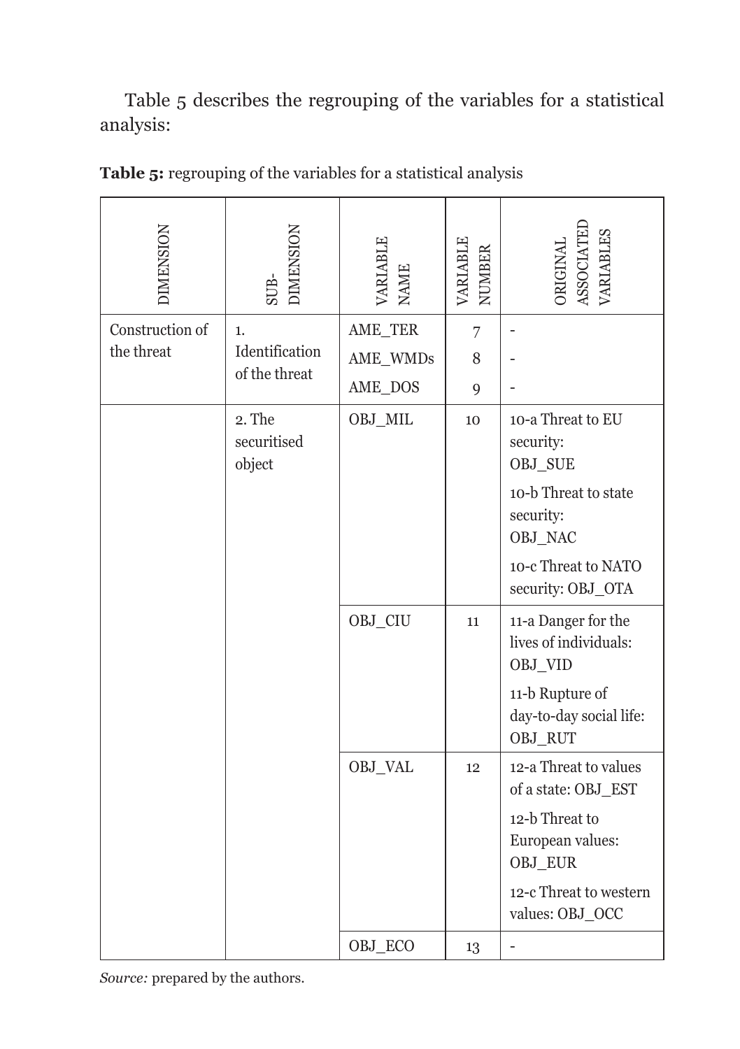Table 5 describes the regrouping of the variables for a statistical analysis:

**Table 5:** regrouping of the variables for a statistical analysis

| DIMENSION | SUB-DIMENSION | VARIABLE NAME | VARIABLE NUMBER | ORIGINAL ASSOCIATED VARIABLES |
|---|---|---|---|---|
| Construction of the threat | 1. Identification of the threat | AME_TER | 7 | - |
| | | AME_WMDs | 8 | - |
| | | AME_DOS | 9 | - |
| | 2. The securitised object | OBJ_MIL | 10 | 10-a Threat to EU security: OBJ_SUE<br>10-b Threat to state security: OBJ_NAC<br>10-c Threat to NATO security: OBJ_OTA |
| | | OBJ_CIU | 11 | 11-a Danger for the lives of individuals: OBJ_VID<br>11-b Rupture of day-to-day social life: OBJ_RUT |
| | | OBJ_VAL | 12 | 12-a Threat to values of a state: OBJ_EST<br>12-b Threat to European values: OBJ_EUR<br>12-c Threat to western values: OBJ_OCC |
| | | OBJ_ECO | 13 | - |

*Source:* prepared by the authors.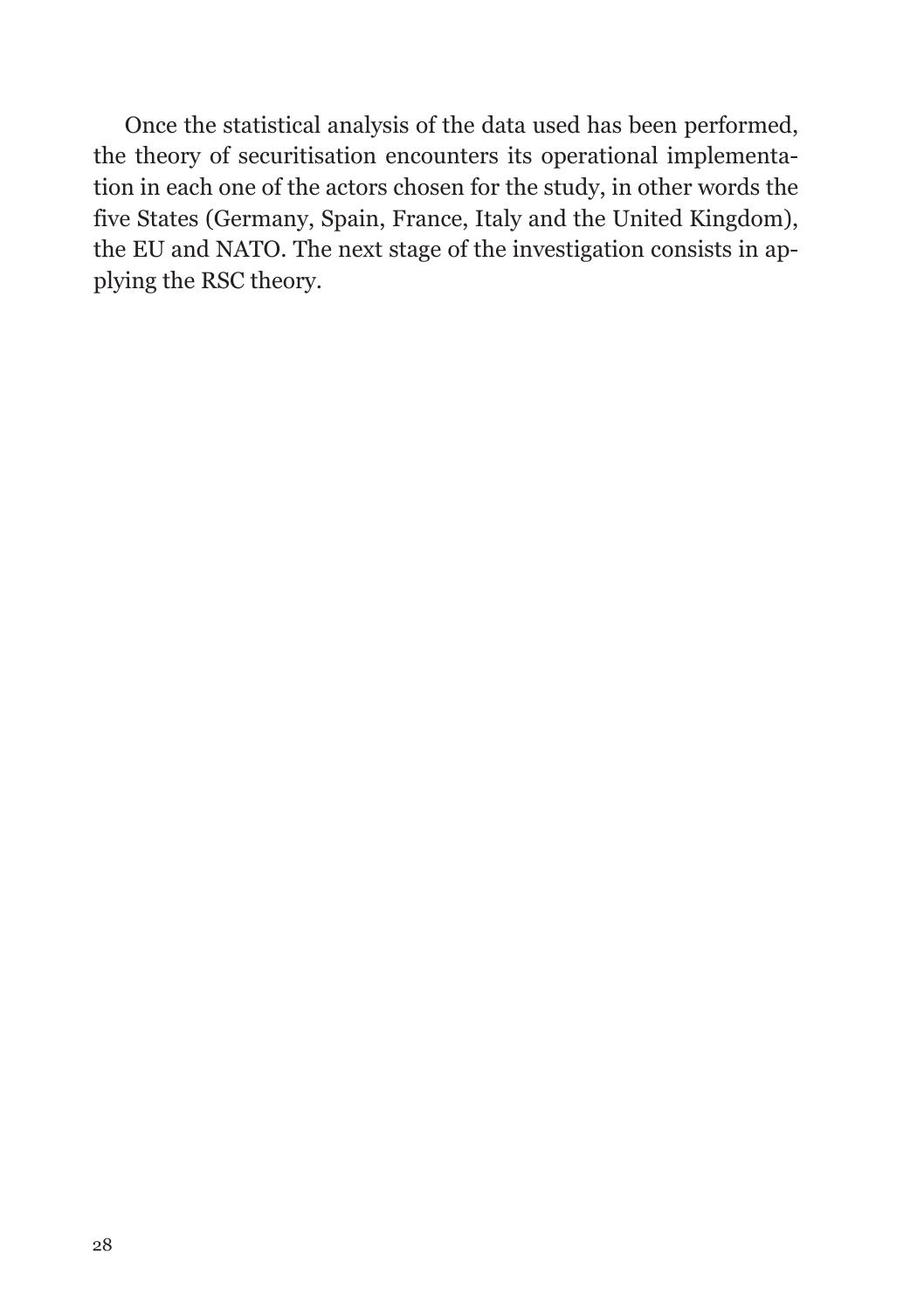Once the statistical analysis of the data used has been performed, the theory of securitisation encounters its operational implementation in each one of the actors chosen for the study, in other words the five States (Germany, Spain, France, Italy and the United Kingdom), the EU and NATO. The next stage of the investigation consists in applying the RSC theory.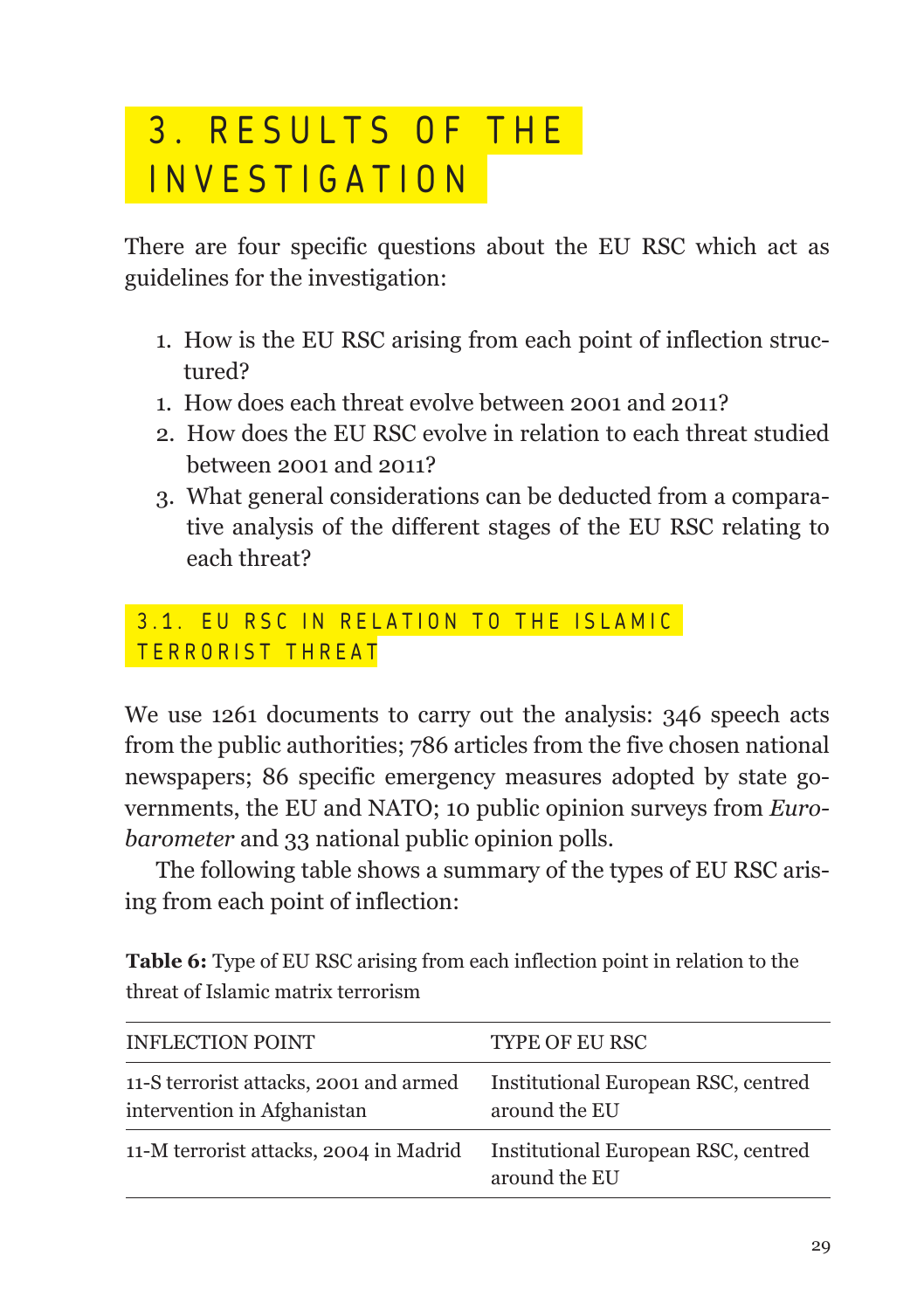# 3. RESULTS OF THE INVESTIGATION

There are four specific questions about the EU RSC which act as guidelines for the investigation:

1. How is the EU RSC arising from each point of inflection structured?
1. How does each threat evolve between 2001 and 2011?
2. How does the EU RSC evolve in relation to each threat studied between 2001 and 2011?
3. What general considerations can be deducted from a comparative analysis of the different stages of the EU RSC relating to each threat?

## 3.1. EU RSC IN RELATION TO THE ISLAMIC TERRORIST THREAT

We use 1261 documents to carry out the analysis: 346 speech acts from the public authorities; 786 articles from the five chosen national newspapers; 86 specific emergency measures adopted by state governments, the EU and NATO; 10 public opinion surveys from *Eurobarometer* and 33 national public opinion polls.

The following table shows a summary of the types of EU RSC arising from each point of inflection:

**Table 6:** Type of EU RSC arising from each inflection point in relation to the threat of Islamic matrix terrorism

| INFLECTION POINT | TYPE OF EU RSC |
|---|---|
| 11-S terrorist attacks, 2001 and armed intervention in Afghanistan | Institutional European RSC, centred around the EU |
| 11-M terrorist attacks, 2004 in Madrid | Institutional European RSC, centred around the EU |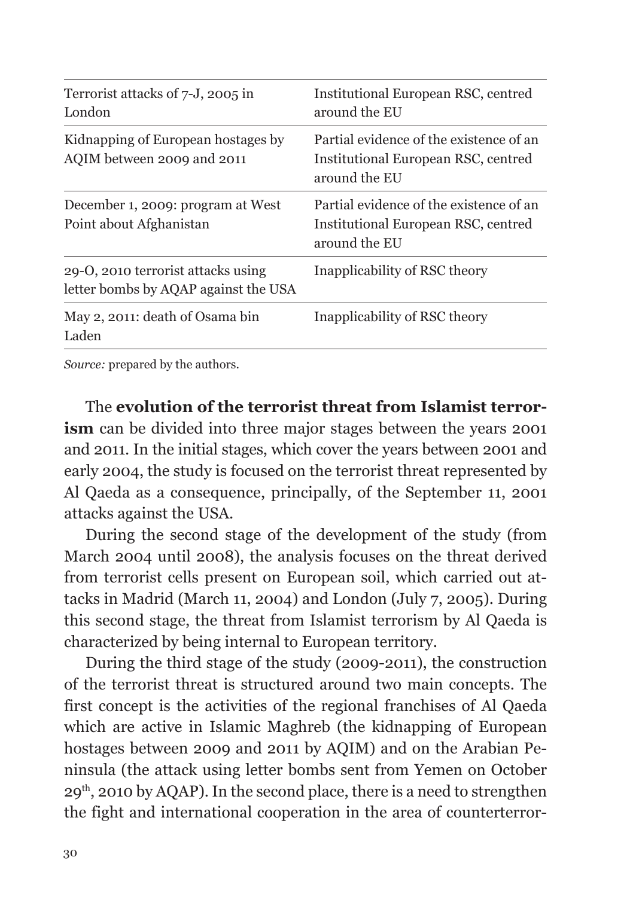| | |
|---|---|
| Terrorist attacks of 7-J, 2005 in London | Institutional European RSC, centred around the EU |
| Kidnapping of European hostages by AQIM between 2009 and 2011 | Partial evidence of the existence of an Institutional European RSC, centred around the EU |
| December 1, 2009: program at West Point about Afghanistan | Partial evidence of the existence of an Institutional European RSC, centred around the EU |
| 29-O, 2010 terrorist attacks using letter bombs by AQAP against the USA | Inapplicability of RSC theory |
| May 2, 2011: death of Osama bin Laden | Inapplicability of RSC theory |

*Source:* prepared by the authors.

The **evolution of the terrorist threat from Islamist terrorism** can be divided into three major stages between the years 2001 and 2011. In the initial stages, which cover the years between 2001 and early 2004, the study is focused on the terrorist threat represented by Al Qaeda as a consequence, principally, of the September 11, 2001 attacks against the USA.

During the second stage of the development of the study (from March 2004 until 2008), the analysis focuses on the threat derived from terrorist cells present on European soil, which carried out attacks in Madrid (March 11, 2004) and London (July 7, 2005). During this second stage, the threat from Islamist terrorism by Al Qaeda is characterized by being internal to European territory.

During the third stage of the study (2009-2011), the construction of the terrorist threat is structured around two main concepts. The first concept is the activities of the regional franchises of Al Qaeda which are active in Islamic Maghreb (the kidnapping of European hostages between 2009 and 2011 by AQIM) and on the Arabian Peninsula (the attack using letter bombs sent from Yemen on October 29th, 2010 by AQAP). In the second place, there is a need to strengthen the fight and international cooperation in the area of counterterror-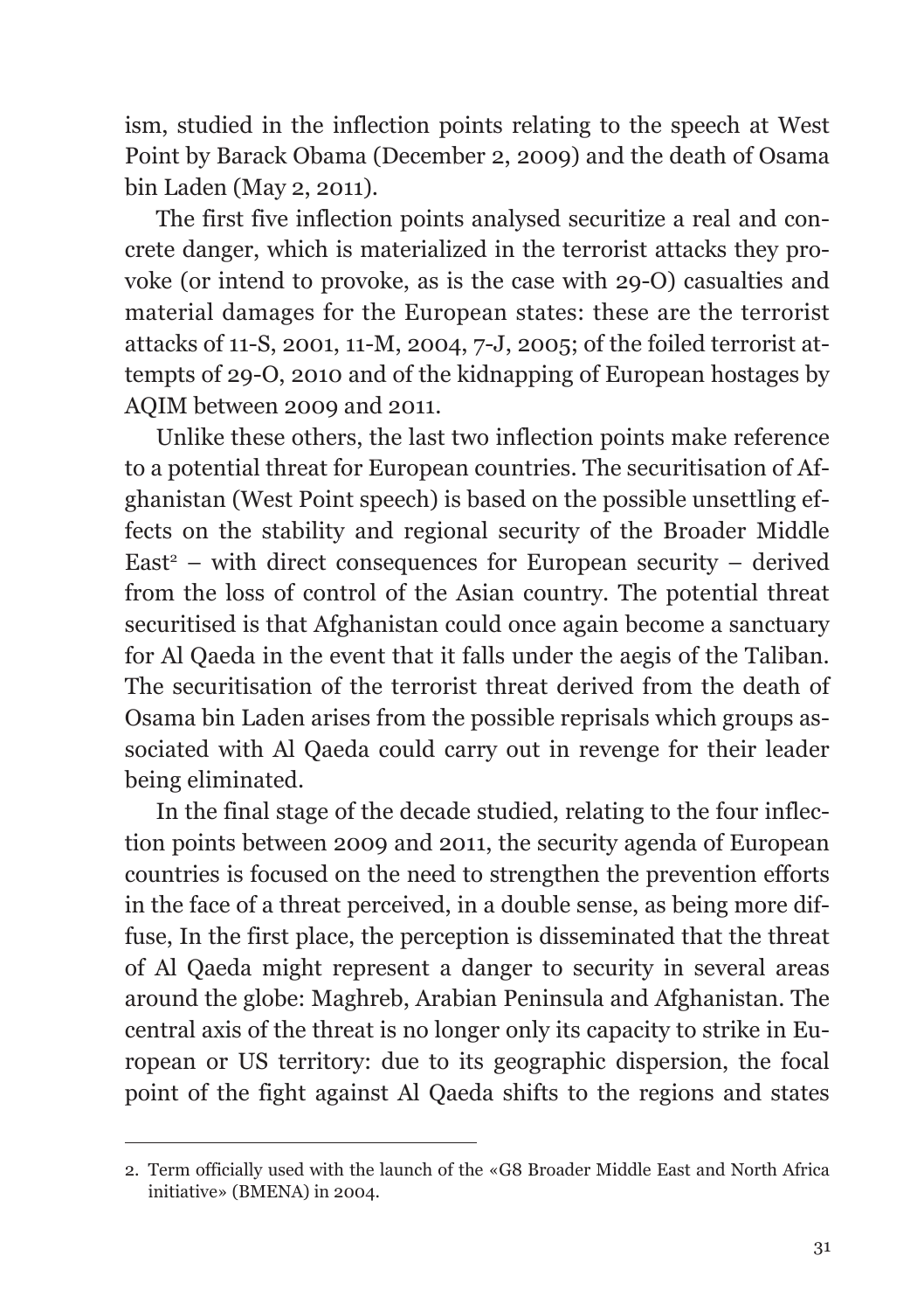ism, studied in the inflection points relating to the speech at West Point by Barack Obama (December 2, 2009) and the death of Osama bin Laden (May 2, 2011).

The first five inflection points analysed securitize a real and concrete danger, which is materialized in the terrorist attacks they provoke (or intend to provoke, as is the case with 29-O) casualties and material damages for the European states: these are the terrorist attacks of 11-S, 2001, 11-M, 2004, 7-J, 2005; of the foiled terrorist attempts of 29-O, 2010 and of the kidnapping of European hostages by AQIM between 2009 and 2011.

Unlike these others, the last two inflection points make reference to a potential threat for European countries. The securitisation of Afghanistan (West Point speech) is based on the possible unsettling effects on the stability and regional security of the Broader Middle East[2] – with direct consequences for European security – derived from the loss of control of the Asian country. The potential threat securitised is that Afghanistan could once again become a sanctuary for Al Qaeda in the event that it falls under the aegis of the Taliban. The securitisation of the terrorist threat derived from the death of Osama bin Laden arises from the possible reprisals which groups associated with Al Qaeda could carry out in revenge for their leader being eliminated.

In the final stage of the decade studied, relating to the four inflection points between 2009 and 2011, the security agenda of European countries is focused on the need to strengthen the prevention efforts in the face of a threat perceived, in a double sense, as being more diffuse, In the first place, the perception is disseminated that the threat of Al Qaeda might represent a danger to security in several areas around the globe: Maghreb, Arabian Peninsula and Afghanistan. The central axis of the threat is no longer only its capacity to strike in European or US territory: due to its geographic dispersion, the focal point of the fight against Al Qaeda shifts to the regions and states

2. Term officially used with the launch of the «G8 Broader Middle East and North Africa initiative» (BMENA) in 2004.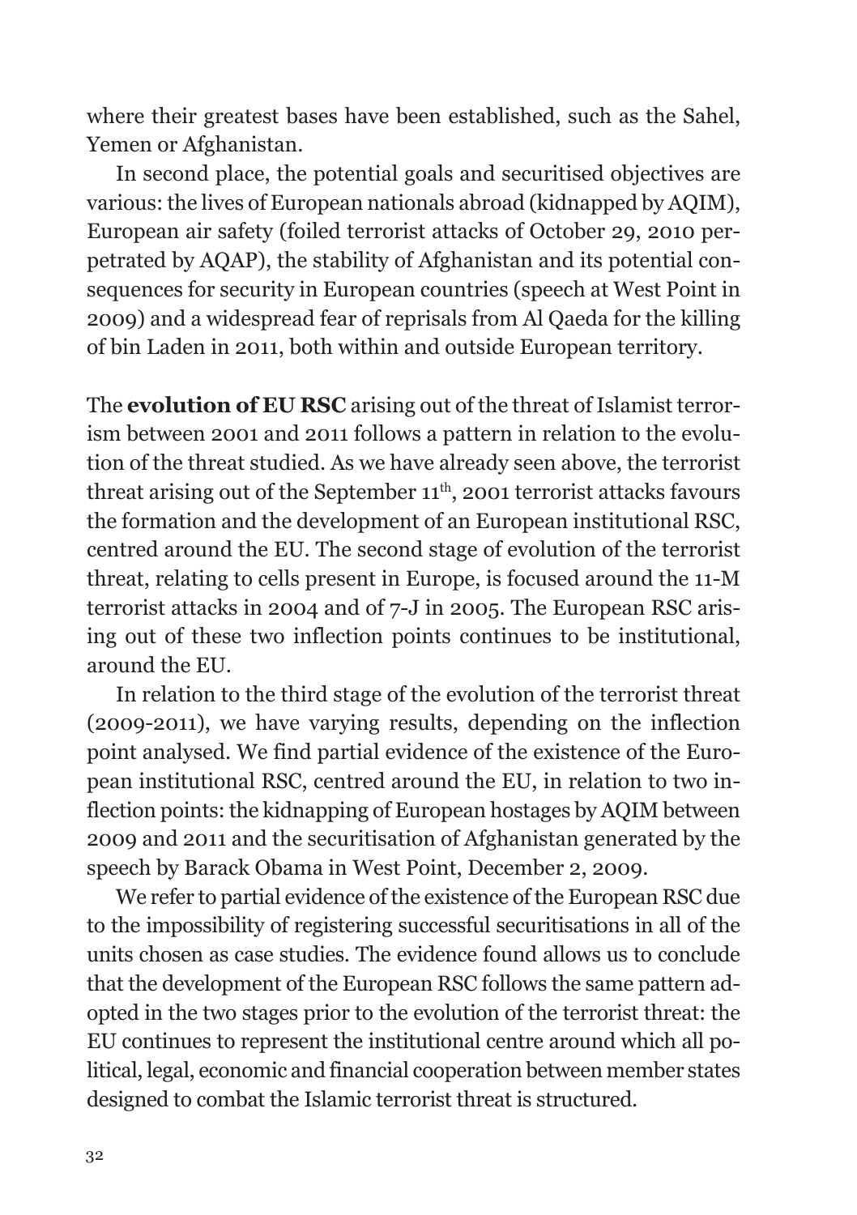where their greatest bases have been established, such as the Sahel, Yemen or Afghanistan.

In second place, the potential goals and securitised objectives are various: the lives of European nationals abroad (kidnapped by AQIM), European air safety (foiled terrorist attacks of October 29, 2010 perpetrated by AQAP), the stability of Afghanistan and its potential consequences for security in European countries (speech at West Point in 2009) and a widespread fear of reprisals from Al Qaeda for the killing of bin Laden in 2011, both within and outside European territory.

The **evolution of EU RSC** arising out of the threat of Islamist terrorism between 2001 and 2011 follows a pattern in relation to the evolution of the threat studied. As we have already seen above, the terrorist threat arising out of the September 11th, 2001 terrorist attacks favours the formation and the development of an European institutional RSC, centred around the EU. The second stage of evolution of the terrorist threat, relating to cells present in Europe, is focused around the 11-M terrorist attacks in 2004 and of 7-J in 2005. The European RSC arising out of these two inflection points continues to be institutional, around the EU.

In relation to the third stage of the evolution of the terrorist threat (2009-2011), we have varying results, depending on the inflection point analysed. We find partial evidence of the existence of the European institutional RSC, centred around the EU, in relation to two inflection points: the kidnapping of European hostages by AQIM between 2009 and 2011 and the securitisation of Afghanistan generated by the speech by Barack Obama in West Point, December 2, 2009.

We refer to partial evidence of the existence of the European RSC due to the impossibility of registering successful securitisations in all of the units chosen as case studies. The evidence found allows us to conclude that the development of the European RSC follows the same pattern adopted in the two stages prior to the evolution of the terrorist threat: the EU continues to represent the institutional centre around which all political, legal, economic and financial cooperation between member states designed to combat the Islamic terrorist threat is structured.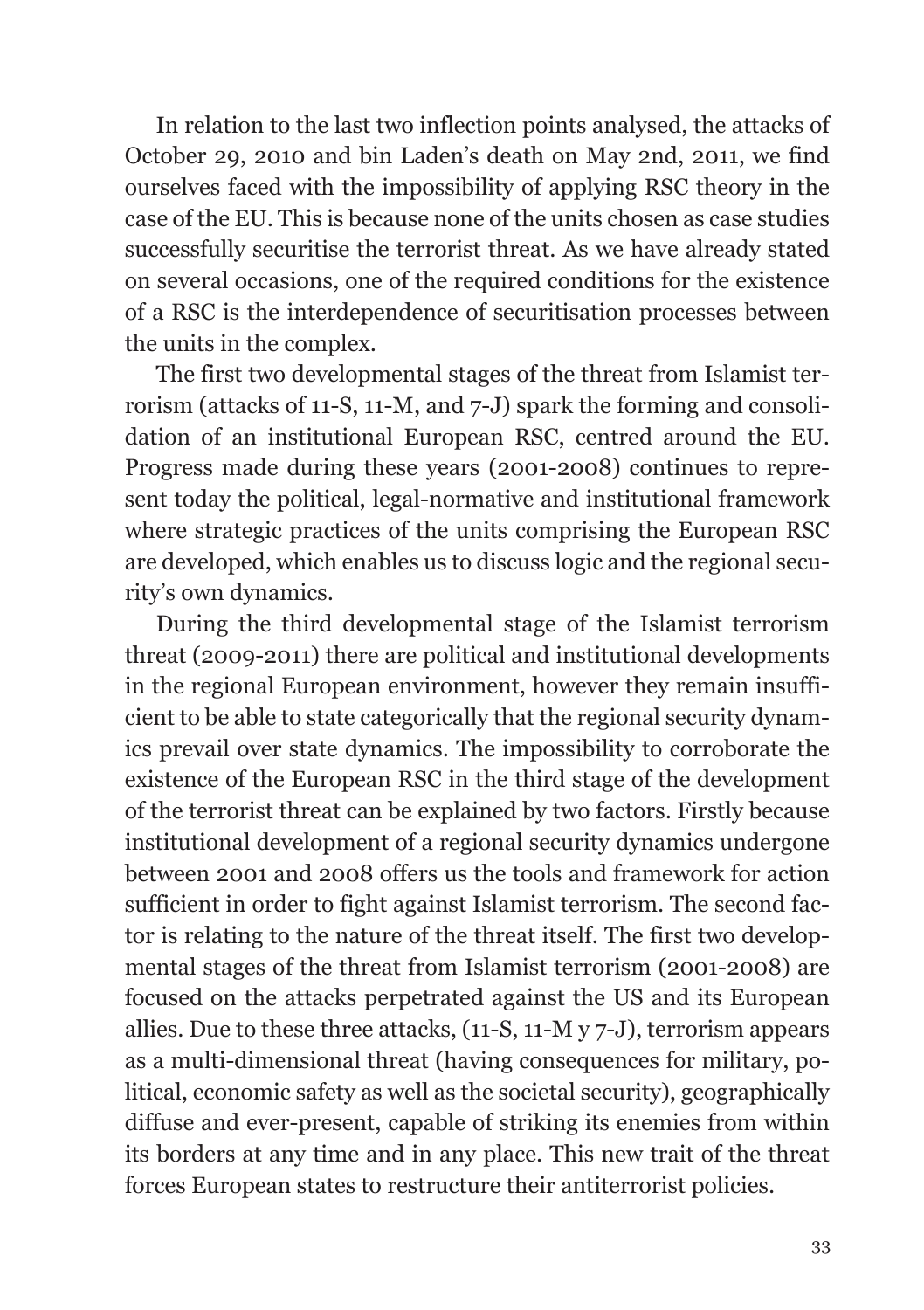In relation to the last two inflection points analysed, the attacks of October 29, 2010 and bin Laden's death on May 2nd, 2011, we find ourselves faced with the impossibility of applying RSC theory in the case of the EU. This is because none of the units chosen as case studies successfully securitise the terrorist threat. As we have already stated on several occasions, one of the required conditions for the existence of a RSC is the interdependence of securitisation processes between the units in the complex.

The first two developmental stages of the threat from Islamist terrorism (attacks of 11-S, 11-M, and 7-J) spark the forming and consolidation of an institutional European RSC, centred around the EU. Progress made during these years (2001-2008) continues to represent today the political, legal-normative and institutional framework where strategic practices of the units comprising the European RSC are developed, which enables us to discuss logic and the regional security's own dynamics.

During the third developmental stage of the Islamist terrorism threat (2009-2011) there are political and institutional developments in the regional European environment, however they remain insufficient to be able to state categorically that the regional security dynamics prevail over state dynamics. The impossibility to corroborate the existence of the European RSC in the third stage of the development of the terrorist threat can be explained by two factors. Firstly because institutional development of a regional security dynamics undergone between 2001 and 2008 offers us the tools and framework for action sufficient in order to fight against Islamist terrorism. The second factor is relating to the nature of the threat itself. The first two developmental stages of the threat from Islamist terrorism (2001-2008) are focused on the attacks perpetrated against the US and its European allies. Due to these three attacks, (11-S, 11-M y 7-J), terrorism appears as a multi-dimensional threat (having consequences for military, political, economic safety as well as the societal security), geographically diffuse and ever-present, capable of striking its enemies from within its borders at any time and in any place. This new trait of the threat forces European states to restructure their antiterrorist policies.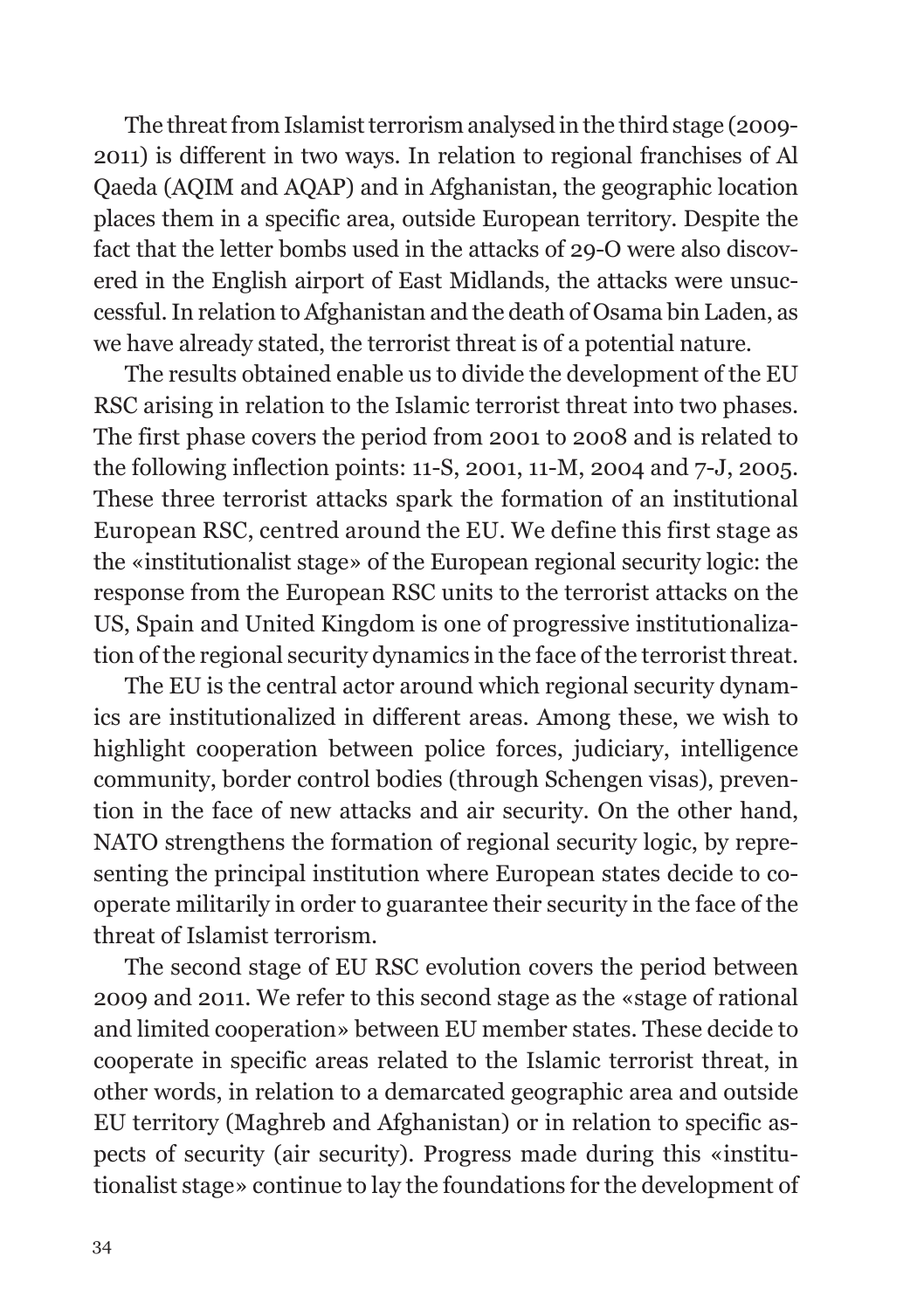The threat from Islamist terrorism analysed in the third stage (2009-2011) is different in two ways. In relation to regional franchises of Al Qaeda (AQIM and AQAP) and in Afghanistan, the geographic location places them in a specific area, outside European territory. Despite the fact that the letter bombs used in the attacks of 29-O were also discovered in the English airport of East Midlands, the attacks were unsuccessful. In relation to Afghanistan and the death of Osama bin Laden, as we have already stated, the terrorist threat is of a potential nature.

The results obtained enable us to divide the development of the EU RSC arising in relation to the Islamic terrorist threat into two phases. The first phase covers the period from 2001 to 2008 and is related to the following inflection points: 11-S, 2001, 11-M, 2004 and 7-J, 2005. These three terrorist attacks spark the formation of an institutional European RSC, centred around the EU. We define this first stage as the «institutionalist stage» of the European regional security logic: the response from the European RSC units to the terrorist attacks on the US, Spain and United Kingdom is one of progressive institutionalization of the regional security dynamics in the face of the terrorist threat.

The EU is the central actor around which regional security dynamics are institutionalized in different areas. Among these, we wish to highlight cooperation between police forces, judiciary, intelligence community, border control bodies (through Schengen visas), prevention in the face of new attacks and air security. On the other hand, NATO strengthens the formation of regional security logic, by representing the principal institution where European states decide to cooperate militarily in order to guarantee their security in the face of the threat of Islamist terrorism.

The second stage of EU RSC evolution covers the period between 2009 and 2011. We refer to this second stage as the «stage of rational and limited cooperation» between EU member states. These decide to cooperate in specific areas related to the Islamic terrorist threat, in other words, in relation to a demarcated geographic area and outside EU territory (Maghreb and Afghanistan) or in relation to specific aspects of security (air security). Progress made during this «institutionalist stage» continue to lay the foundations for the development of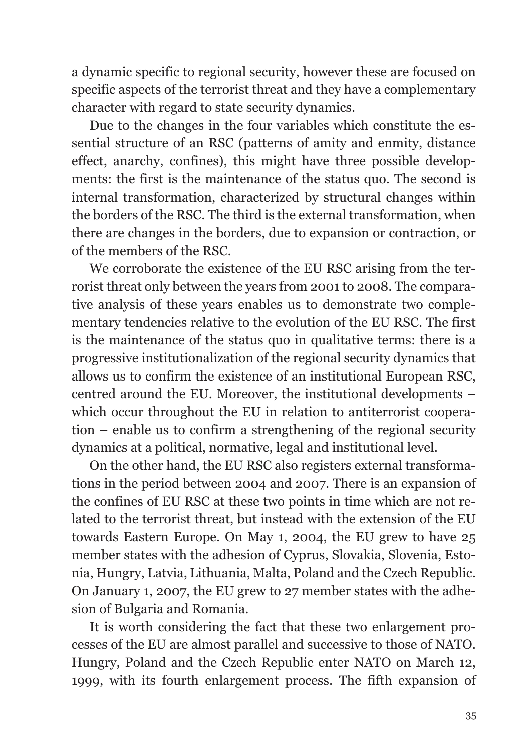a dynamic specific to regional security, however these are focused on specific aspects of the terrorist threat and they have a complementary character with regard to state security dynamics.

Due to the changes in the four variables which constitute the essential structure of an RSC (patterns of amity and enmity, distance effect, anarchy, confines), this might have three possible developments: the first is the maintenance of the status quo. The second is internal transformation, characterized by structural changes within the borders of the RSC. The third is the external transformation, when there are changes in the borders, due to expansion or contraction, or of the members of the RSC.

We corroborate the existence of the EU RSC arising from the terrorist threat only between the years from 2001 to 2008. The comparative analysis of these years enables us to demonstrate two complementary tendencies relative to the evolution of the EU RSC. The first is the maintenance of the status quo in qualitative terms: there is a progressive institutionalization of the regional security dynamics that allows us to confirm the existence of an institutional European RSC, centred around the EU. Moreover, the institutional developments – which occur throughout the EU in relation to antiterrorist cooperation – enable us to confirm a strengthening of the regional security dynamics at a political, normative, legal and institutional level.

On the other hand, the EU RSC also registers external transformations in the period between 2004 and 2007. There is an expansion of the confines of EU RSC at these two points in time which are not related to the terrorist threat, but instead with the extension of the EU towards Eastern Europe. On May 1, 2004, the EU grew to have 25 member states with the adhesion of Cyprus, Slovakia, Slovenia, Estonia, Hungry, Latvia, Lithuania, Malta, Poland and the Czech Republic. On January 1, 2007, the EU grew to 27 member states with the adhesion of Bulgaria and Romania.

It is worth considering the fact that these two enlargement processes of the EU are almost parallel and successive to those of NATO. Hungry, Poland and the Czech Republic enter NATO on March 12, 1999, with its fourth enlargement process. The fifth expansion of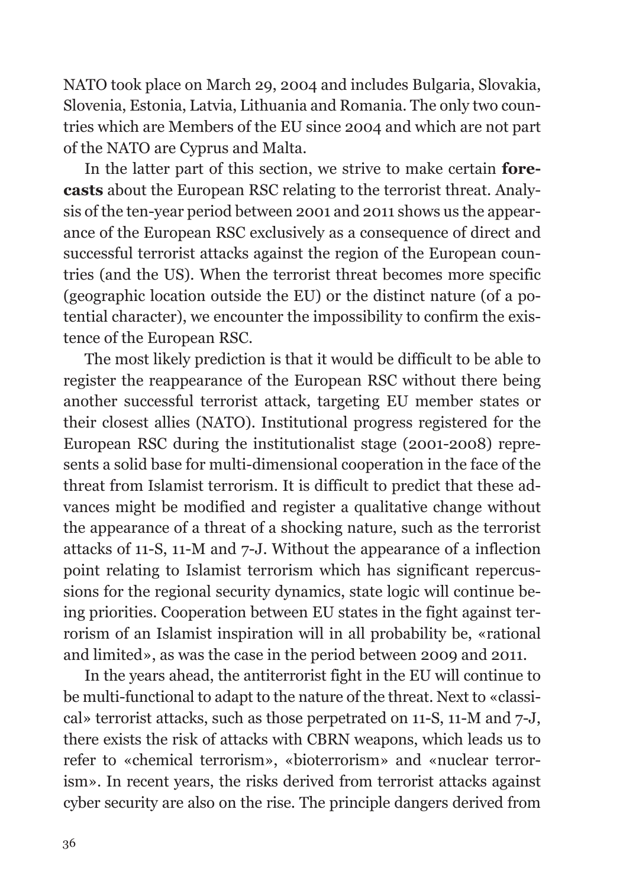NATO took place on March 29, 2004 and includes Bulgaria, Slovakia, Slovenia, Estonia, Latvia, Lithuania and Romania. The only two countries which are Members of the EU since 2004 and which are not part of the NATO are Cyprus and Malta.

In the latter part of this section, we strive to make certain **forecasts** about the European RSC relating to the terrorist threat. Analysis of the ten-year period between 2001 and 2011 shows us the appearance of the European RSC exclusively as a consequence of direct and successful terrorist attacks against the region of the European countries (and the US). When the terrorist threat becomes more specific (geographic location outside the EU) or the distinct nature (of a potential character), we encounter the impossibility to confirm the existence of the European RSC.

The most likely prediction is that it would be difficult to be able to register the reappearance of the European RSC without there being another successful terrorist attack, targeting EU member states or their closest allies (NATO). Institutional progress registered for the European RSC during the institutionalist stage (2001-2008) represents a solid base for multi-dimensional cooperation in the face of the threat from Islamist terrorism. It is difficult to predict that these advances might be modified and register a qualitative change without the appearance of a threat of a shocking nature, such as the terrorist attacks of 11-S, 11-M and 7-J. Without the appearance of a inflection point relating to Islamist terrorism which has significant repercussions for the regional security dynamics, state logic will continue being priorities. Cooperation between EU states in the fight against terrorism of an Islamist inspiration will in all probability be, «rational and limited», as was the case in the period between 2009 and 2011.

In the years ahead, the antiterrorist fight in the EU will continue to be multi-functional to adapt to the nature of the threat. Next to «classical» terrorist attacks, such as those perpetrated on 11-S, 11-M and 7-J, there exists the risk of attacks with CBRN weapons, which leads us to refer to «chemical terrorism», «bioterrorism» and «nuclear terrorism». In recent years, the risks derived from terrorist attacks against cyber security are also on the rise. The principle dangers derived from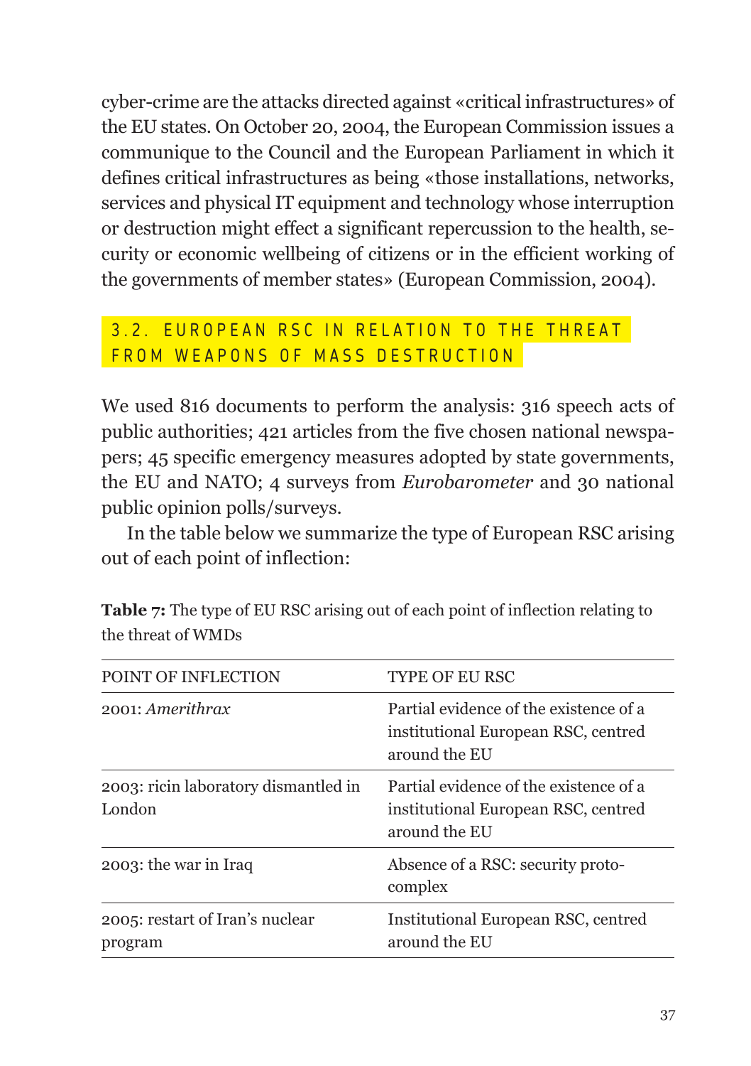cyber-crime are the attacks directed against «critical infrastructures» of the EU states. On October 20, 2004, the European Commission issues a communique to the Council and the European Parliament in which it defines critical infrastructures as being «those installations, networks, services and physical IT equipment and technology whose interruption or destruction might effect a significant repercussion to the health, security or economic wellbeing of citizens or in the efficient working of the governments of member states» (European Commission, 2004).

## 3.2. EUROPEAN RSC IN RELATION TO THE THREAT FROM WEAPONS OF MASS DESTRUCTION

We used 816 documents to perform the analysis: 316 speech acts of public authorities; 421 articles from the five chosen national newspapers; 45 specific emergency measures adopted by state governments, the EU and NATO; 4 surveys from *Eurobarometer* and 30 national public opinion polls/surveys.

In the table below we summarize the type of European RSC arising out of each point of inflection:

**Table 7:** The type of EU RSC arising out of each point of inflection relating to the threat of WMDs

| POINT OF INFLECTION | TYPE OF EU RSC |
|---|---|
| 2001: *Amerithrax* | Partial evidence of the existence of a institutional European RSC, centred around the EU |
| 2003: ricin laboratory dismantled in London | Partial evidence of the existence of a institutional European RSC, centred around the EU |
| 2003: the war in Iraq | Absence of a RSC: security proto-complex |
| 2005: restart of Iran's nuclear program | Institutional European RSC, centred around the EU |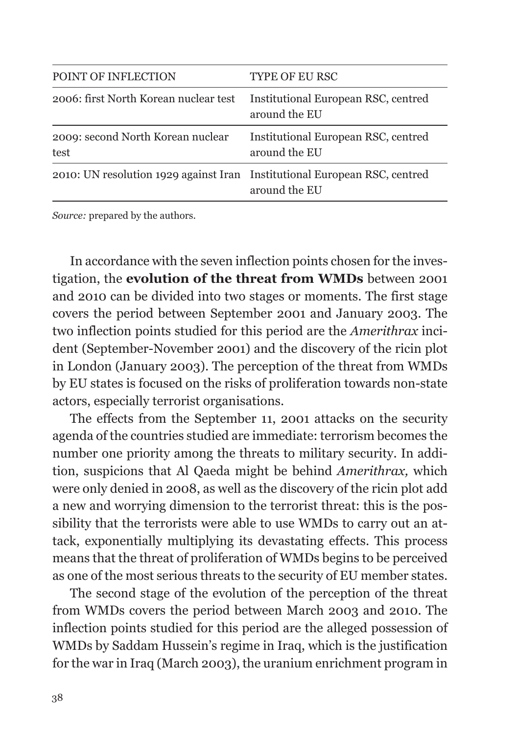| POINT OF INFLECTION | TYPE OF EU RSC |
|---|---|
| 2006: first North Korean nuclear test | Institutional European RSC, centred around the EU |
| 2009: second North Korean nuclear test | Institutional European RSC, centred around the EU |
| 2010: UN resolution 1929 against Iran | Institutional European RSC, centred around the EU |

*Source:* prepared by the authors.

In accordance with the seven inflection points chosen for the investigation, the **evolution of the threat from WMDs** between 2001 and 2010 can be divided into two stages or moments. The first stage covers the period between September 2001 and January 2003. The two inflection points studied for this period are the *Amerithrax* incident (September-November 2001) and the discovery of the ricin plot in London (January 2003). The perception of the threat from WMDs by EU states is focused on the risks of proliferation towards non-state actors, especially terrorist organisations.

The effects from the September 11, 2001 attacks on the security agenda of the countries studied are immediate: terrorism becomes the number one priority among the threats to military security. In addition, suspicions that Al Qaeda might be behind *Amerithrax,* which were only denied in 2008, as well as the discovery of the ricin plot add a new and worrying dimension to the terrorist threat: this is the possibility that the terrorists were able to use WMDs to carry out an attack, exponentially multiplying its devastating effects. This process means that the threat of proliferation of WMDs begins to be perceived as one of the most serious threats to the security of EU member states.

The second stage of the evolution of the perception of the threat from WMDs covers the period between March 2003 and 2010. The inflection points studied for this period are the alleged possession of WMDs by Saddam Hussein's regime in Iraq, which is the justification for the war in Iraq (March 2003), the uranium enrichment program in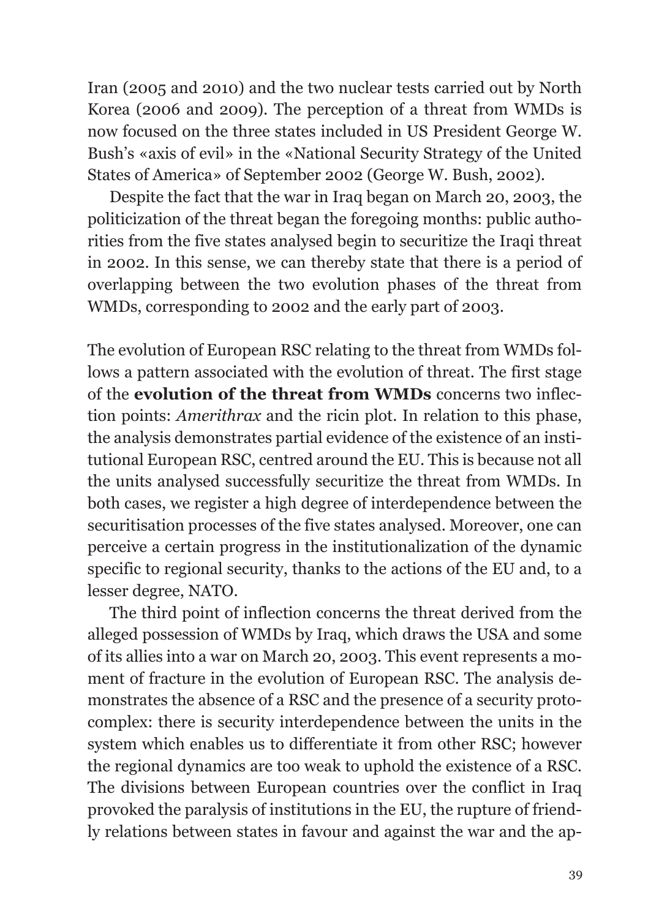Iran (2005 and 2010) and the two nuclear tests carried out by North Korea (2006 and 2009). The perception of a threat from WMDs is now focused on the three states included in US President George W. Bush's «axis of evil» in the «National Security Strategy of the United States of America» of September 2002 (George W. Bush, 2002).

Despite the fact that the war in Iraq began on March 20, 2003, the politicization of the threat began the foregoing months: public authorities from the five states analysed begin to securitize the Iraqi threat in 2002. In this sense, we can thereby state that there is a period of overlapping between the two evolution phases of the threat from WMDs, corresponding to 2002 and the early part of 2003.

The evolution of European RSC relating to the threat from WMDs follows a pattern associated with the evolution of threat. The first stage of the **evolution of the threat from WMDs** concerns two inflection points: *Amerithrax* and the ricin plot. In relation to this phase, the analysis demonstrates partial evidence of the existence of an institutional European RSC, centred around the EU. This is because not all the units analysed successfully securitize the threat from WMDs. In both cases, we register a high degree of interdependence between the securitisation processes of the five states analysed. Moreover, one can perceive a certain progress in the institutionalization of the dynamic specific to regional security, thanks to the actions of the EU and, to a lesser degree, NATO.

The third point of inflection concerns the threat derived from the alleged possession of WMDs by Iraq, which draws the USA and some of its allies into a war on March 20, 2003. This event represents a moment of fracture in the evolution of European RSC. The analysis demonstrates the absence of a RSC and the presence of a security protocomplex: there is security interdependence between the units in the system which enables us to differentiate it from other RSC; however the regional dynamics are too weak to uphold the existence of a RSC. The divisions between European countries over the conflict in Iraq provoked the paralysis of institutions in the EU, the rupture of friendly relations between states in favour and against the war and the ap-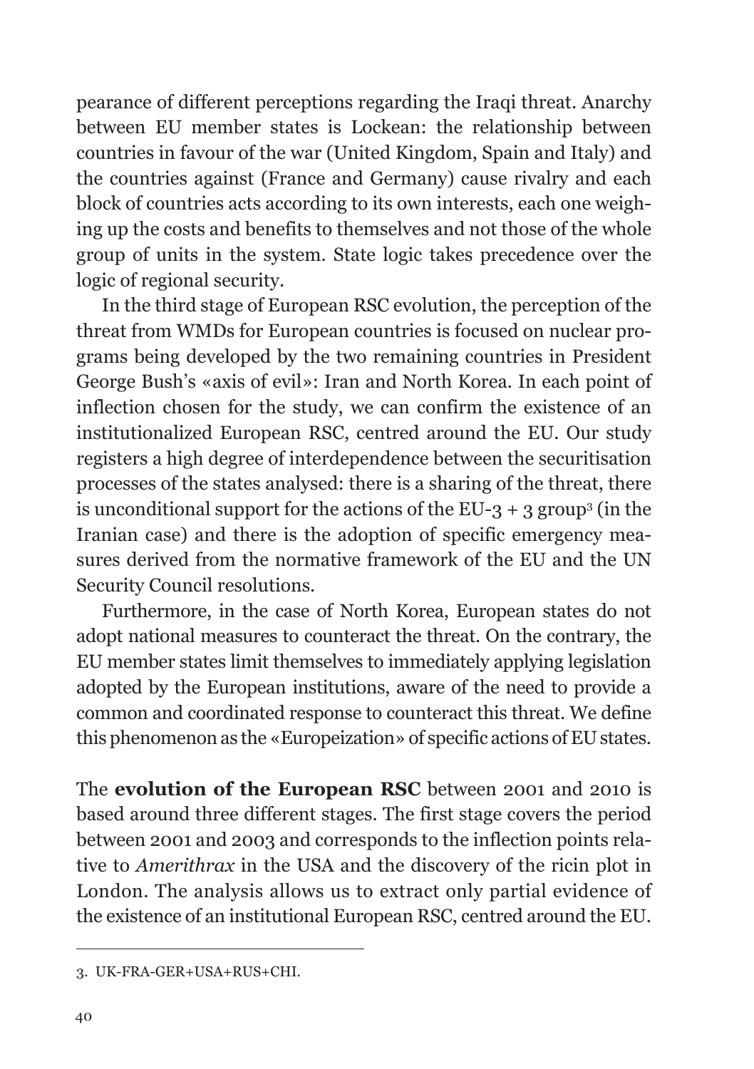pearance of different perceptions regarding the Iraqi threat. Anarchy between EU member states is Lockean: the relationship between countries in favour of the war (United Kingdom, Spain and Italy) and the countries against (France and Germany) cause rivalry and each block of countries acts according to its own interests, each one weighing up the costs and benefits to themselves and not those of the whole group of units in the system. State logic takes precedence over the logic of regional security.

In the third stage of European RSC evolution, the perception of the threat from WMDs for European countries is focused on nuclear programs being developed by the two remaining countries in President George Bush's «axis of evil»: Iran and North Korea. In each point of inflection chosen for the study, we can confirm the existence of an institutionalized European RSC, centred around the EU. Our study registers a high degree of interdependence between the securitisation processes of the states analysed: there is a sharing of the threat, there is unconditional support for the actions of the EU-3 + 3 group[3] (in the Iranian case) and there is the adoption of specific emergency measures derived from the normative framework of the EU and the UN Security Council resolutions.

Furthermore, in the case of North Korea, European states do not adopt national measures to counteract the threat. On the contrary, the EU member states limit themselves to immediately applying legislation adopted by the European institutions, aware of the need to provide a common and coordinated response to counteract this threat. We define this phenomenon as the «Europeization» of specific actions of EU states.

The **evolution of the European RSC** between 2001 and 2010 is based around three different stages. The first stage covers the period between 2001 and 2003 and corresponds to the inflection points relative to *Amerithrax* in the USA and the discovery of the ricin plot in London. The analysis allows us to extract only partial evidence of the existence of an institutional European RSC, centred around the EU.

---

3. UK-FRA-GER+USA+RUS+CHI.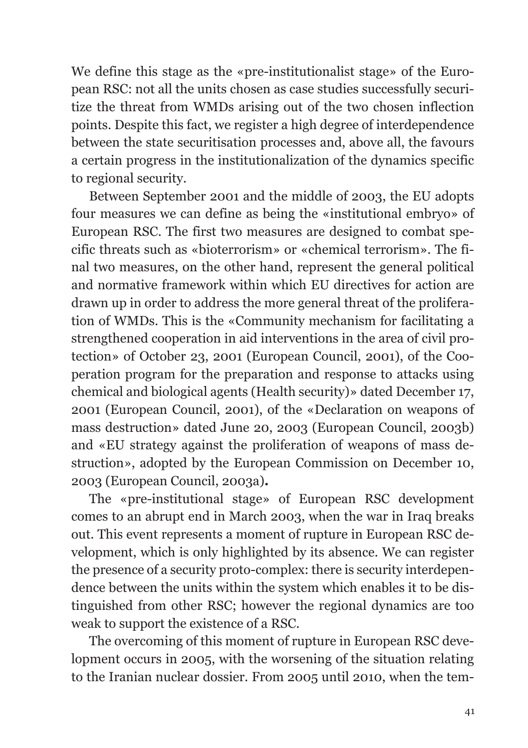We define this stage as the «pre-institutionalist stage» of the European RSC: not all the units chosen as case studies successfully securitize the threat from WMDs arising out of the two chosen inflection points. Despite this fact, we register a high degree of interdependence between the state securitisation processes and, above all, the favours a certain progress in the institutionalization of the dynamics specific to regional security.

Between September 2001 and the middle of 2003, the EU adopts four measures we can define as being the «institutional embryo» of European RSC. The first two measures are designed to combat specific threats such as «bioterrorism» or «chemical terrorism». The final two measures, on the other hand, represent the general political and normative framework within which EU directives for action are drawn up in order to address the more general threat of the proliferation of WMDs. This is the «Community mechanism for facilitating a strengthened cooperation in aid interventions in the area of civil protection» of October 23, 2001 (European Council, 2001), of the Cooperation program for the preparation and response to attacks using chemical and biological agents (Health security)» dated December 17, 2001 (European Council, 2001), of the «Declaration on weapons of mass destruction» dated June 20, 2003 (European Council, 2003b) and «EU strategy against the proliferation of weapons of mass destruction», adopted by the European Commission on December 10, 2003 (European Council, 2003a)**.**

The «pre-institutional stage» of European RSC development comes to an abrupt end in March 2003, when the war in Iraq breaks out. This event represents a moment of rupture in European RSC development, which is only highlighted by its absence. We can register the presence of a security proto-complex: there is security interdependence between the units within the system which enables it to be distinguished from other RSC; however the regional dynamics are too weak to support the existence of a RSC.

The overcoming of this moment of rupture in European RSC development occurs in 2005, with the worsening of the situation relating to the Iranian nuclear dossier. From 2005 until 2010, when the tem-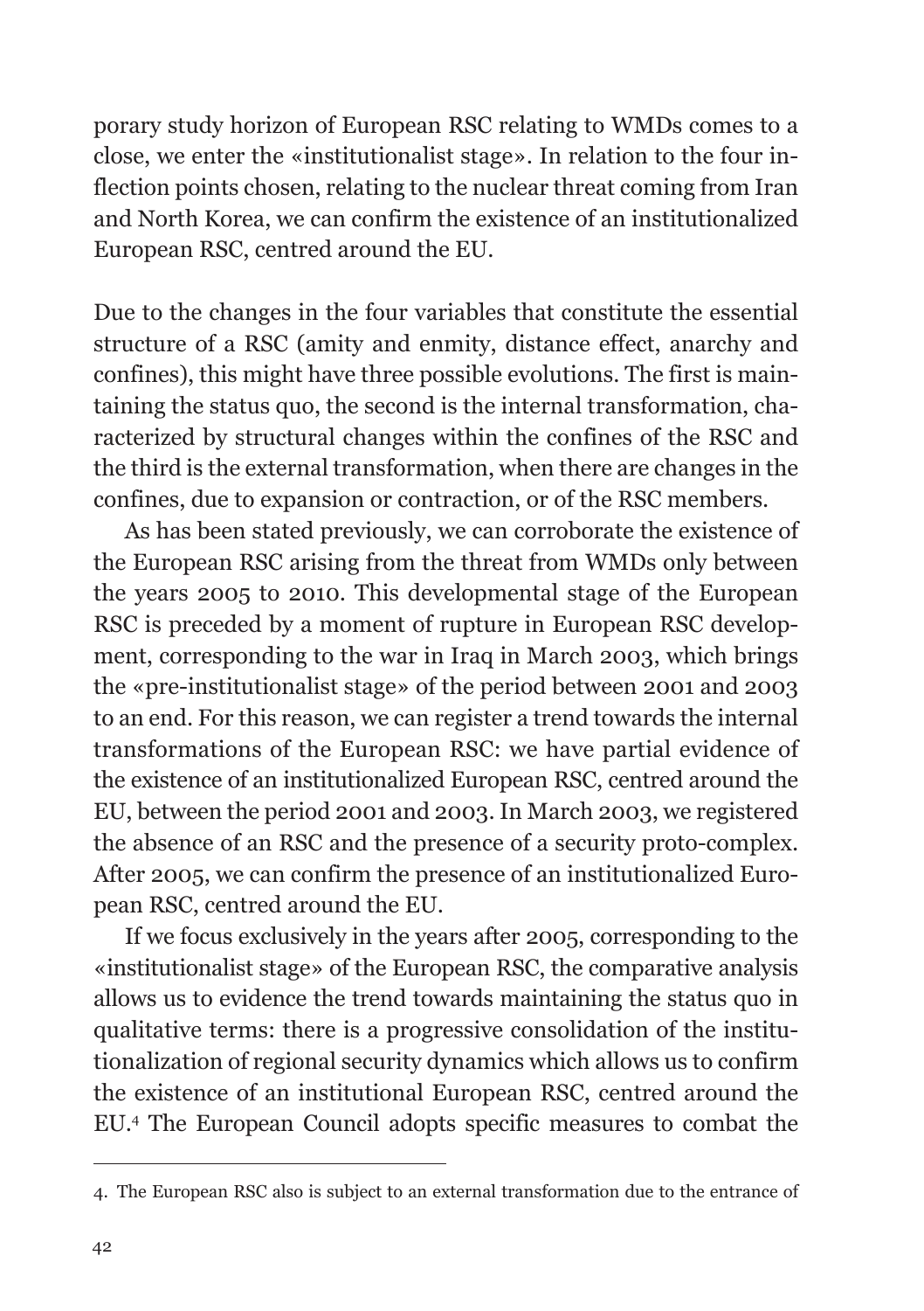porary study horizon of European RSC relating to WMDs comes to a close, we enter the «institutionalist stage». In relation to the four inflection points chosen, relating to the nuclear threat coming from Iran and North Korea, we can confirm the existence of an institutionalized European RSC, centred around the EU.

Due to the changes in the four variables that constitute the essential structure of a RSC (amity and enmity, distance effect, anarchy and confines), this might have three possible evolutions. The first is maintaining the status quo, the second is the internal transformation, characterized by structural changes within the confines of the RSC and the third is the external transformation, when there are changes in the confines, due to expansion or contraction, or of the RSC members.

As has been stated previously, we can corroborate the existence of the European RSC arising from the threat from WMDs only between the years 2005 to 2010. This developmental stage of the European RSC is preceded by a moment of rupture in European RSC development, corresponding to the war in Iraq in March 2003, which brings the «pre-institutionalist stage» of the period between 2001 and 2003 to an end. For this reason, we can register a trend towards the internal transformations of the European RSC: we have partial evidence of the existence of an institutionalized European RSC, centred around the EU, between the period 2001 and 2003. In March 2003, we registered the absence of an RSC and the presence of a security proto-complex. After 2005, we can confirm the presence of an institutionalized European RSC, centred around the EU.

If we focus exclusively in the years after 2005, corresponding to the «institutionalist stage» of the European RSC, the comparative analysis allows us to evidence the trend towards maintaining the status quo in qualitative terms: there is a progressive consolidation of the institutionalization of regional security dynamics which allows us to confirm the existence of an institutional European RSC, centred around the EU.[4] The European Council adopts specific measures to combat the

4. The European RSC also is subject to an external transformation due to the entrance of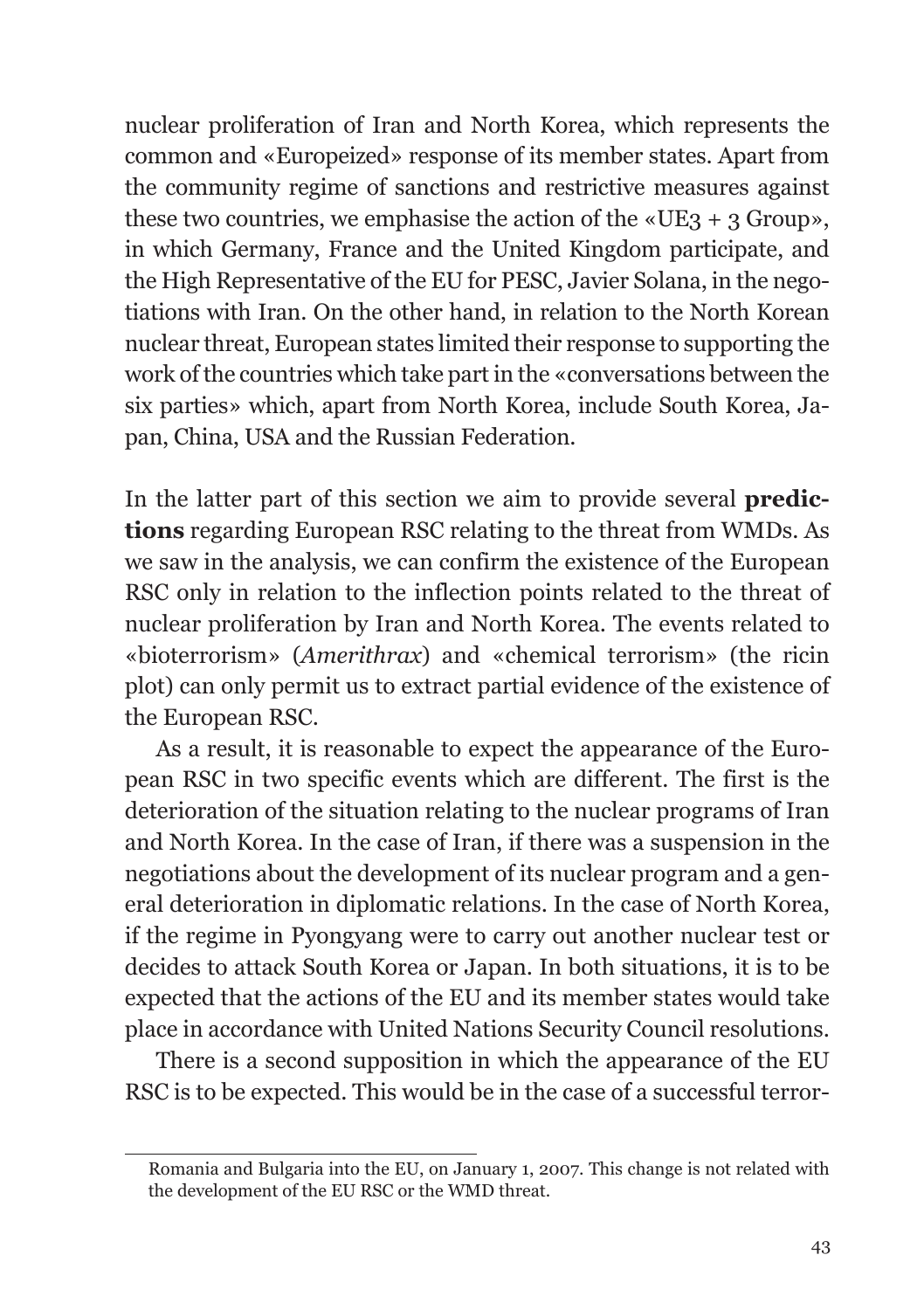nuclear proliferation of Iran and North Korea, which represents the common and «Europeized» response of its member states. Apart from the community regime of sanctions and restrictive measures against these two countries, we emphasise the action of the «UE3 + 3 Group», in which Germany, France and the United Kingdom participate, and the High Representative of the EU for PESC, Javier Solana, in the negotiations with Iran. On the other hand, in relation to the North Korean nuclear threat, European states limited their response to supporting the work of the countries which take part in the «conversations between the six parties» which, apart from North Korea, include South Korea, Japan, China, USA and the Russian Federation.

In the latter part of this section we aim to provide several **predictions** regarding European RSC relating to the threat from WMDs. As we saw in the analysis, we can confirm the existence of the European RSC only in relation to the inflection points related to the threat of nuclear proliferation by Iran and North Korea. The events related to «bioterrorism» (*Amerithrax*) and «chemical terrorism» (the ricin plot) can only permit us to extract partial evidence of the existence of the European RSC.

As a result, it is reasonable to expect the appearance of the European RSC in two specific events which are different. The first is the deterioration of the situation relating to the nuclear programs of Iran and North Korea. In the case of Iran, if there was a suspension in the negotiations about the development of its nuclear program and a general deterioration in diplomatic relations. In the case of North Korea, if the regime in Pyongyang were to carry out another nuclear test or decides to attack South Korea or Japan. In both situations, it is to be expected that the actions of the EU and its member states would take place in accordance with United Nations Security Council resolutions.

There is a second supposition in which the appearance of the EU RSC is to be expected. This would be in the case of a successful terror-

---

Romania and Bulgaria into the EU, on January 1, 2007. This change is not related with the development of the EU RSC or the WMD threat.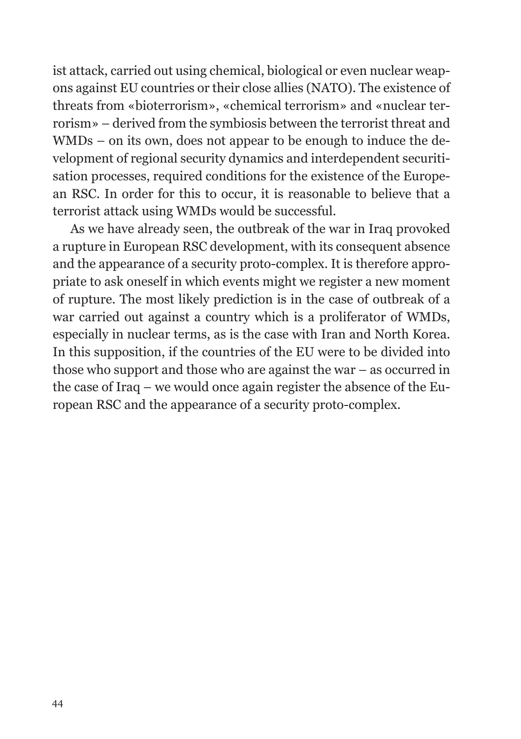ist attack, carried out using chemical, biological or even nuclear weapons against EU countries or their close allies (NATO). The existence of threats from «bioterrorism», «chemical terrorism» and «nuclear terrorism» – derived from the symbiosis between the terrorist threat and WMDs – on its own, does not appear to be enough to induce the development of regional security dynamics and interdependent securitisation processes, required conditions for the existence of the European RSC. In order for this to occur, it is reasonable to believe that a terrorist attack using WMDs would be successful.

As we have already seen, the outbreak of the war in Iraq provoked a rupture in European RSC development, with its consequent absence and the appearance of a security proto-complex. It is therefore appropriate to ask oneself in which events might we register a new moment of rupture. The most likely prediction is in the case of outbreak of a war carried out against a country which is a proliferator of WMDs, especially in nuclear terms, as is the case with Iran and North Korea. In this supposition, if the countries of the EU were to be divided into those who support and those who are against the war – as occurred in the case of Iraq – we would once again register the absence of the European RSC and the appearance of a security proto-complex.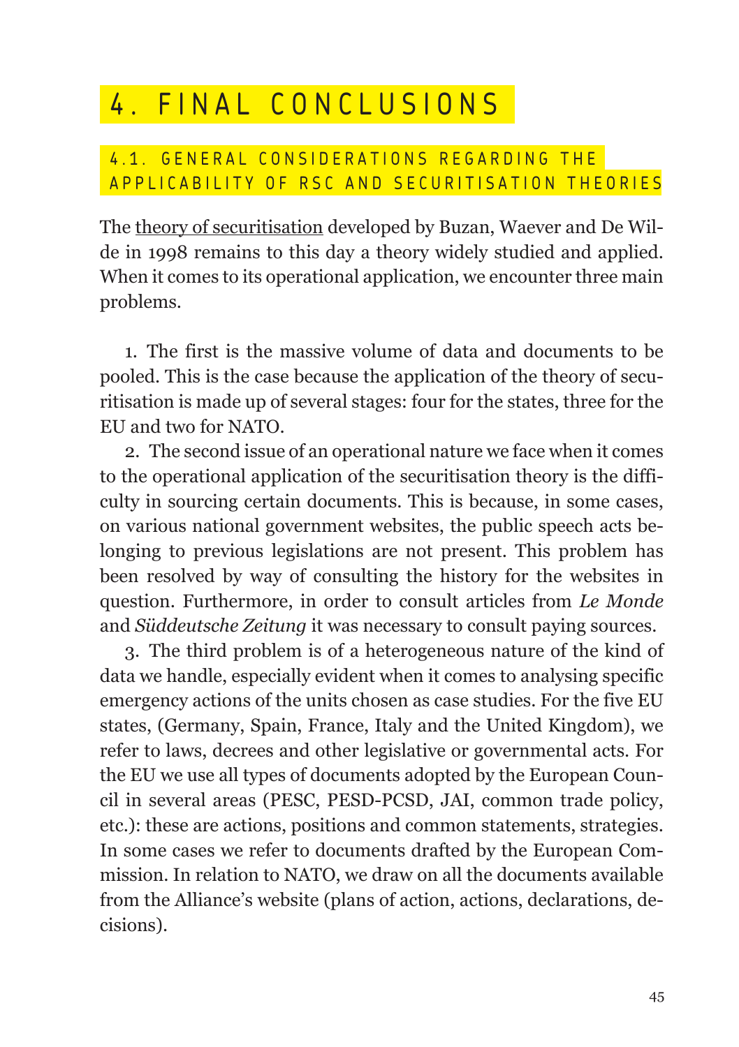# 4. FINAL CONCLUSIONS

## 4.1. GENERAL CONSIDERATIONS REGARDING THE APPLICABILITY OF RSC AND SECURITISATION THEORIES

The theory of securitisation developed by Buzan, Waever and De Wilde in 1998 remains to this day a theory widely studied and applied. When it comes to its operational application, we encounter three main problems.

1. The first is the massive volume of data and documents to be pooled. This is the case because the application of the theory of securitisation is made up of several stages: four for the states, three for the EU and two for NATO.
2. The second issue of an operational nature we face when it comes to the operational application of the securitisation theory is the difficulty in sourcing certain documents. This is because, in some cases, on various national government websites, the public speech acts belonging to previous legislations are not present. This problem has been resolved by way of consulting the history for the websites in question. Furthermore, in order to consult articles from *Le Monde* and *Süddeutsche Zeitung* it was necessary to consult paying sources.
3. The third problem is of a heterogeneous nature of the kind of data we handle, especially evident when it comes to analysing specific emergency actions of the units chosen as case studies. For the five EU states, (Germany, Spain, France, Italy and the United Kingdom), we refer to laws, decrees and other legislative or governmental acts. For the EU we use all types of documents adopted by the European Council in several areas (PESC, PESD-PCSD, JAI, common trade policy, etc.): these are actions, positions and common statements, strategies. In some cases we refer to documents drafted by the European Commission. In relation to NATO, we draw on all the documents available from the Alliance's website (plans of action, actions, declarations, decisions).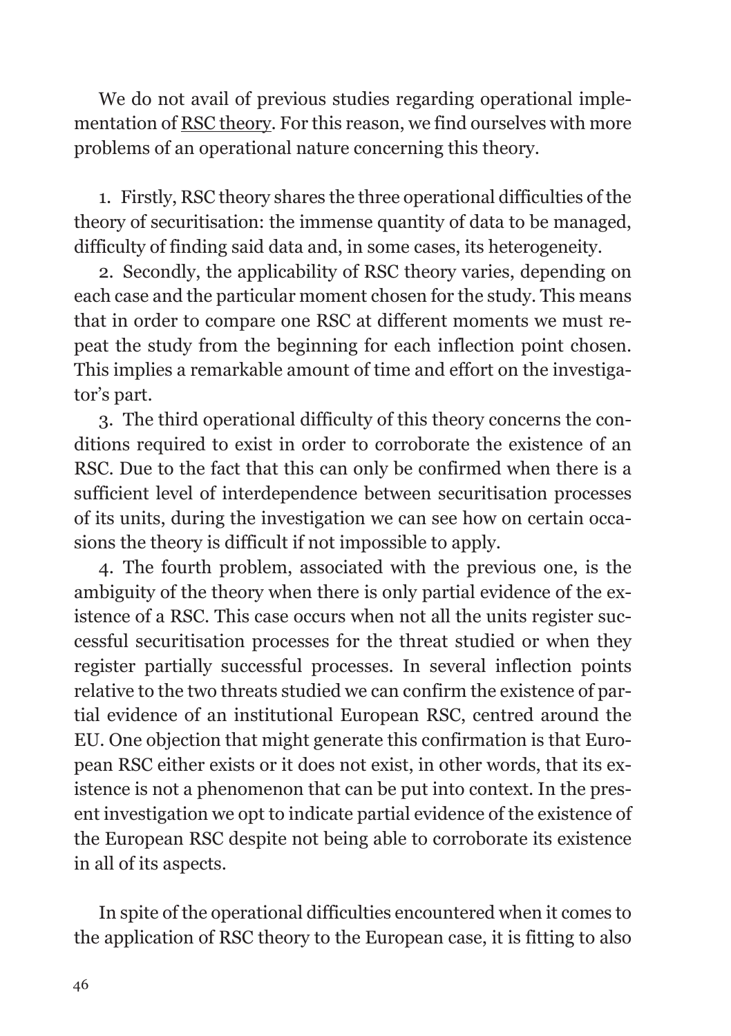We do not avail of previous studies regarding operational implementation of RSC theory. For this reason, we find ourselves with more problems of an operational nature concerning this theory.

1. Firstly, RSC theory shares the three operational difficulties of the theory of securitisation: the immense quantity of data to be managed, difficulty of finding said data and, in some cases, its heterogeneity.

2. Secondly, the applicability of RSC theory varies, depending on each case and the particular moment chosen for the study. This means that in order to compare one RSC at different moments we must repeat the study from the beginning for each inflection point chosen. This implies a remarkable amount of time and effort on the investigator's part.

3. The third operational difficulty of this theory concerns the conditions required to exist in order to corroborate the existence of an RSC. Due to the fact that this can only be confirmed when there is a sufficient level of interdependence between securitisation processes of its units, during the investigation we can see how on certain occasions the theory is difficult if not impossible to apply.

4. The fourth problem, associated with the previous one, is the ambiguity of the theory when there is only partial evidence of the existence of a RSC. This case occurs when not all the units register successful securitisation processes for the threat studied or when they register partially successful processes. In several inflection points relative to the two threats studied we can confirm the existence of partial evidence of an institutional European RSC, centred around the EU. One objection that might generate this confirmation is that European RSC either exists or it does not exist, in other words, that its existence is not a phenomenon that can be put into context. In the present investigation we opt to indicate partial evidence of the existence of the European RSC despite not being able to corroborate its existence in all of its aspects.

In spite of the operational difficulties encountered when it comes to the application of RSC theory to the European case, it is fitting to also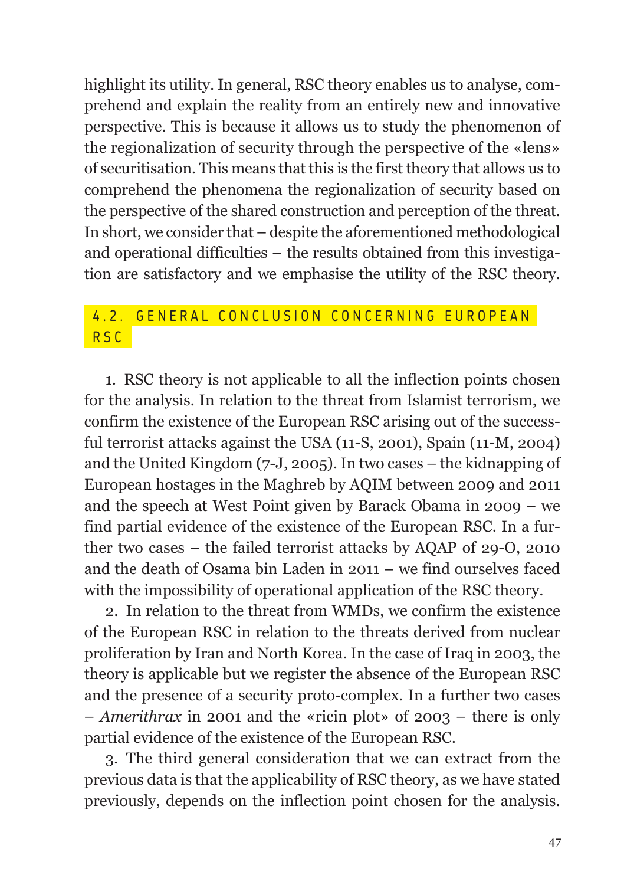highlight its utility. In general, RSC theory enables us to analyse, comprehend and explain the reality from an entirely new and innovative perspective. This is because it allows us to study the phenomenon of the regionalization of security through the perspective of the «lens» of securitisation. This means that this is the first theory that allows us to comprehend the phenomena the regionalization of security based on the perspective of the shared construction and perception of the threat. In short, we consider that – despite the aforementioned methodological and operational difficulties – the results obtained from this investigation are satisfactory and we emphasise the utility of the RSC theory.

## 4.2. GENERAL CONCLUSION CONCERNING EUROPEAN RSC

1. RSC theory is not applicable to all the inflection points chosen for the analysis. In relation to the threat from Islamist terrorism, we confirm the existence of the European RSC arising out of the successful terrorist attacks against the USA (11-S, 2001), Spain (11-M, 2004) and the United Kingdom (7-J, 2005). In two cases – the kidnapping of European hostages in the Maghreb by AQIM between 2009 and 2011 and the speech at West Point given by Barack Obama in 2009 – we find partial evidence of the existence of the European RSC. In a further two cases – the failed terrorist attacks by AQAP of 29-O, 2010 and the death of Osama bin Laden in 2011 – we find ourselves faced with the impossibility of operational application of the RSC theory.

2. In relation to the threat from WMDs, we confirm the existence of the European RSC in relation to the threats derived from nuclear proliferation by Iran and North Korea. In the case of Iraq in 2003, the theory is applicable but we register the absence of the European RSC and the presence of a security proto-complex. In a further two cases – *Amerithrax* in 2001 and the «ricin plot» of 2003 – there is only partial evidence of the existence of the European RSC.

3. The third general consideration that we can extract from the previous data is that the applicability of RSC theory, as we have stated previously, depends on the inflection point chosen for the analysis.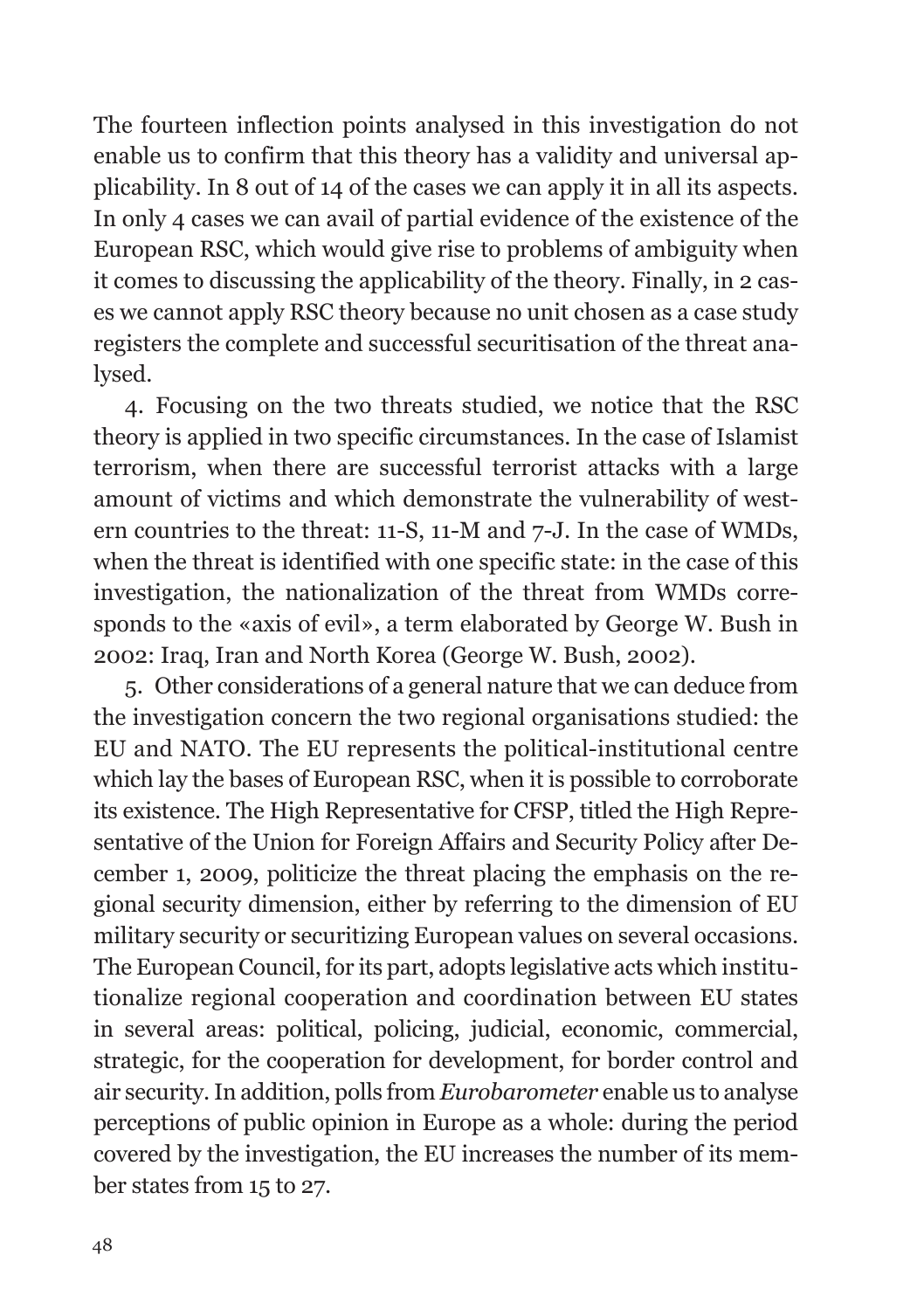The fourteen inflection points analysed in this investigation do not enable us to confirm that this theory has a validity and universal applicability. In 8 out of 14 of the cases we can apply it in all its aspects. In only 4 cases we can avail of partial evidence of the existence of the European RSC, which would give rise to problems of ambiguity when it comes to discussing the applicability of the theory. Finally, in 2 cases we cannot apply RSC theory because no unit chosen as a case study registers the complete and successful securitisation of the threat analysed.

4. Focusing on the two threats studied, we notice that the RSC theory is applied in two specific circumstances. In the case of Islamist terrorism, when there are successful terrorist attacks with a large amount of victims and which demonstrate the vulnerability of western countries to the threat: 11-S, 11-M and 7-J. In the case of WMDs, when the threat is identified with one specific state: in the case of this investigation, the nationalization of the threat from WMDs corresponds to the «axis of evil», a term elaborated by George W. Bush in 2002: Iraq, Iran and North Korea (George W. Bush, 2002).

5. Other considerations of a general nature that we can deduce from the investigation concern the two regional organisations studied: the EU and NATO. The EU represents the political-institutional centre which lay the bases of European RSC, when it is possible to corroborate its existence. The High Representative for CFSP, titled the High Representative of the Union for Foreign Affairs and Security Policy after December 1, 2009, politicize the threat placing the emphasis on the regional security dimension, either by referring to the dimension of EU military security or securitizing European values on several occasions. The European Council, for its part, adopts legislative acts which institutionalize regional cooperation and coordination between EU states in several areas: political, policing, judicial, economic, commercial, strategic, for the cooperation for development, for border control and air security. In addition, polls from *Eurobarometer* enable us to analyse perceptions of public opinion in Europe as a whole: during the period covered by the investigation, the EU increases the number of its member states from 15 to 27.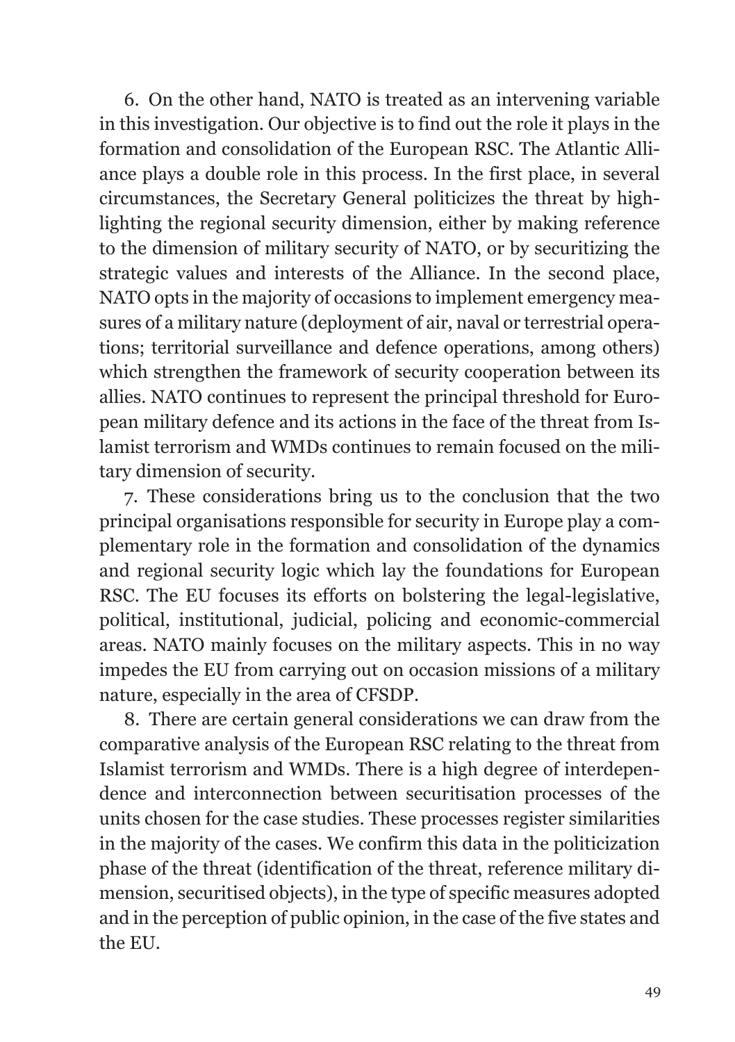6. On the other hand, NATO is treated as an intervening variable in this investigation. Our objective is to find out the role it plays in the formation and consolidation of the European RSC. The Atlantic Alliance plays a double role in this process. In the first place, in several circumstances, the Secretary General politicizes the threat by highlighting the regional security dimension, either by making reference to the dimension of military security of NATO, or by securitizing the strategic values and interests of the Alliance. In the second place, NATO opts in the majority of occasions to implement emergency measures of a military nature (deployment of air, naval or terrestrial operations; territorial surveillance and defence operations, among others) which strengthen the framework of security cooperation between its allies. NATO continues to represent the principal threshold for European military defence and its actions in the face of the threat from Islamist terrorism and WMDs continues to remain focused on the military dimension of security.

7. These considerations bring us to the conclusion that the two principal organisations responsible for security in Europe play a complementary role in the formation and consolidation of the dynamics and regional security logic which lay the foundations for European RSC. The EU focuses its efforts on bolstering the legal-legislative, political, institutional, judicial, policing and economic-commercial areas. NATO mainly focuses on the military aspects. This in no way impedes the EU from carrying out on occasion missions of a military nature, especially in the area of CFSDP.

8. There are certain general considerations we can draw from the comparative analysis of the European RSC relating to the threat from Islamist terrorism and WMDs. There is a high degree of interdependence and interconnection between securitisation processes of the units chosen for the case studies. These processes register similarities in the majority of the cases. We confirm this data in the politicization phase of the threat (identification of the threat, reference military dimension, securitised objects), in the type of specific measures adopted and in the perception of public opinion, in the case of the five states and the EU.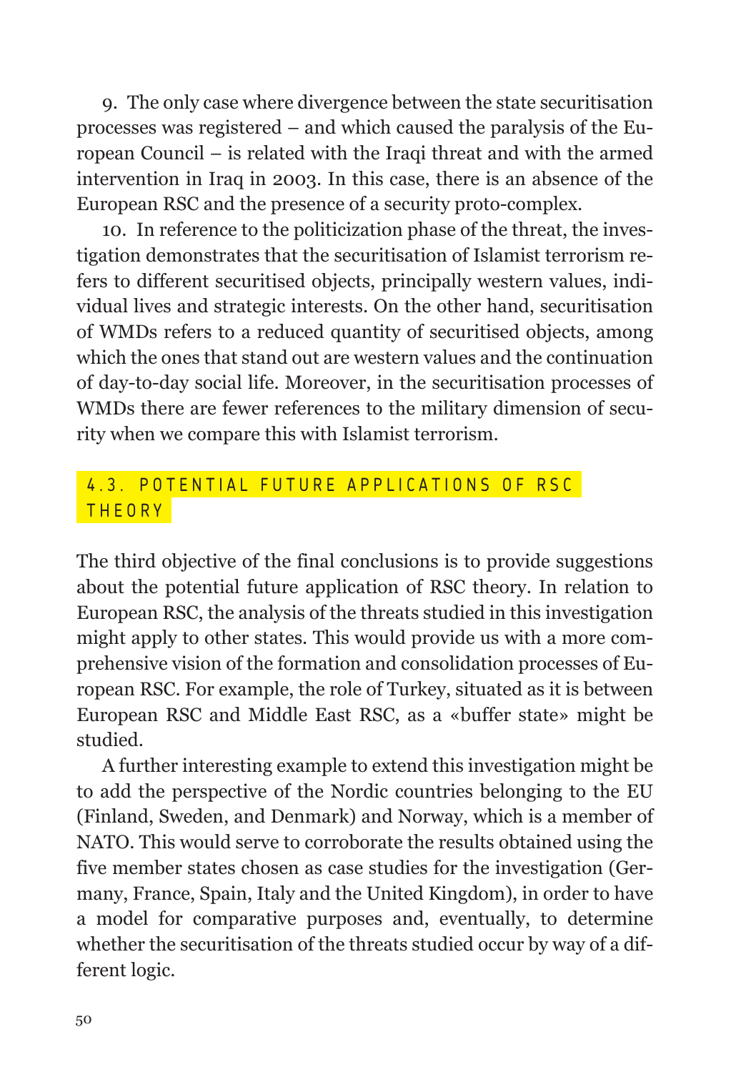9. The only case where divergence between the state securitisation processes was registered – and which caused the paralysis of the European Council – is related with the Iraqi threat and with the armed intervention in Iraq in 2003. In this case, there is an absence of the European RSC and the presence of a security proto-complex.

10. In reference to the politicization phase of the threat, the investigation demonstrates that the securitisation of Islamist terrorism refers to different securitised objects, principally western values, individual lives and strategic interests. On the other hand, securitisation of WMDs refers to a reduced quantity of securitised objects, among which the ones that stand out are western values and the continuation of day-to-day social life. Moreover, in the securitisation processes of WMDs there are fewer references to the military dimension of security when we compare this with Islamist terrorism.

### 4.3. POTENTIAL FUTURE APPLICATIONS OF RSC THEORY

The third objective of the final conclusions is to provide suggestions about the potential future application of RSC theory. In relation to European RSC, the analysis of the threats studied in this investigation might apply to other states. This would provide us with a more comprehensive vision of the formation and consolidation processes of European RSC. For example, the role of Turkey, situated as it is between European RSC and Middle East RSC, as a «buffer state» might be studied.

A further interesting example to extend this investigation might be to add the perspective of the Nordic countries belonging to the EU (Finland, Sweden, and Denmark) and Norway, which is a member of NATO. This would serve to corroborate the results obtained using the five member states chosen as case studies for the investigation (Germany, France, Spain, Italy and the United Kingdom), in order to have a model for comparative purposes and, eventually, to determine whether the securitisation of the threats studied occur by way of a different logic.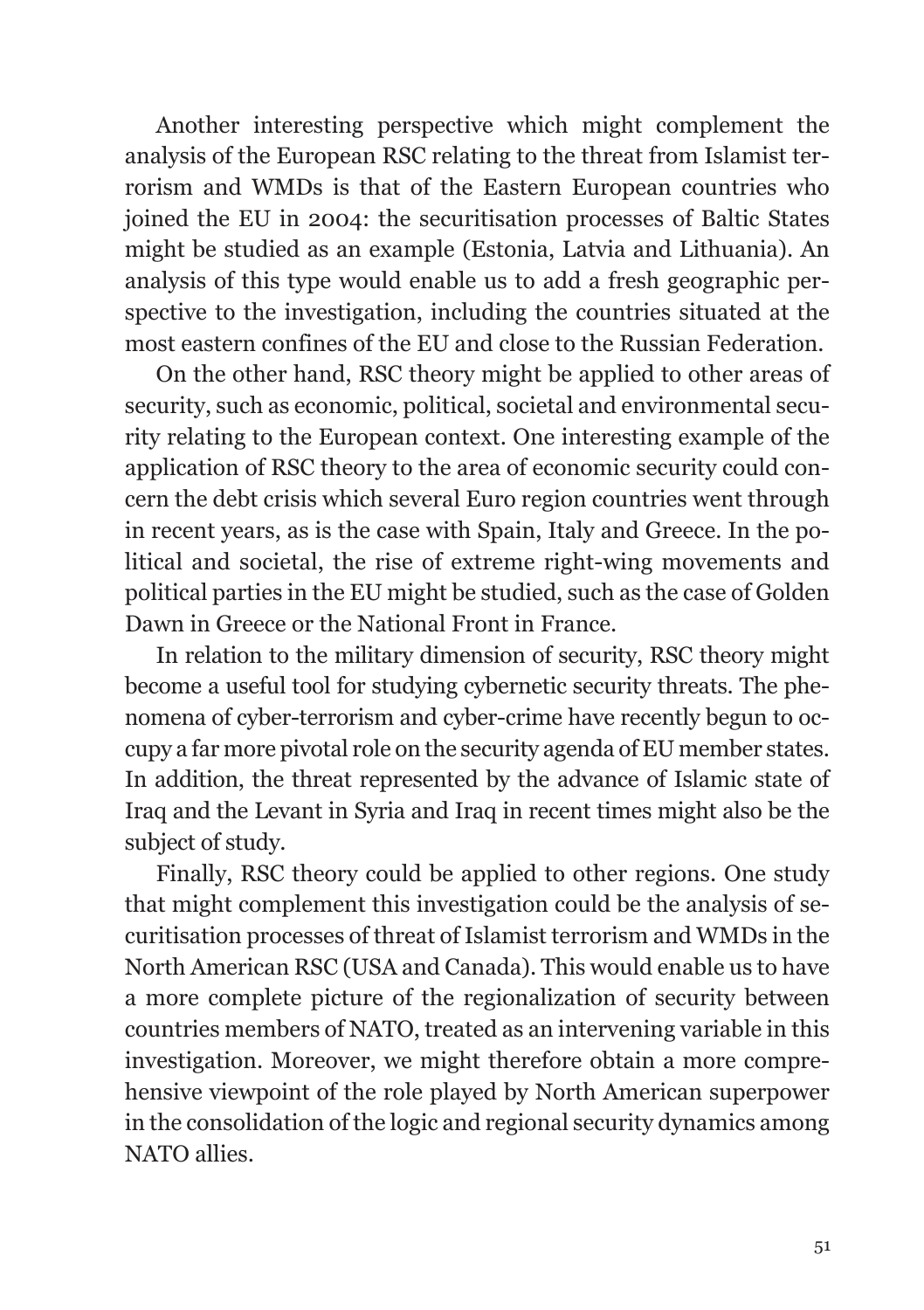Another interesting perspective which might complement the analysis of the European RSC relating to the threat from Islamist terrorism and WMDs is that of the Eastern European countries who joined the EU in 2004: the securitisation processes of Baltic States might be studied as an example (Estonia, Latvia and Lithuania). An analysis of this type would enable us to add a fresh geographic perspective to the investigation, including the countries situated at the most eastern confines of the EU and close to the Russian Federation.

On the other hand, RSC theory might be applied to other areas of security, such as economic, political, societal and environmental security relating to the European context. One interesting example of the application of RSC theory to the area of economic security could concern the debt crisis which several Euro region countries went through in recent years, as is the case with Spain, Italy and Greece. In the political and societal, the rise of extreme right-wing movements and political parties in the EU might be studied, such as the case of Golden Dawn in Greece or the National Front in France.

In relation to the military dimension of security, RSC theory might become a useful tool for studying cybernetic security threats. The phenomena of cyber-terrorism and cyber-crime have recently begun to occupy a far more pivotal role on the security agenda of EU member states. In addition, the threat represented by the advance of Islamic state of Iraq and the Levant in Syria and Iraq in recent times might also be the subject of study.

Finally, RSC theory could be applied to other regions. One study that might complement this investigation could be the analysis of securitisation processes of threat of Islamist terrorism and WMDs in the North American RSC (USA and Canada). This would enable us to have a more complete picture of the regionalization of security between countries members of NATO, treated as an intervening variable in this investigation. Moreover, we might therefore obtain a more comprehensive viewpoint of the role played by North American superpower in the consolidation of the logic and regional security dynamics among NATO allies.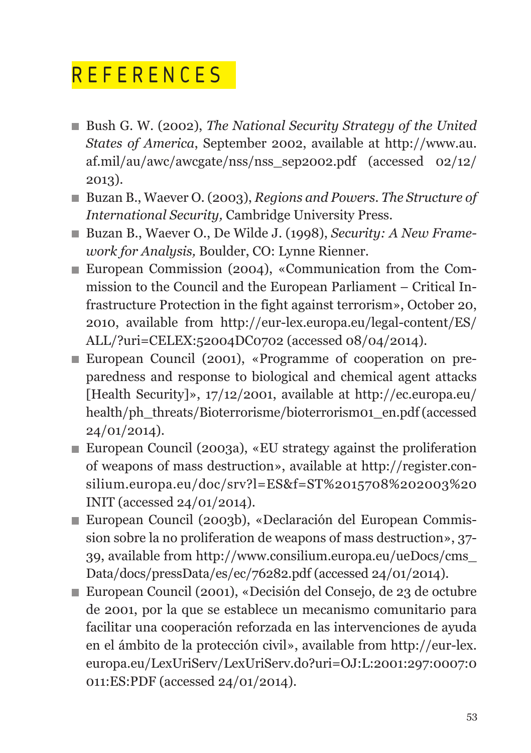# REFERENCES

- Bush G. W. (2002), *The National Security Strategy of the United States of America*, September 2002, available at http://www.au.af.mil/au/awc/awcgate/nss/nss_sep2002.pdf (accessed 02/12/2013).
- Buzan B., Waever O. (2003), *Regions and Powers. The Structure of International Security,* Cambridge University Press.
- Buzan B., Waever O., De Wilde J. (1998), *Security: A New Framework for Analysis,* Boulder, CO: Lynne Rienner.
- European Commission (2004), «Communication from the Commission to the Council and the European Parliament – Critical Infrastructure Protection in the fight against terrorism», October 20, 2010, available from http://eur-lex.europa.eu/legal-content/ES/ALL/?uri=CELEX:52004DC0702 (accessed 08/04/2014).
- European Council (2001), «Programme of cooperation on preparedness and response to biological and chemical agent attacks [Health Security]», 17/12/2001, available at http://ec.europa.eu/health/ph_threats/Bioterrorisme/bioterrorism01_en.pdf (accessed 24/01/2014).
- European Council (2003a), «EU strategy against the proliferation of weapons of mass destruction», available at http://register.consilium.europa.eu/doc/srv?l=ES&f=ST%2015708%202003%20INIT (accessed 24/01/2014).
- European Council (2003b), «Declaración del European Commission sobre la no proliferation de weapons of mass destruction», 37-39, available from http://www.consilium.europa.eu/ueDocs/cms_Data/docs/pressData/es/ec/76282.pdf (accessed 24/01/2014).
- European Council (2001), «Decisión del Consejo, de 23 de octubre de 2001, por la que se establece un mecanismo comunitario para facilitar una cooperación reforzada en las intervenciones de ayuda en el ámbito de la protección civil», available from http://eur-lex.europa.eu/LexUriServ/LexUriServ.do?uri=OJ:L:2001:297:0007:0011:ES:PDF (accessed 24/01/2014).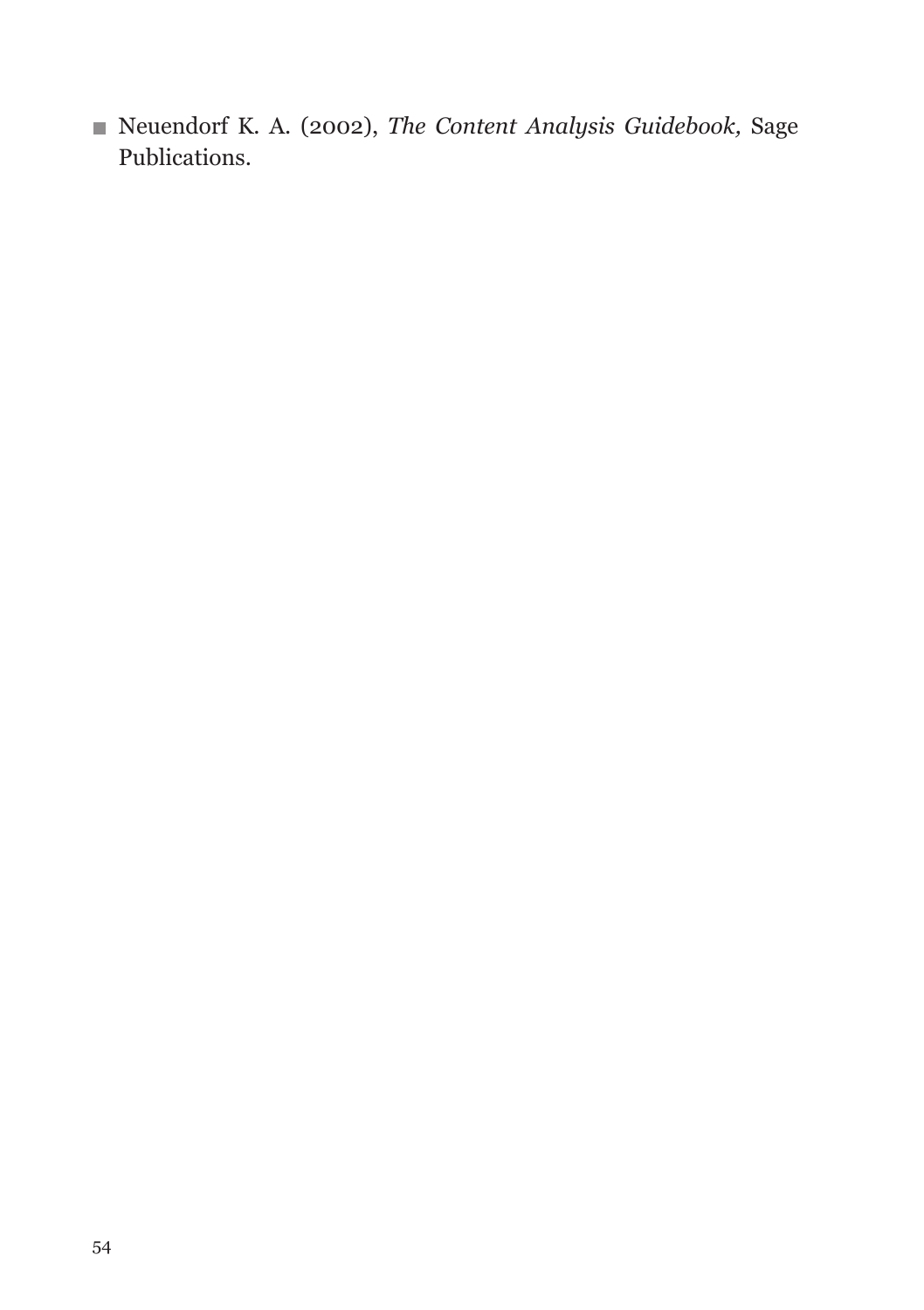- Neuendorf K. A. (2002), *The Content Analysis Guidebook,* Sage Publications.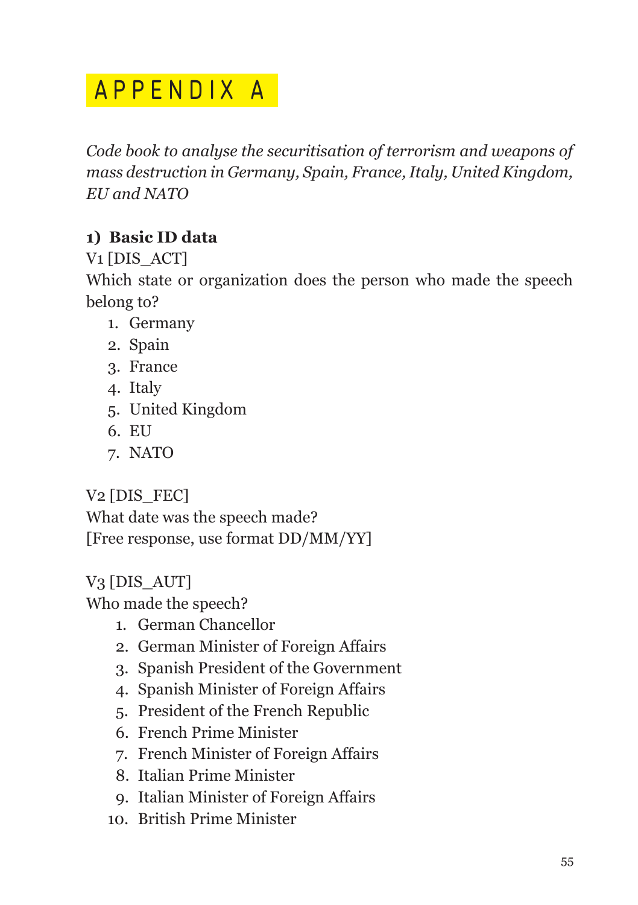# APPENDIX A

*Code book to analyse the securitisation of terrorism and weapons of mass destruction in Germany, Spain, France, Italy, United Kingdom, EU and NATO*

**1) Basic ID data**

V1 [DIS_ACT]

Which state or organization does the person who made the speech belong to?

1. Germany
2. Spain
3. France
4. Italy
5. United Kingdom
6. EU
7. NATO

V2 [DIS_FEC]

What date was the speech made?

[Free response, use format DD/MM/YY]

V3 [DIS_AUT]

Who made the speech?

1. German Chancellor
2. German Minister of Foreign Affairs
3. Spanish President of the Government
4. Spanish Minister of Foreign Affairs
5. President of the French Republic
6. French Prime Minister
7. French Minister of Foreign Affairs
8. Italian Prime Minister
9. Italian Minister of Foreign Affairs
10. British Prime Minister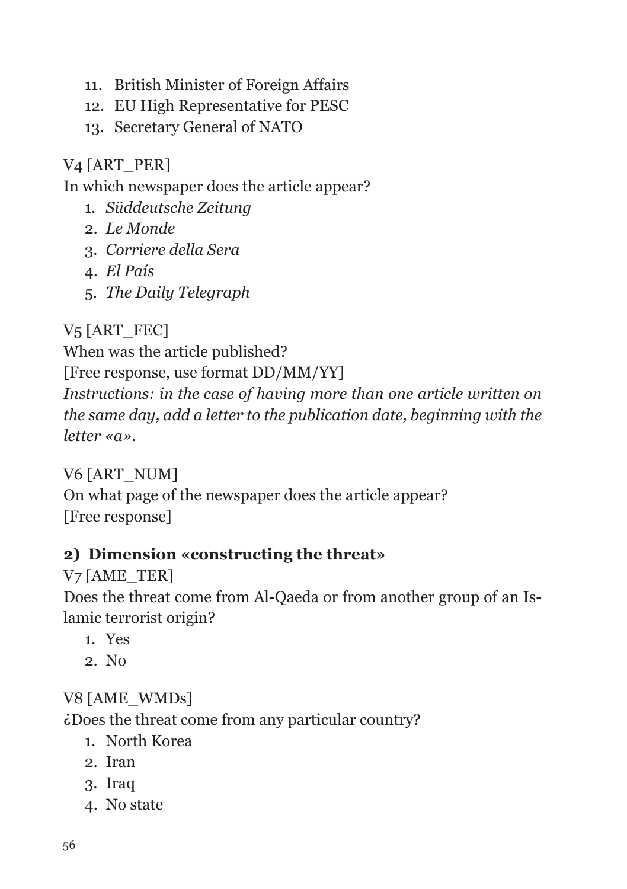11. British Minister of Foreign Affairs
12. EU High Representative for PESC
13. Secretary General of NATO

V4 [ART_PER]
In which newspaper does the article appear?

1. *Süddeutsche Zeitung*
2. *Le Monde*
3. *Corriere della Sera*
4. *El País*
5. *The Daily Telegraph*

V5 [ART_FEC]
When was the article published?
[Free response, use format DD/MM/YY]
*Instructions: in the case of having more than one article written on the same day, add a letter to the publication date, beginning with the letter «a».*

V6 [ART_NUM]
On what page of the newspaper does the article appear?
[Free response]

**2) Dimension «constructing the threat»**

V7 [AME_TER]
Does the threat come from Al-Qaeda or from another group of an Islamic terrorist origin?

1. Yes
2. No

V8 [AME_WMDs]
¿Does the threat come from any particular country?

1. North Korea
2. Iran
3. Iraq
4. No state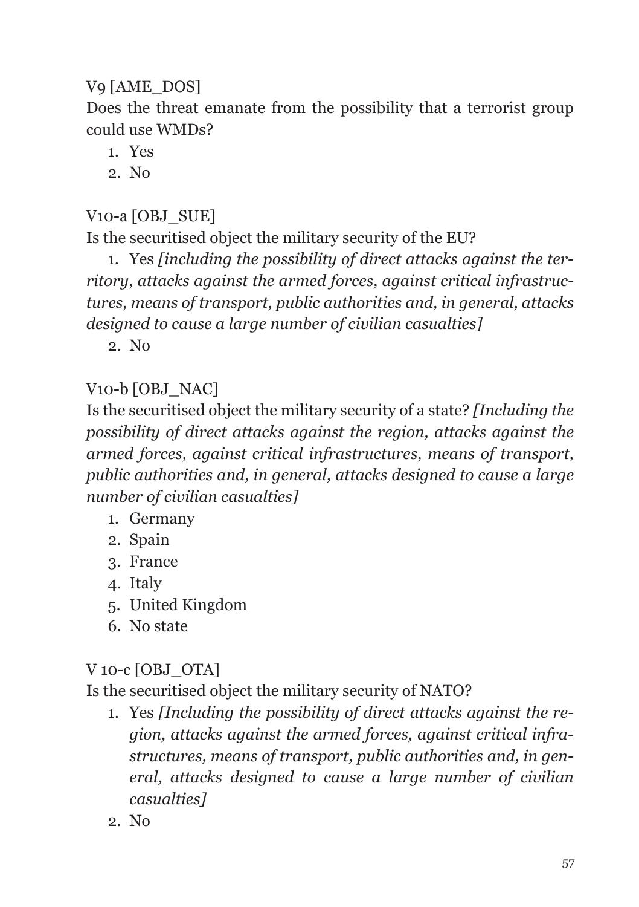V9 [AME_DOS]

Does the threat emanate from the possibility that a terrorist group could use WMDs?

1. Yes
2. No

V10-a [OBJ_SUE]

Is the securitised object the military security of the EU?

1. Yes *[including the possibility of direct attacks against the territory, attacks against the armed forces, against critical infrastructures, means of transport, public authorities and, in general, attacks designed to cause a large number of civilian casualties]*
2. No

V10-b [OBJ_NAC]

Is the securitised object the military security of a state? *[Including the possibility of direct attacks against the region, attacks against the armed forces, against critical infrastructures, means of transport, public authorities and, in general, attacks designed to cause a large number of civilian casualties]*

1. Germany
2. Spain
3. France
4. Italy
5. United Kingdom
6. No state

V 10-c [OBJ_OTA]

Is the securitised object the military security of NATO?

1. Yes *[Including the possibility of direct attacks against the region, attacks against the armed forces, against critical infrastructures, means of transport, public authorities and, in general, attacks designed to cause a large number of civilian casualties]*
2. No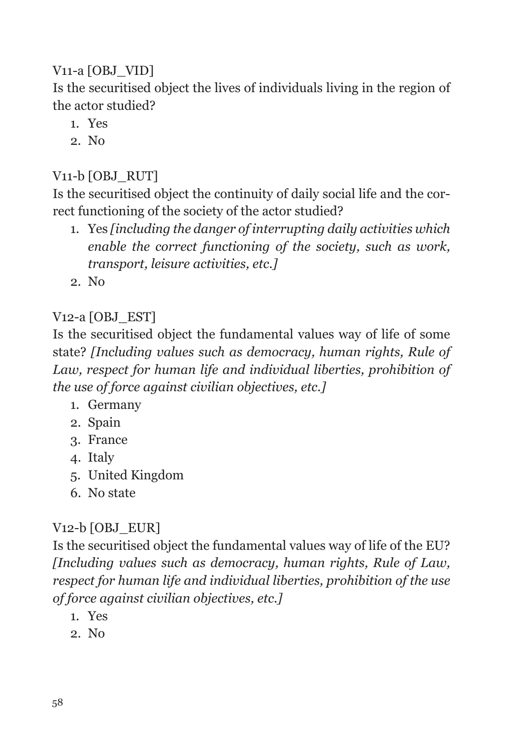V11-a [OBJ_VID]

Is the securitised object the lives of individuals living in the region of the actor studied?

1. Yes
2. No

V11-b [OBJ_RUT]

Is the securitised object the continuity of daily social life and the correct functioning of the society of the actor studied?

1. Yes *[including the danger of interrupting daily activities which enable the correct functioning of the society, such as work, transport, leisure activities, etc.]*
2. No

V12-a [OBJ_EST]

Is the securitised object the fundamental values way of life of some state? *[Including values such as democracy, human rights, Rule of Law, respect for human life and individual liberties, prohibition of the use of force against civilian objectives, etc.]*

1. Germany
2. Spain
3. France
4. Italy
5. United Kingdom
6. No state

V12-b [OBJ_EUR]

Is the securitised object the fundamental values way of life of the EU? *[Including values such as democracy, human rights, Rule of Law, respect for human life and individual liberties, prohibition of the use of force against civilian objectives, etc.]*

1. Yes
2. No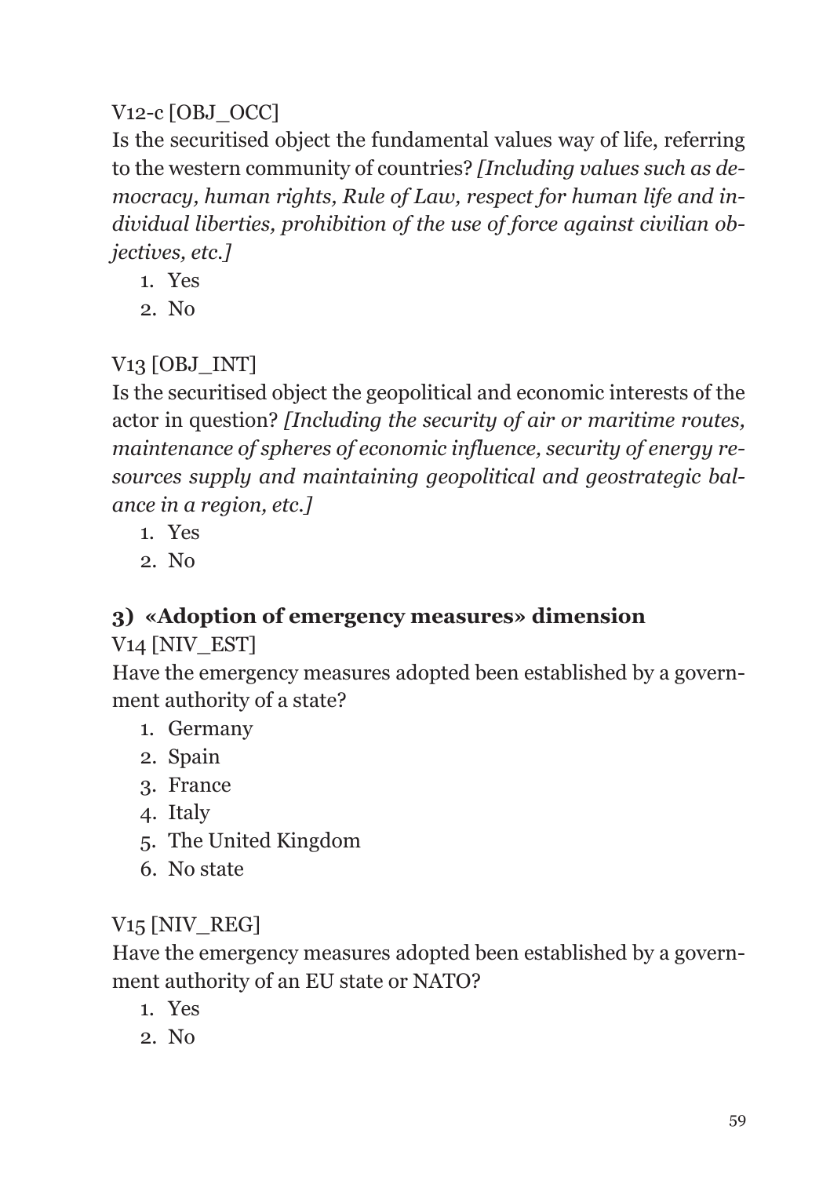V12-c [OBJ_OCC]

Is the securitised object the fundamental values way of life, referring to the western community of countries? *[Including values such as democracy, human rights, Rule of Law, respect for human life and individual liberties, prohibition of the use of force against civilian objectives, etc.]*

1. Yes
2. No

V13 [OBJ_INT]

Is the securitised object the geopolitical and economic interests of the actor in question? *[Including the security of air or maritime routes, maintenance of spheres of economic influence, security of energy resources supply and maintaining geopolitical and geostrategic balance in a region, etc.]*

1. Yes
2. No

### 3) «Adoption of emergency measures» dimension

V14 [NIV_EST]

Have the emergency measures adopted been established by a government authority of a state?

1. Germany
2. Spain
3. France
4. Italy
5. The United Kingdom
6. No state

V15 [NIV_REG]

Have the emergency measures adopted been established by a government authority of an EU state or NATO?

1. Yes
2. No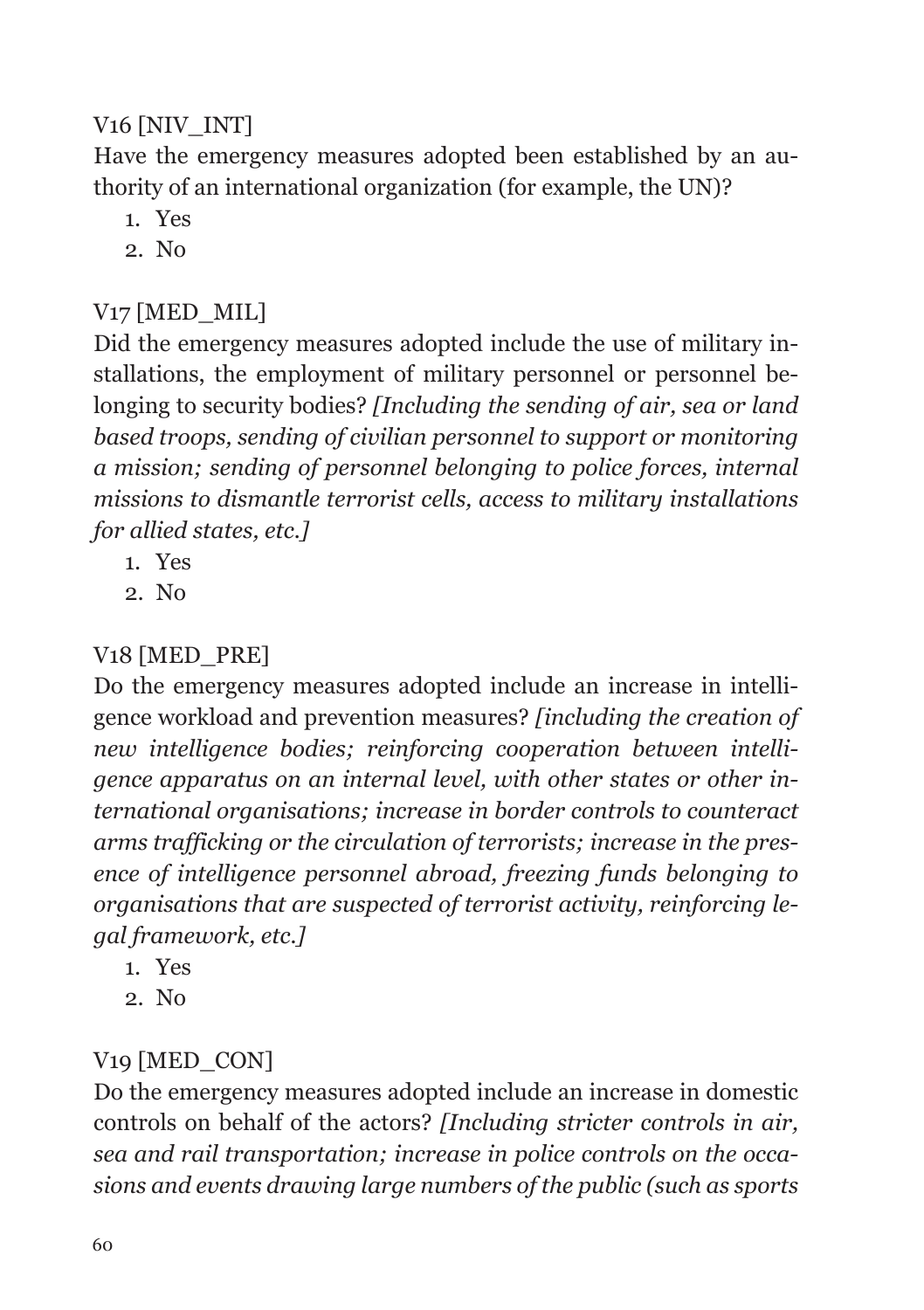V16 [NIV_INT]

Have the emergency measures adopted been established by an authority of an international organization (for example, the UN)?

1. Yes
2. No

V17 [MED_MIL]

Did the emergency measures adopted include the use of military installations, the employment of military personnel or personnel belonging to security bodies? *[Including the sending of air, sea or land based troops, sending of civilian personnel to support or monitoring a mission; sending of personnel belonging to police forces, internal missions to dismantle terrorist cells, access to military installations for allied states, etc.]*

1. Yes
2. No

V18 [MED_PRE]

Do the emergency measures adopted include an increase in intelligence workload and prevention measures? *[including the creation of new intelligence bodies; reinforcing cooperation between intelligence apparatus on an internal level, with other states or other international organisations; increase in border controls to counteract arms trafficking or the circulation of terrorists; increase in the presence of intelligence personnel abroad, freezing funds belonging to organisations that are suspected of terrorist activity, reinforcing legal framework, etc.]*

1. Yes
2. No

V19 [MED_CON]

Do the emergency measures adopted include an increase in domestic controls on behalf of the actors? *[Including stricter controls in air, sea and rail transportation; increase in police controls on the occasions and events drawing large numbers of the public (such as sports*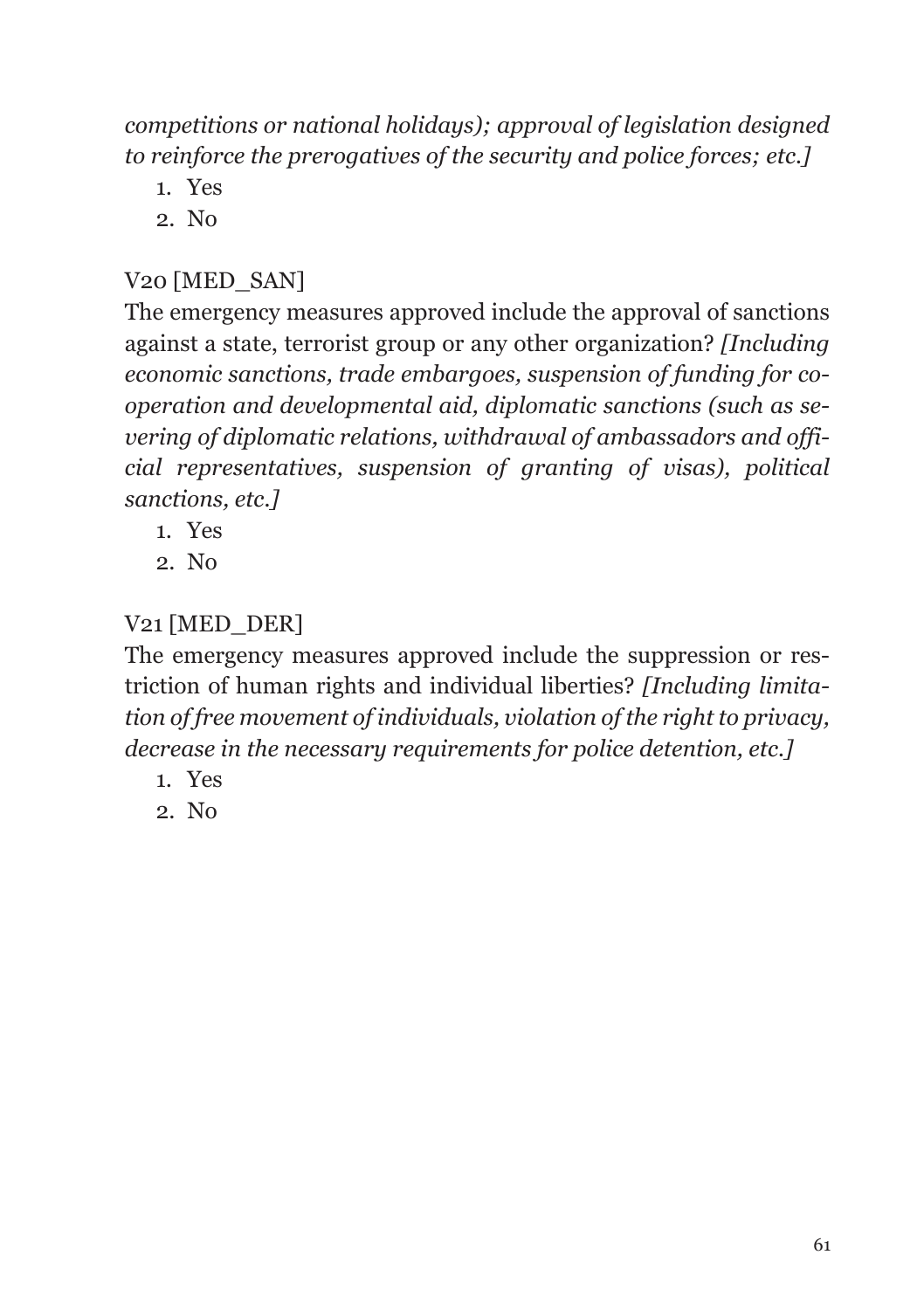*competitions or national holidays); approval of legislation designed to reinforce the prerogatives of the security and police forces; etc.]*

1. Yes
2. No

V20 [MED_SAN]

The emergency measures approved include the approval of sanctions against a state, terrorist group or any other organization? *[Including economic sanctions, trade embargoes, suspension of funding for cooperation and developmental aid, diplomatic sanctions (such as severing of diplomatic relations, withdrawal of ambassadors and official representatives, suspension of granting of visas), political sanctions, etc.]*

1. Yes
2. No

V21 [MED_DER]

The emergency measures approved include the suppression or restriction of human rights and individual liberties? *[Including limitation of free movement of individuals, violation of the right to privacy, decrease in the necessary requirements for police detention, etc.]*

1. Yes
2. No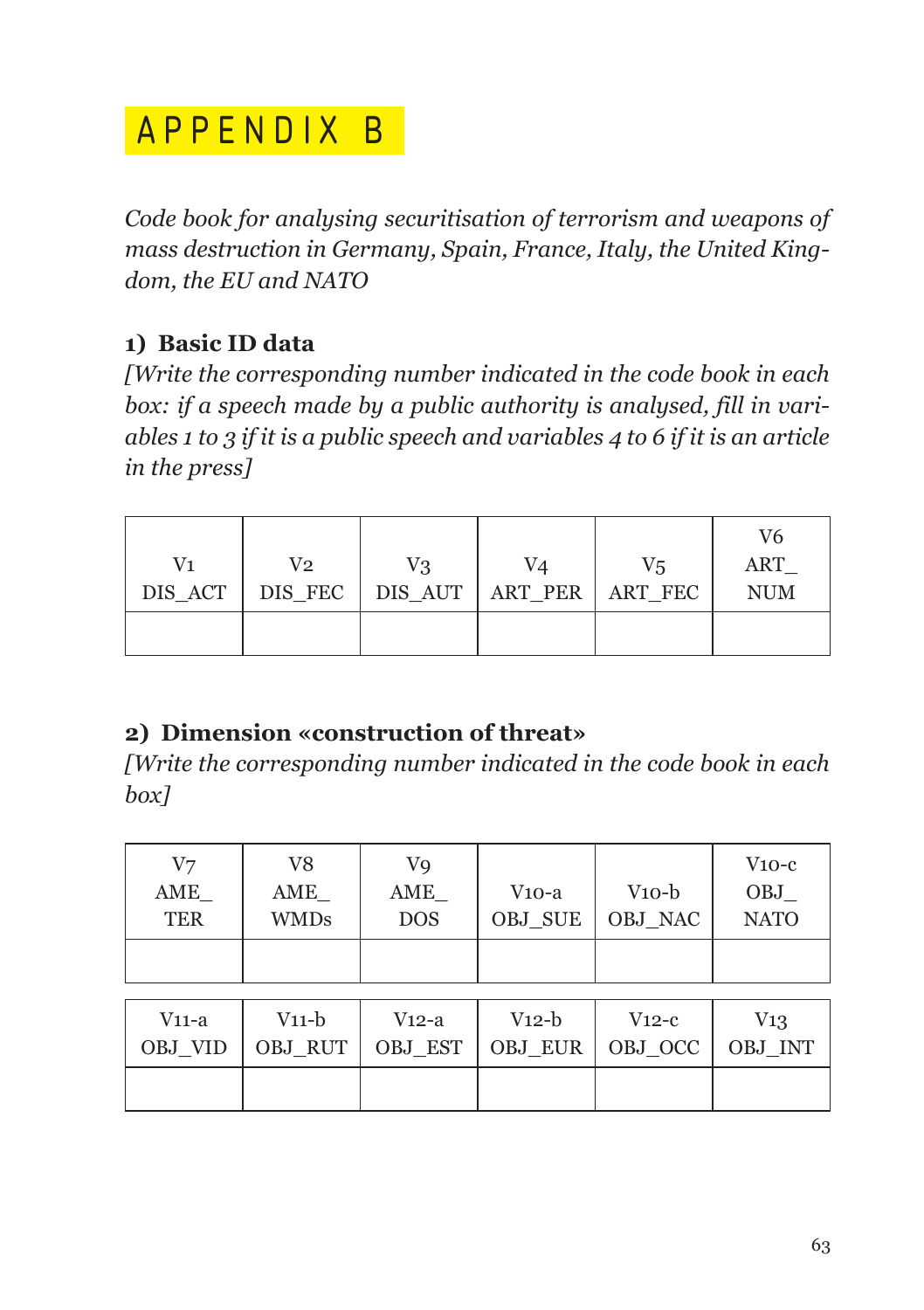# APPENDIX B

*Code book for analysing securitisation of terrorism and weapons of mass destruction in Germany, Spain, France, Italy, the United Kingdom, the EU and NATO*

### 1) Basic ID data

*[Write the corresponding number indicated in the code book in each box: if a speech made by a public authority is analysed, fill in variables 1 to 3 if it is a public speech and variables 4 to 6 if it is an article in the press]*

| V1 DIS_ACT | V2 DIS_FEC | V3 DIS_AUT | V4 ART_PER | V5 ART_FEC | V6 ART_ NUM |
|---|---|---|---|---|---|
| | | | | | |

### 2) Dimension «construction of threat»

*[Write the corresponding number indicated in the code book in each box]*

| V7 AME_ TER | V8 AME_ WMDs | V9 AME_ DOS | V10-a OBJ_SUE | V10-b OBJ_NAC | V10-c OBJ_ NATO |
|---|---|---|---|---|---|
| | | | | | |

| V11-a OBJ_VID | V11-b OBJ_RUT | V12-a OBJ_EST | V12-b OBJ_EUR | V12-c OBJ_OCC | V13 OBJ_INT |
|---|---|---|---|---|---|
| | | | | | |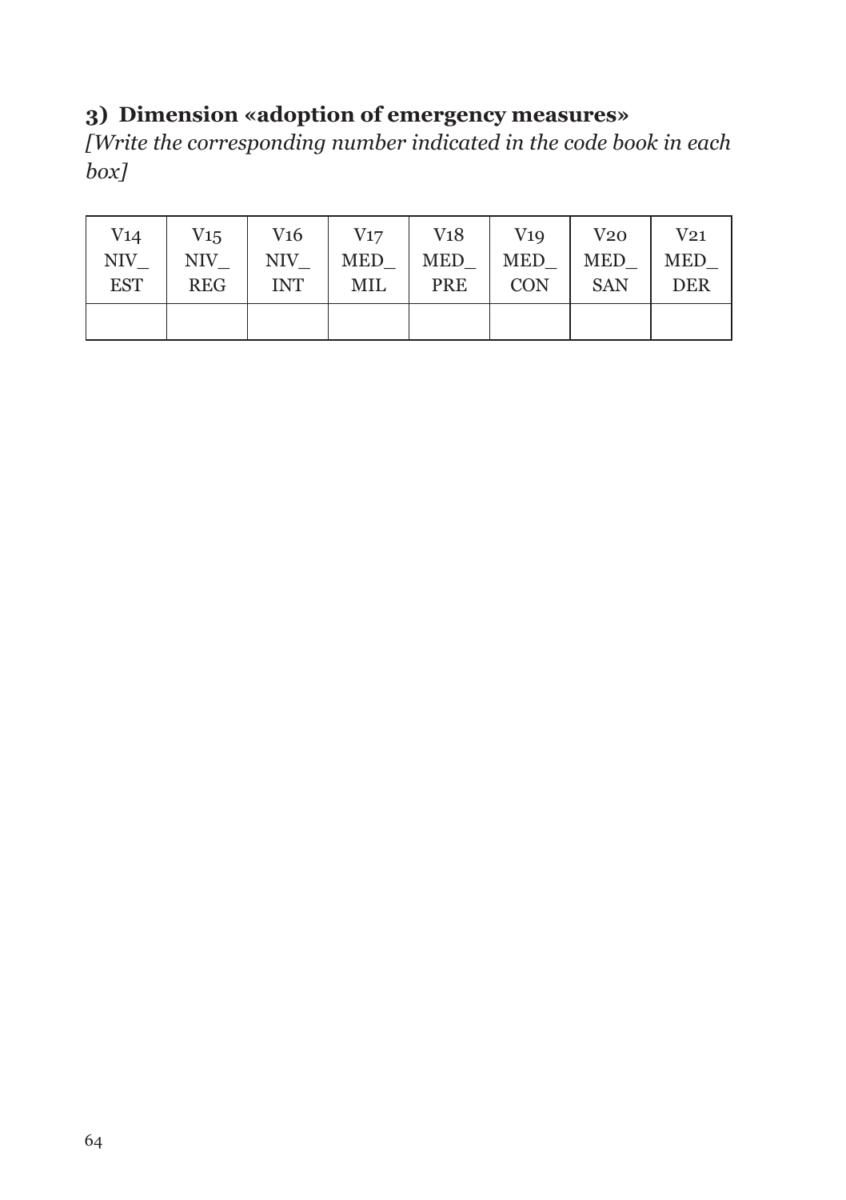### 3) Dimension «adoption of emergency measures»

*[Write the corresponding number indicated in the code book in each box]*

| V14 NIV_ EST | V15 NIV_ REG | V16 NIV_ INT | V17 MED_ MIL | V18 MED_ PRE | V19 MED_ CON | V20 MED_ SAN | V21 MED_ DER |
|---|---|---|---|---|---|---|---|
| | | | | | | | |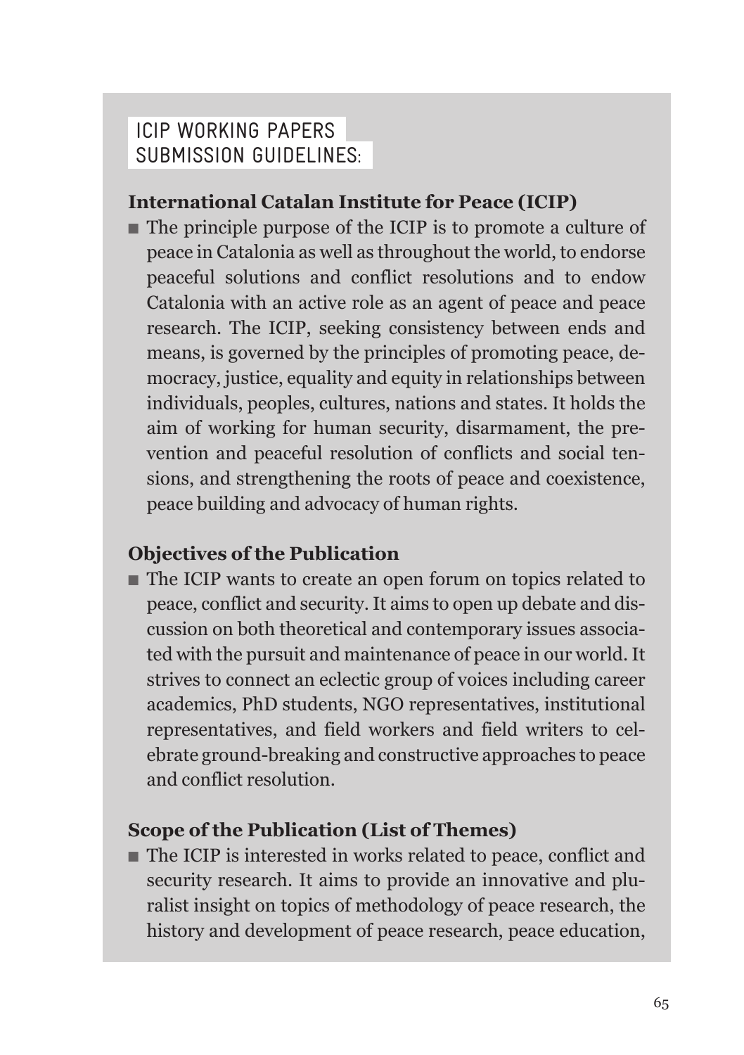## ICIP WORKING PAPERS SUBMISSION GUIDELINES:

### International Catalan Institute for Peace (ICIP)

- The principle purpose of the ICIP is to promote a culture of peace in Catalonia as well as throughout the world, to endorse peaceful solutions and conflict resolutions and to endow Catalonia with an active role as an agent of peace and peace research. The ICIP, seeking consistency between ends and means, is governed by the principles of promoting peace, democracy, justice, equality and equity in relationships between individuals, peoples, cultures, nations and states. It holds the aim of working for human security, disarmament, the prevention and peaceful resolution of conflicts and social tensions, and strengthening the roots of peace and coexistence, peace building and advocacy of human rights.

### Objectives of the Publication

- The ICIP wants to create an open forum on topics related to peace, conflict and security. It aims to open up debate and discussion on both theoretical and contemporary issues associated with the pursuit and maintenance of peace in our world. It strives to connect an eclectic group of voices including career academics, PhD students, NGO representatives, institutional representatives, and field workers and field writers to celebrate ground-breaking and constructive approaches to peace and conflict resolution.

### Scope of the Publication (List of Themes)

- The ICIP is interested in works related to peace, conflict and security research. It aims to provide an innovative and pluralist insight on topics of methodology of peace research, the history and development of peace research, peace education,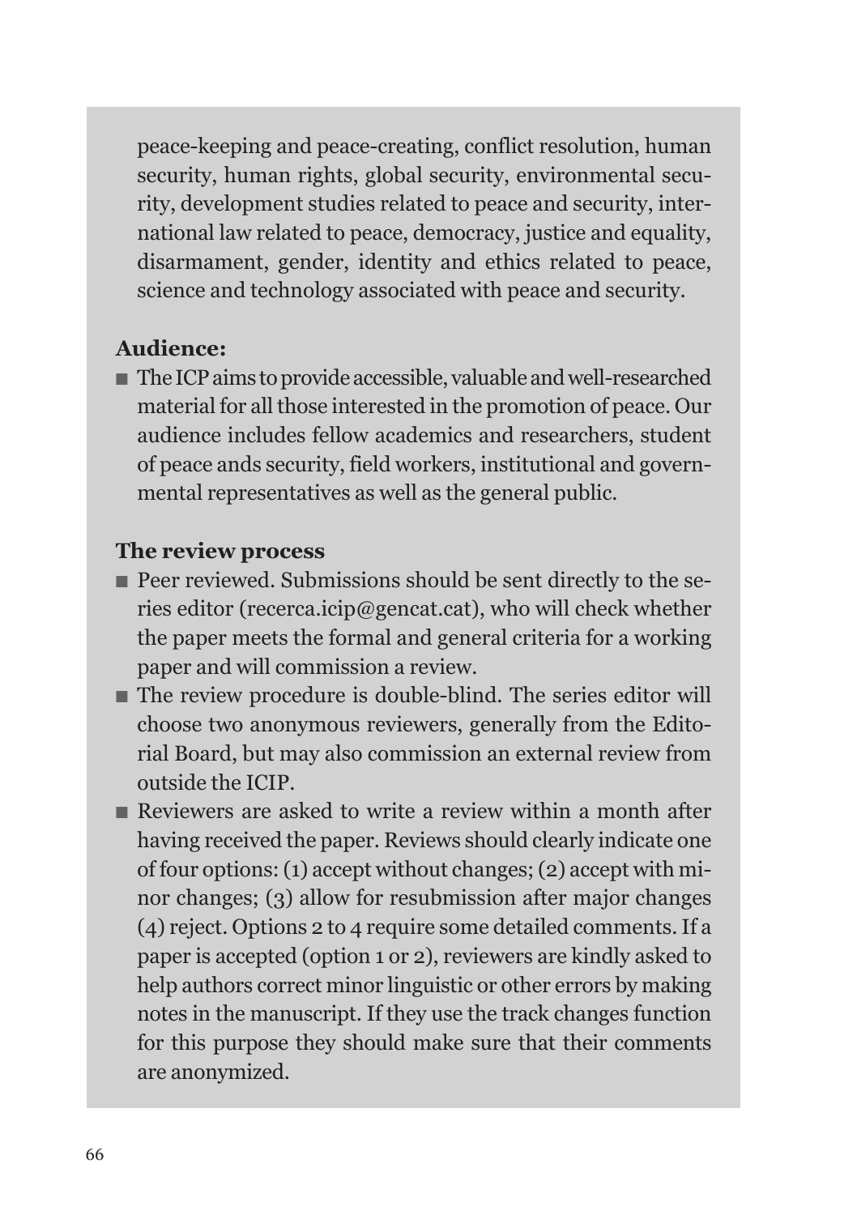peace-keeping and peace-creating, conflict resolution, human security, human rights, global security, environmental security, development studies related to peace and security, international law related to peace, democracy, justice and equality, disarmament, gender, identity and ethics related to peace, science and technology associated with peace and security.

**Audience:**

- The ICP aims to provide accessible, valuable and well-researched material for all those interested in the promotion of peace. Our audience includes fellow academics and researchers, student of peace ands security, field workers, institutional and governmental representatives as well as the general public.

**The review process**

- Peer reviewed. Submissions should be sent directly to the series editor (recerca.icip@gencat.cat), who will check whether the paper meets the formal and general criteria for a working paper and will commission a review.
- The review procedure is double-blind. The series editor will choose two anonymous reviewers, generally from the Editorial Board, but may also commission an external review from outside the ICIP.
- Reviewers are asked to write a review within a month after having received the paper. Reviews should clearly indicate one of four options: (1) accept without changes; (2) accept with minor changes; (3) allow for resubmission after major changes (4) reject. Options 2 to 4 require some detailed comments. If a paper is accepted (option 1 or 2), reviewers are kindly asked to help authors correct minor linguistic or other errors by making notes in the manuscript. If they use the track changes function for this purpose they should make sure that their comments are anonymized.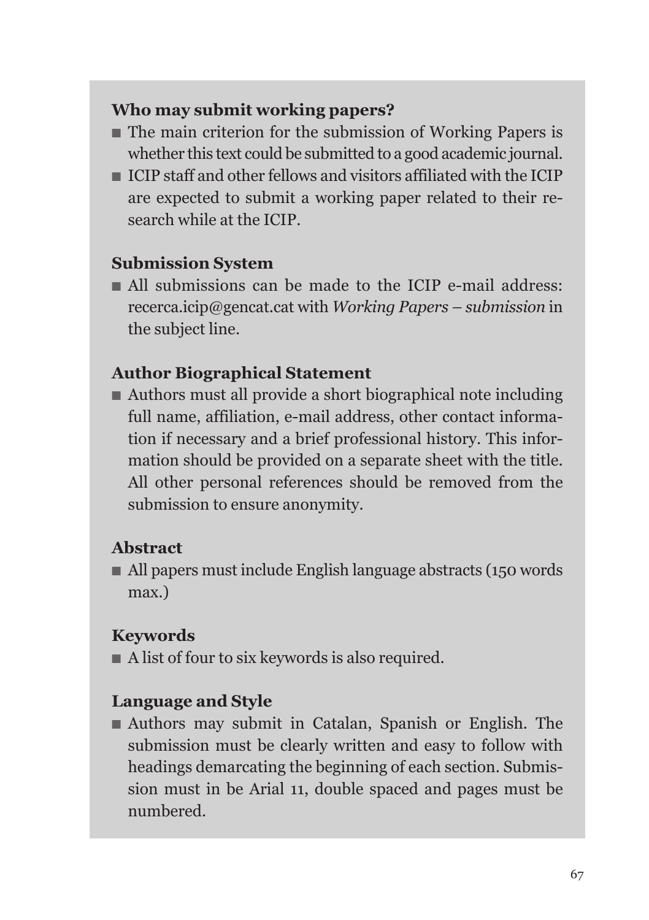**Who may submit working papers?**

- The main criterion for the submission of Working Papers is whether this text could be submitted to a good academic journal.
- ICIP staff and other fellows and visitors affiliated with the ICIP are expected to submit a working paper related to their research while at the ICIP.

**Submission System**

- All submissions can be made to the ICIP e-mail address: recerca.icip@gencat.cat with *Working Papers – submission* in the subject line.

**Author Biographical Statement**

- Authors must all provide a short biographical note including full name, affiliation, e-mail address, other contact information if necessary and a brief professional history. This information should be provided on a separate sheet with the title. All other personal references should be removed from the submission to ensure anonymity.

**Abstract**

- All papers must include English language abstracts (150 words max.)

**Keywords**

- A list of four to six keywords is also required.

**Language and Style**

- Authors may submit in Catalan, Spanish or English. The submission must be clearly written and easy to follow with headings demarcating the beginning of each section. Submission must in be Arial 11, double spaced and pages must be numbered.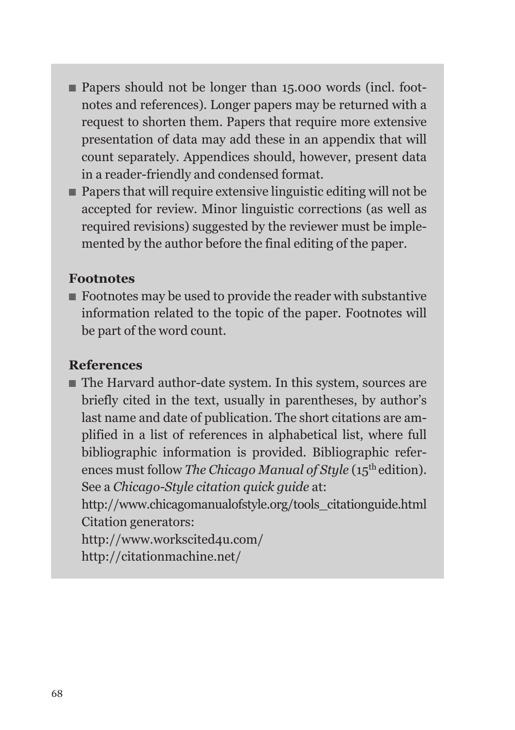- Papers should not be longer than 15.000 words (incl. footnotes and references). Longer papers may be returned with a request to shorten them. Papers that require more extensive presentation of data may add these in an appendix that will count separately. Appendices should, however, present data in a reader-friendly and condensed format.
- Papers that will require extensive linguistic editing will not be accepted for review. Minor linguistic corrections (as well as required revisions) suggested by the reviewer must be implemented by the author before the final editing of the paper.

**Footnotes**

- Footnotes may be used to provide the reader with substantive information related to the topic of the paper. Footnotes will be part of the word count.

**References**

- The Harvard author-date system. In this system, sources are briefly cited in the text, usually in parentheses, by author's last name and date of publication. The short citations are amplified in a list of references in alphabetical list, where full bibliographic information is provided. Bibliographic references must follow *The Chicago Manual of Style* (15th edition). See a *Chicago-Style citation quick guide* at:
  http://www.chicagomanualofstyle.org/tools_citationguide.html
  Citation generators:
  http://www.workscited4u.com/
  http://citationmachine.net/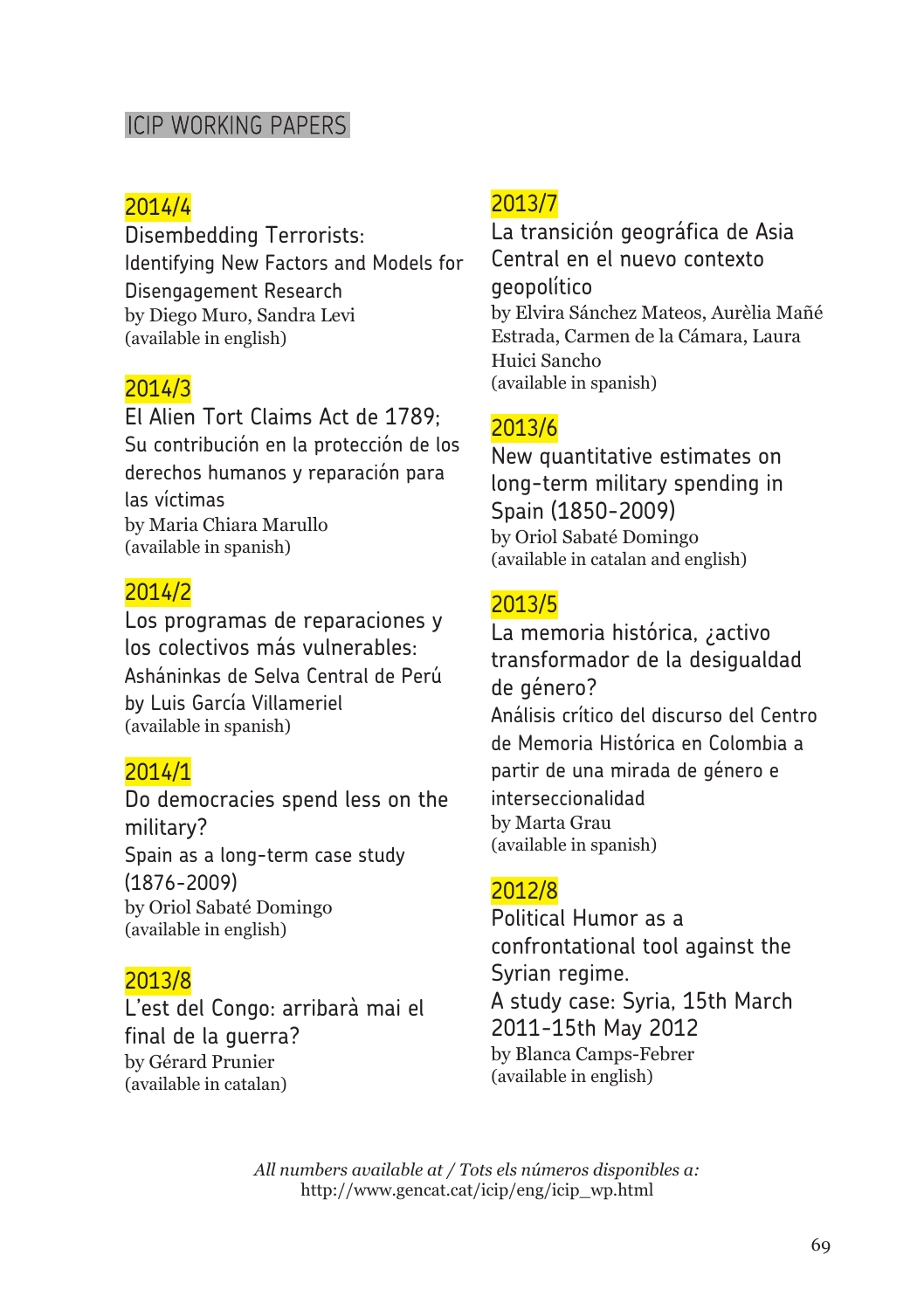## ICIP WORKING PAPERS

### 2014/4

Disembedding Terrorists:
Identifying New Factors and Models for Disengagement Research
by Diego Muro, Sandra Levi
(available in english)

### 2014/3

El Alien Tort Claims Act de 1789;
Su contribución en la protección de los derechos humanos y reparación para las víctimas
by Maria Chiara Marullo
(available in spanish)

### 2014/2

Los programas de reparaciones y los colectivos más vulnerables:
Asháninkas de Selva Central de Perú
by Luis García Villameriel
(available in spanish)

### 2014/1

Do democracies spend less on the military?
Spain as a long-term case study (1876-2009)
by Oriol Sabaté Domingo
(available in english)

### 2013/8

L'est del Congo: arribarà mai el final de la guerra?
by Gérard Prunier
(available in catalan)

### 2013/7

La transición geográfica de Asia Central en el nuevo contexto geopolítico
by Elvira Sánchez Mateos, Aurèlia Mañé Estrada, Carmen de la Cámara, Laura Huici Sancho
(available in spanish)

### 2013/6

New quantitative estimates on long-term military spending in Spain (1850-2009)
by Oriol Sabaté Domingo
(available in catalan and english)

### 2013/5

La memoria histórica, ¿activo transformador de la desigualdad de género?
Análisis crítico del discurso del Centro de Memoria Histórica en Colombia a partir de una mirada de género e interseccionalidad
by Marta Grau
(available in spanish)

### 2012/8

Political Humor as a confrontational tool against the Syrian regime.
A study case: Syria, 15th March 2011-15th May 2012
by Blanca Camps-Febrer
(available in english)

*All numbers available at / Tots els números disponibles a:*
http://www.gencat.cat/icip/eng/icip_wp.html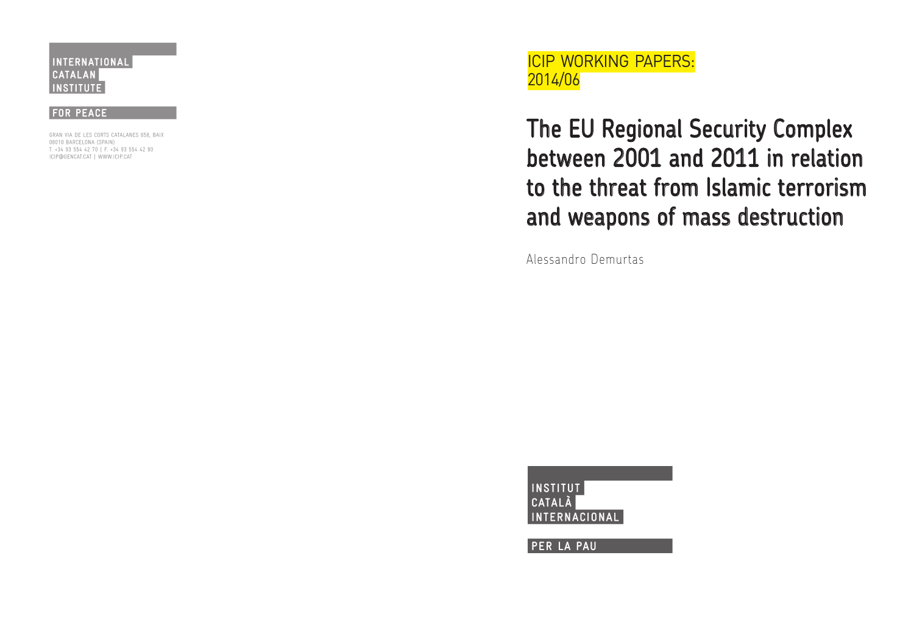INTERNATIONAL
CATALAN
INSTITUTE

FOR PEACE

GRAN VIA DE LES CORTS CATALANES 658, BAIX
08010 BARCELONA (SPAIN)
T. +34 93 554 42 70 | F. +34 93 554 42 80
ICIP@GENCAT.CAT | WWW.ICIP.CAT

ICIP WORKING PAPERS:
2014/06

# The EU Regional Security Complex between 2001 and 2011 in relation to the threat from Islamic terrorism and weapons of mass destruction

Alessandro Demurtas

INSTITUT
CATALÀ
INTERNACIONAL

PER LA PAU